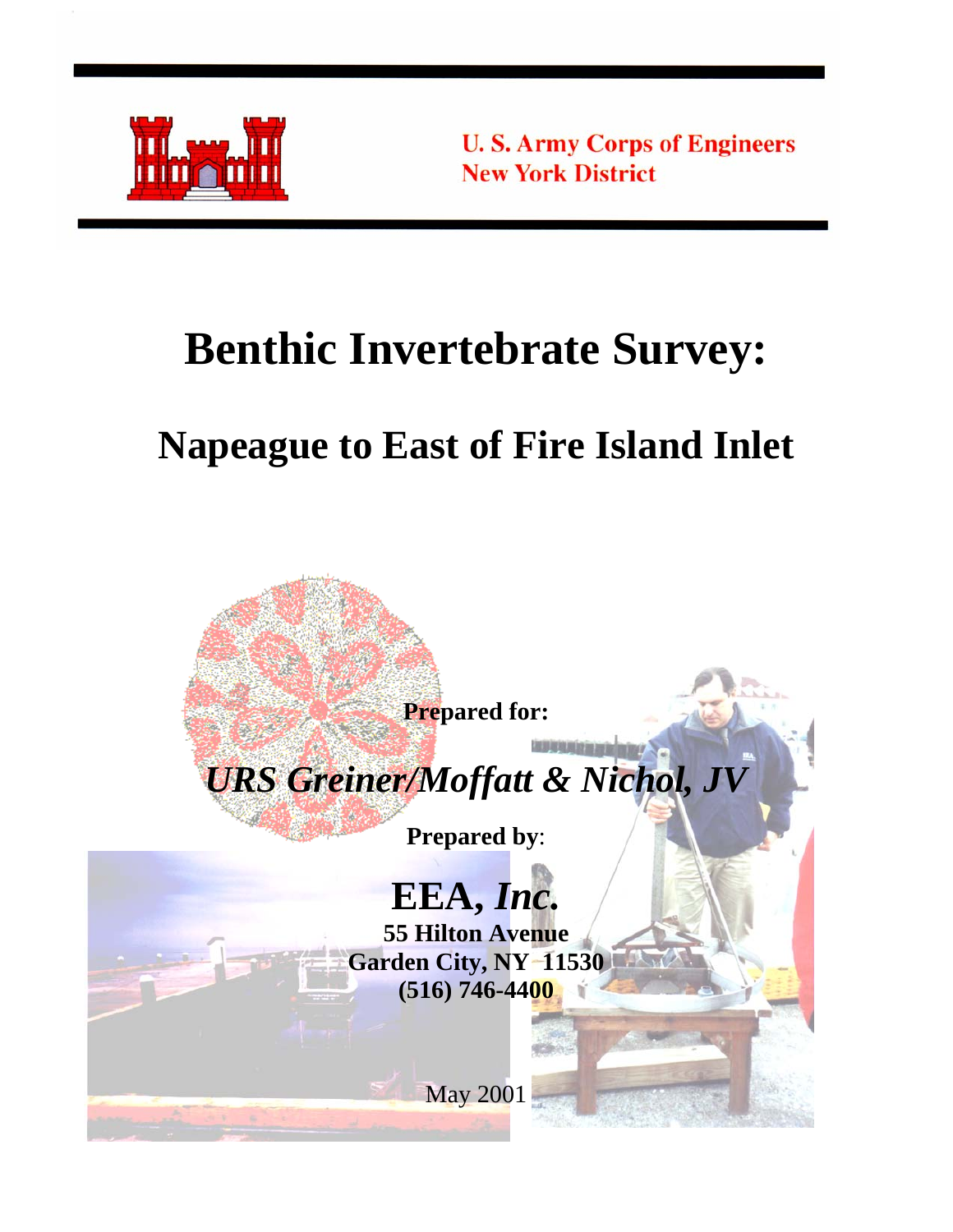U. S. Army Corps of Engineers
New York District

# Benthic Invertebrate Survey:

## Napeague to East of Fire Island Inlet

**Prepared for:**

***URS Greiner/Moffatt & Nichol, JV***

**Prepared by**:

**EEA, *Inc.***

**55 Hilton Avenue**
**Garden City, NY 11530**
**(516) 746-4400**

May 2001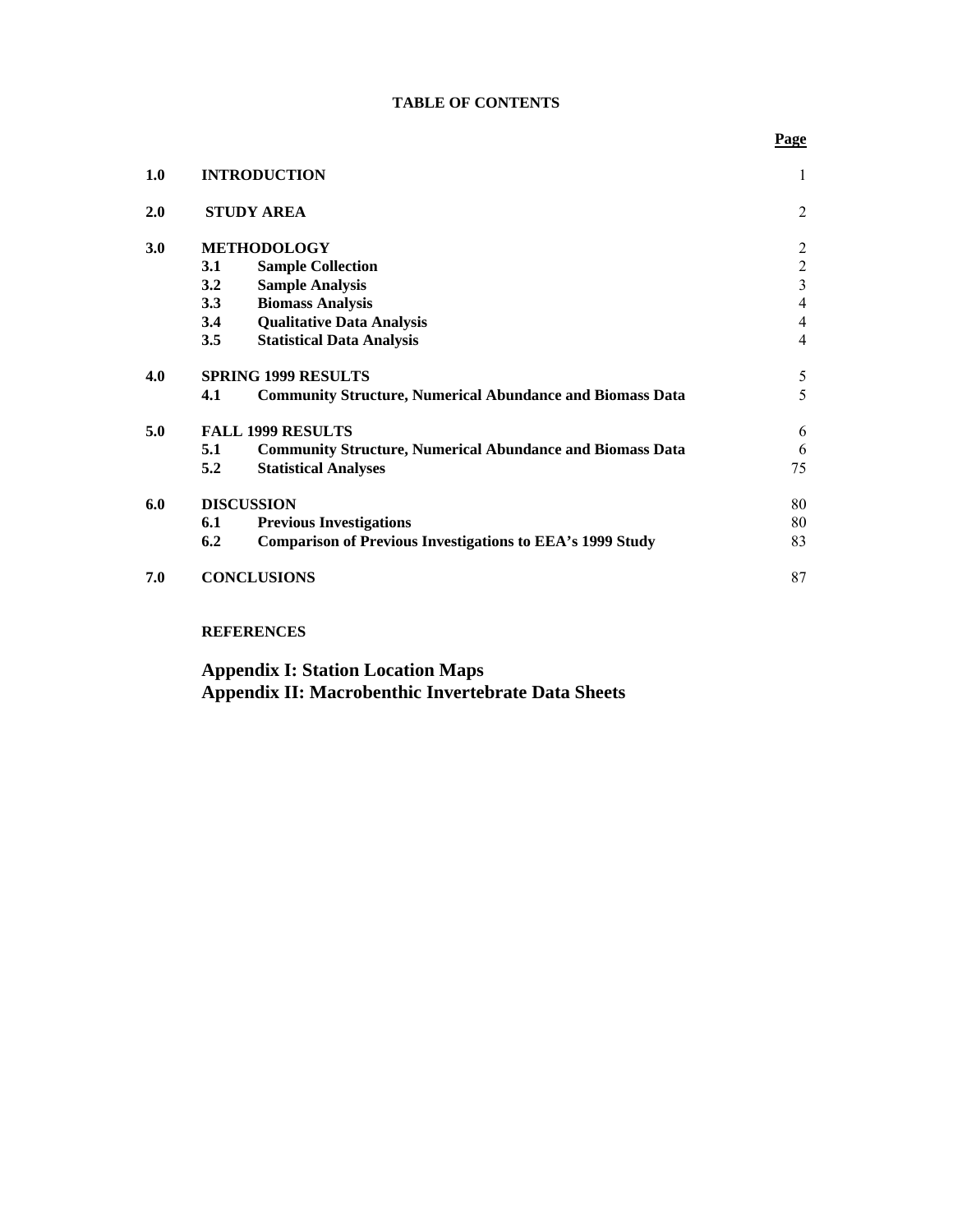# TABLE OF CONTENTS

| | | | Page |
|---|---|---|---|
| **1.0** | **INTRODUCTION** | | 1 |
| **2.0** | **STUDY AREA** | | 2 |
| **3.0** | **METHODOLOGY** | | 2 |
| | **3.1** | **Sample Collection** | 2 |
| | **3.2** | **Sample Analysis** | 3 |
| | **3.3** | **Biomass Analysis** | 4 |
| | **3.4** | **Qualitative Data Analysis** | 4 |
| | **3.5** | **Statistical Data Analysis** | 4 |
| **4.0** | **SPRING 1999 RESULTS** | | 5 |
| | **4.1** | **Community Structure, Numerical Abundance and Biomass Data** | 5 |
| **5.0** | **FALL 1999 RESULTS** | | 6 |
| | **5.1** | **Community Structure, Numerical Abundance and Biomass Data** | 6 |
| | **5.2** | **Statistical Analyses** | 75 |
| **6.0** | **DISCUSSION** | | 80 |
| | **6.1** | **Previous Investigations** | 80 |
| | **6.2** | **Comparison of Previous Investigations to EEA's 1999 Study** | 83 |
| **7.0** | **CONCLUSIONS** | | 87 |

**REFERENCES**

**Appendix I: Station Location Maps**
**Appendix II: Macrobenthic Invertebrate Data Sheets**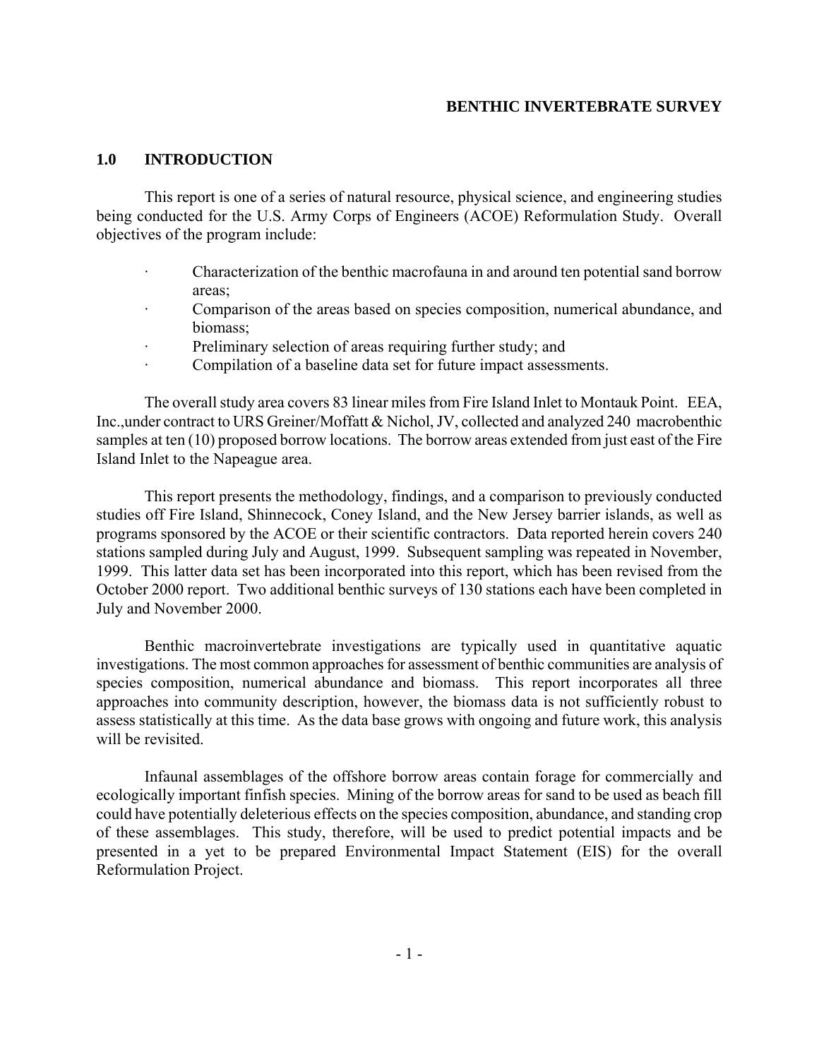**BENTHIC INVERTEBRATE SURVEY**

## 1.0 INTRODUCTION

This report is one of a series of natural resource, physical science, and engineering studies being conducted for the U.S. Army Corps of Engineers (ACOE) Reformulation Study. Overall objectives of the program include:

- Characterization of the benthic macrofauna in and around ten potential sand borrow areas;
- Comparison of the areas based on species composition, numerical abundance, and biomass;
- Preliminary selection of areas requiring further study; and
- Compilation of a baseline data set for future impact assessments.

The overall study area covers 83 linear miles from Fire Island Inlet to Montauk Point. EEA, Inc.,under contract to URS Greiner/Moffatt & Nichol, JV, collected and analyzed 240 macrobenthic samples at ten (10) proposed borrow locations. The borrow areas extended from just east of the Fire Island Inlet to the Napeague area.

This report presents the methodology, findings, and a comparison to previously conducted studies off Fire Island, Shinnecock, Coney Island, and the New Jersey barrier islands, as well as programs sponsored by the ACOE or their scientific contractors. Data reported herein covers 240 stations sampled during July and August, 1999. Subsequent sampling was repeated in November, 1999. This latter data set has been incorporated into this report, which has been revised from the October 2000 report. Two additional benthic surveys of 130 stations each have been completed in July and November 2000.

Benthic macroinvertebrate investigations are typically used in quantitative aquatic investigations. The most common approaches for assessment of benthic communities are analysis of species composition, numerical abundance and biomass. This report incorporates all three approaches into community description, however, the biomass data is not sufficiently robust to assess statistically at this time. As the data base grows with ongoing and future work, this analysis will be revisited.

Infaunal assemblages of the offshore borrow areas contain forage for commercially and ecologically important finfish species. Mining of the borrow areas for sand to be used as beach fill could have potentially deleterious effects on the species composition, abundance, and standing crop of these assemblages. This study, therefore, will be used to predict potential impacts and be presented in a yet to be prepared Environmental Impact Statement (EIS) for the overall Reformulation Project.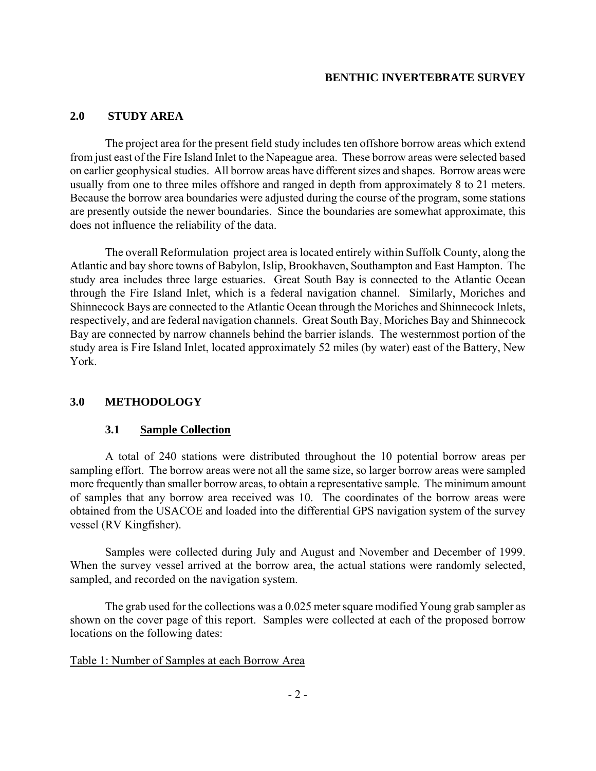## 2.0 STUDY AREA

The project area for the present field study includes ten offshore borrow areas which extend from just east of the Fire Island Inlet to the Napeague area. These borrow areas were selected based on earlier geophysical studies. All borrow areas have different sizes and shapes. Borrow areas were usually from one to three miles offshore and ranged in depth from approximately 8 to 21 meters. Because the borrow area boundaries were adjusted during the course of the program, some stations are presently outside the newer boundaries. Since the boundaries are somewhat approximate, this does not influence the reliability of the data.

The overall Reformulation project area is located entirely within Suffolk County, along the Atlantic and bay shore towns of Babylon, Islip, Brookhaven, Southampton and East Hampton. The study area includes three large estuaries. Great South Bay is connected to the Atlantic Ocean through the Fire Island Inlet, which is a federal navigation channel. Similarly, Moriches and Shinnecock Bays are connected to the Atlantic Ocean through the Moriches and Shinnecock Inlets, respectively, and are federal navigation channels. Great South Bay, Moriches Bay and Shinnecock Bay are connected by narrow channels behind the barrier islands. The westernmost portion of the study area is Fire Island Inlet, located approximately 52 miles (by water) east of the Battery, New York.

## 3.0 METHODOLOGY

### 3.1 Sample Collection

A total of 240 stations were distributed throughout the 10 potential borrow areas per sampling effort. The borrow areas were not all the same size, so larger borrow areas were sampled more frequently than smaller borrow areas, to obtain a representative sample. The minimum amount of samples that any borrow area received was 10. The coordinates of the borrow areas were obtained from the USACOE and loaded into the differential GPS navigation system of the survey vessel (RV Kingfisher).

Samples were collected during July and August and November and December of 1999. When the survey vessel arrived at the borrow area, the actual stations were randomly selected, sampled, and recorded on the navigation system.

The grab used for the collections was a 0.025 meter square modified Young grab sampler as shown on the cover page of this report. Samples were collected at each of the proposed borrow locations on the following dates:

Table 1: Number of Samples at each Borrow Area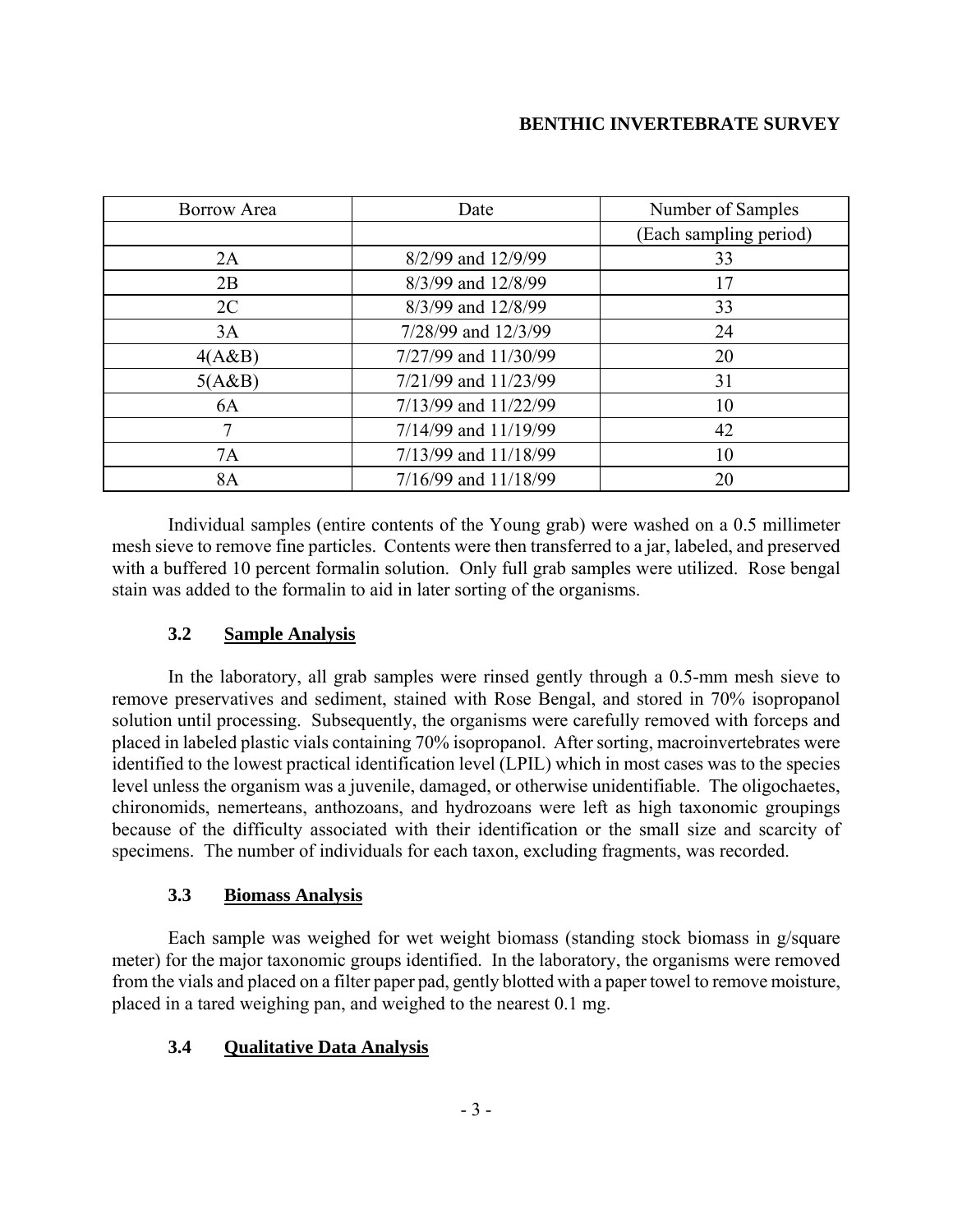| Borrow Area | Date | Number of Samples (Each sampling period) |
|---|---|---|
| 2A | 8/2/99 and 12/9/99 | 33 |
| 2B | 8/3/99 and 12/8/99 | 17 |
| 2C | 8/3/99 and 12/8/99 | 33 |
| 3A | 7/28/99 and 12/3/99 | 24 |
| 4(A&B) | 7/27/99 and 11/30/99 | 20 |
| 5(A&B) | 7/21/99 and 11/23/99 | 31 |
| 6A | 7/13/99 and 11/22/99 | 10 |
| 7 | 7/14/99 and 11/19/99 | 42 |
| 7A | 7/13/99 and 11/18/99 | 10 |
| 8A | 7/16/99 and 11/18/99 | 20 |

Individual samples (entire contents of the Young grab) were washed on a 0.5 millimeter mesh sieve to remove fine particles. Contents were then transferred to a jar, labeled, and preserved with a buffered 10 percent formalin solution. Only full grab samples were utilized. Rose bengal stain was added to the formalin to aid in later sorting of the organisms.

### 3.2 Sample Analysis

In the laboratory, all grab samples were rinsed gently through a 0.5-mm mesh sieve to remove preservatives and sediment, stained with Rose Bengal, and stored in 70% isopropanol solution until processing. Subsequently, the organisms were carefully removed with forceps and placed in labeled plastic vials containing 70% isopropanol. After sorting, macroinvertebrates were identified to the lowest practical identification level (LPIL) which in most cases was to the species level unless the organism was a juvenile, damaged, or otherwise unidentifiable. The oligochaetes, chironomids, nemerteans, anthozoans, and hydrozoans were left as high taxonomic groupings because of the difficulty associated with their identification or the small size and scarcity of specimens. The number of individuals for each taxon, excluding fragments, was recorded.

### 3.3 Biomass Analysis

Each sample was weighed for wet weight biomass (standing stock biomass in g/square meter) for the major taxonomic groups identified. In the laboratory, the organisms were removed from the vials and placed on a filter paper pad, gently blotted with a paper towel to remove moisture, placed in a tared weighing pan, and weighed to the nearest 0.1 mg.

### 3.4 Qualitative Data Analysis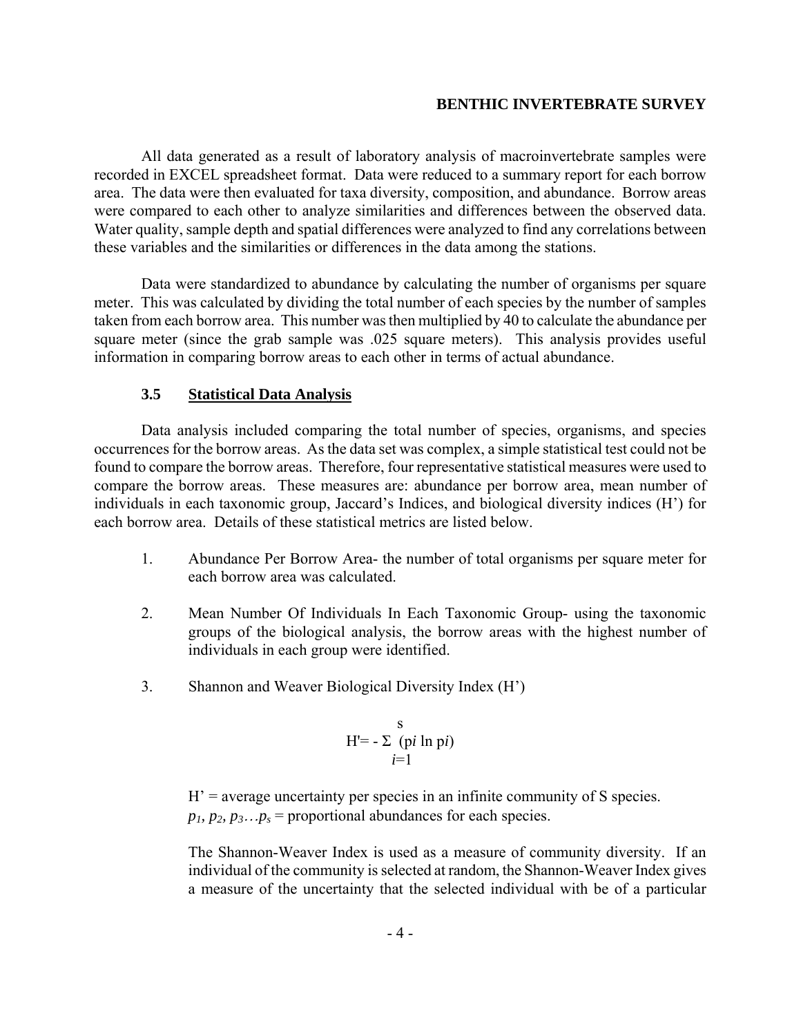All data generated as a result of laboratory analysis of macroinvertebrate samples were recorded in EXCEL spreadsheet format. Data were reduced to a summary report for each borrow area. The data were then evaluated for taxa diversity, composition, and abundance. Borrow areas were compared to each other to analyze similarities and differences between the observed data. Water quality, sample depth and spatial differences were analyzed to find any correlations between these variables and the similarities or differences in the data among the stations.

Data were standardized to abundance by calculating the number of organisms per square meter. This was calculated by dividing the total number of each species by the number of samples taken from each borrow area. This number was then multiplied by 40 to calculate the abundance per square meter (since the grab sample was .025 square meters). This analysis provides useful information in comparing borrow areas to each other in terms of actual abundance.

### 3.5 Statistical Data Analysis

Data analysis included comparing the total number of species, organisms, and species occurrences for the borrow areas. As the data set was complex, a simple statistical test could not be found to compare the borrow areas. Therefore, four representative statistical measures were used to compare the borrow areas. These measures are: abundance per borrow area, mean number of individuals in each taxonomic group, Jaccard's Indices, and biological diversity indices (H') for each borrow area. Details of these statistical metrics are listed below.

1. Abundance Per Borrow Area- the number of total organisms per square meter for each borrow area was calculated.

2. Mean Number Of Individuals In Each Taxonomic Group- using the taxonomic groups of the biological analysis, the borrow areas with the highest number of individuals in each group were identified.

3. Shannon and Weaver Biological Diversity Index (H')

$$H' = -\sum_{i=1}^{s} (p_i \ln p_i)$$

H' = average uncertainty per species in an infinite community of S species.
$p_1, p_2, p_3 \ldots p_s$ = proportional abundances for each species.

The Shannon-Weaver Index is used as a measure of community diversity. If an individual of the community is selected at random, the Shannon-Weaver Index gives a measure of the uncertainty that the selected individual with be of a particular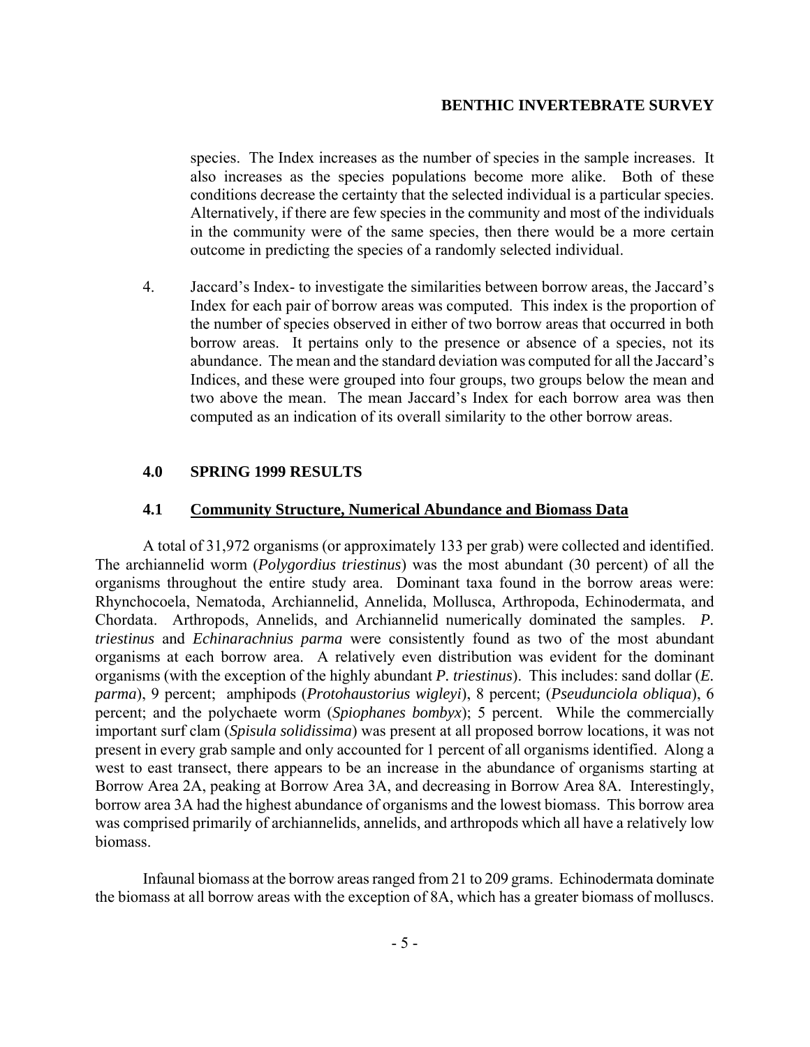species. The Index increases as the number of species in the sample increases. It also increases as the species populations become more alike. Both of these conditions decrease the certainty that the selected individual is a particular species. Alternatively, if there are few species in the community and most of the individuals in the community were of the same species, then there would be a more certain outcome in predicting the species of a randomly selected individual.

4. Jaccard's Index- to investigate the similarities between borrow areas, the Jaccard's Index for each pair of borrow areas was computed. This index is the proportion of the number of species observed in either of two borrow areas that occurred in both borrow areas. It pertains only to the presence or absence of a species, not its abundance. The mean and the standard deviation was computed for all the Jaccard's Indices, and these were grouped into four groups, two groups below the mean and two above the mean. The mean Jaccard's Index for each borrow area was then computed as an indication of its overall similarity to the other borrow areas.

## 4.0 SPRING 1999 RESULTS

### 4.1 Community Structure, Numerical Abundance and Biomass Data

A total of 31,972 organisms (or approximately 133 per grab) were collected and identified. The archiannelid worm (*Polygordius triestinus*) was the most abundant (30 percent) of all the organisms throughout the entire study area. Dominant taxa found in the borrow areas were: Rhynchocoela, Nematoda, Archiannelid, Annelida, Mollusca, Arthropoda, Echinodermata, and Chordata. Arthropods, Annelids, and Archiannelid numerically dominated the samples. *P. triestinus* and *Echinarachnius parma* were consistently found as two of the most abundant organisms at each borrow area. A relatively even distribution was evident for the dominant organisms (with the exception of the highly abundant *P. triestinus*). This includes: sand dollar (*E. parma*), 9 percent; amphipods (*Protohaustorius wigleyi*), 8 percent; (*Pseudunciola obliqua*), 6 percent; and the polychaete worm (*Spiophanes bombyx*); 5 percent. While the commercially important surf clam (*Spisula solidissima*) was present at all proposed borrow locations, it was not present in every grab sample and only accounted for 1 percent of all organisms identified. Along a west to east transect, there appears to be an increase in the abundance of organisms starting at Borrow Area 2A, peaking at Borrow Area 3A, and decreasing in Borrow Area 8A. Interestingly, borrow area 3A had the highest abundance of organisms and the lowest biomass. This borrow area was comprised primarily of archiannelids, annelids, and arthropods which all have a relatively low biomass.

Infaunal biomass at the borrow areas ranged from 21 to 209 grams. Echinodermata dominate the biomass at all borrow areas with the exception of 8A, which has a greater biomass of molluscs.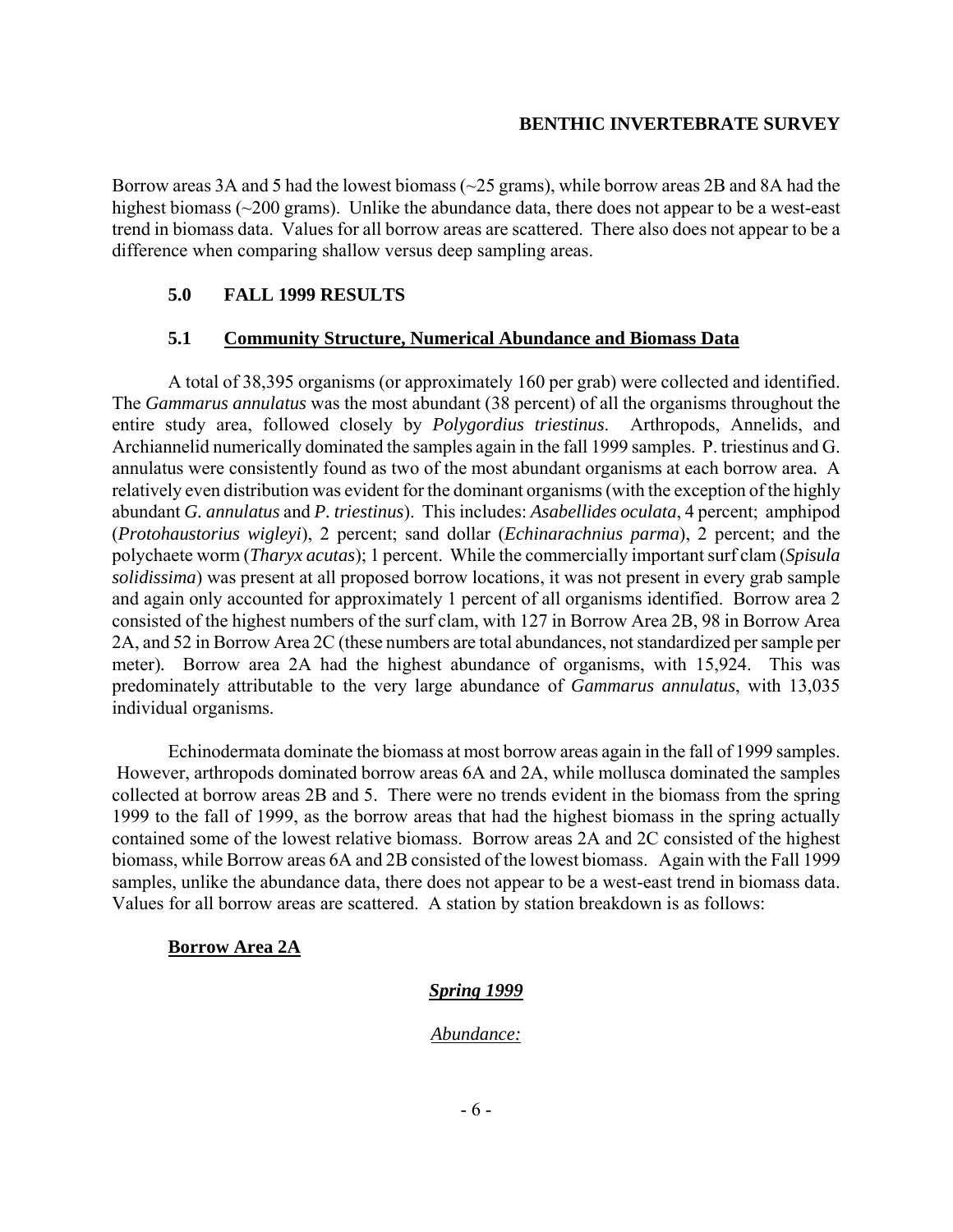Borrow areas 3A and 5 had the lowest biomass (~25 grams), while borrow areas 2B and 8A had the highest biomass (~200 grams). Unlike the abundance data, there does not appear to be a west-east trend in biomass data. Values for all borrow areas are scattered. There also does not appear to be a difference when comparing shallow versus deep sampling areas.

## 5.0 FALL 1999 RESULTS

### 5.1 Community Structure, Numerical Abundance and Biomass Data

A total of 38,395 organisms (or approximately 160 per grab) were collected and identified. The *Gammarus annulatus* was the most abundant (38 percent) of all the organisms throughout the entire study area, followed closely by *Polygordius triestinus*. Arthropods, Annelids, and Archiannelid numerically dominated the samples again in the fall 1999 samples. P. triestinus and G. annulatus were consistently found as two of the most abundant organisms at each borrow area. A relatively even distribution was evident for the dominant organisms (with the exception of the highly abundant *G. annulatus* and *P. triestinus*). This includes: *Asabellides oculata*, 4 percent; amphipod (*Protohaustorius wigleyi*), 2 percent; sand dollar (*Echinarachnius parma*), 2 percent; and the polychaete worm (*Tharyx acutas*); 1 percent. While the commercially important surf clam (*Spisula solidissima*) was present at all proposed borrow locations, it was not present in every grab sample and again only accounted for approximately 1 percent of all organisms identified. Borrow area 2 consisted of the highest numbers of the surf clam, with 127 in Borrow Area 2B, 98 in Borrow Area 2A, and 52 in Borrow Area 2C (these numbers are total abundances, not standardized per sample per meter). Borrow area 2A had the highest abundance of organisms, with 15,924. This was predominately attributable to the very large abundance of *Gammarus annulatus*, with 13,035 individual organisms.

Echinodermata dominate the biomass at most borrow areas again in the fall of 1999 samples. However, arthropods dominated borrow areas 6A and 2A, while mollusca dominated the samples collected at borrow areas 2B and 5. There were no trends evident in the biomass from the spring 1999 to the fall of 1999, as the borrow areas that had the highest biomass in the spring actually contained some of the lowest relative biomass. Borrow areas 2A and 2C consisted of the highest biomass, while Borrow areas 6A and 2B consisted of the lowest biomass. Again with the Fall 1999 samples, unlike the abundance data, there does not appear to be a west-east trend in biomass data. Values for all borrow areas are scattered. A station by station breakdown is as follows:

**Borrow Area 2A**

***Spring 1999***

*Abundance:*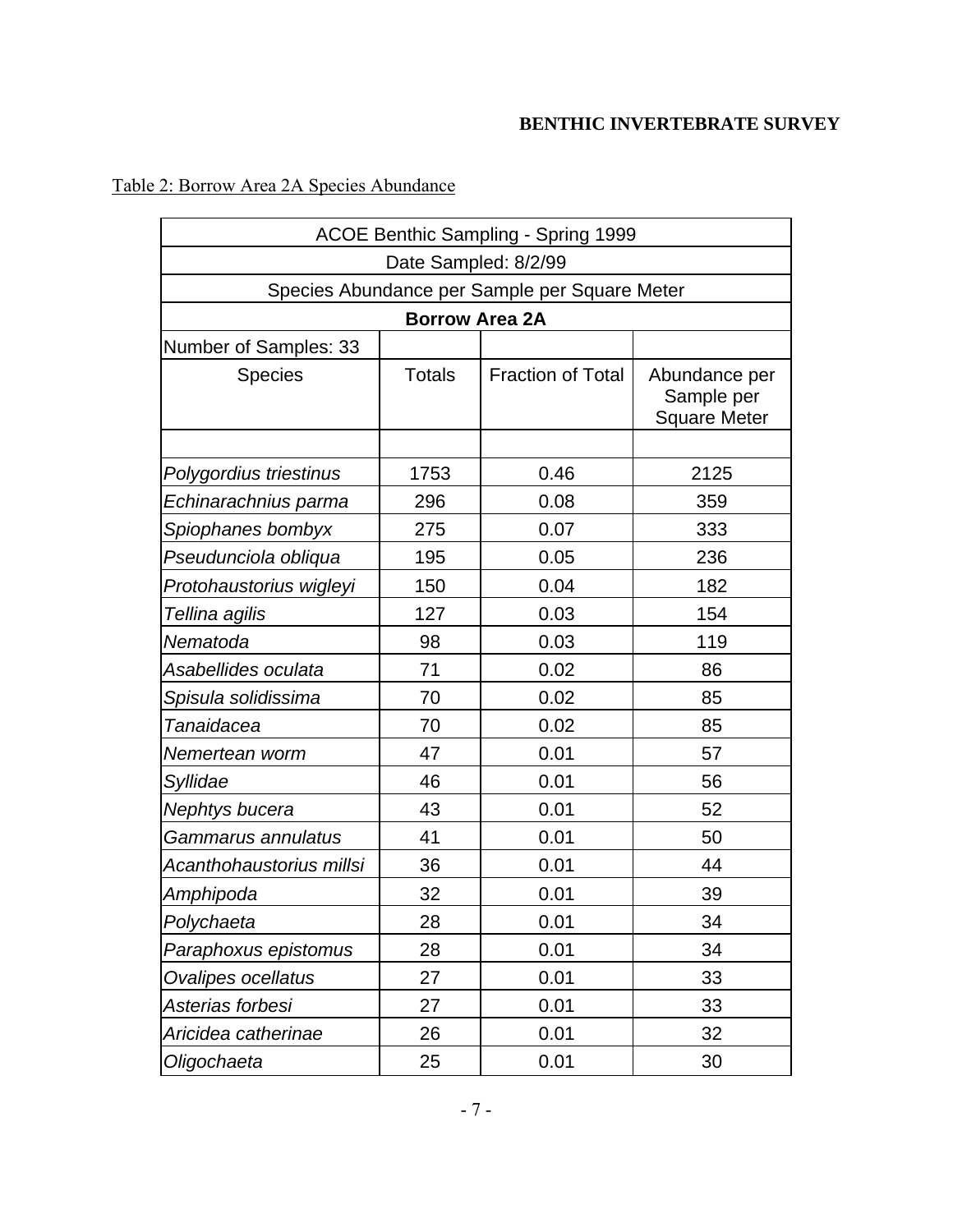Table 2: Borrow Area 2A Species Abundance

| ACOE Benthic Sampling - Spring 1999 | | | |
|---|---|---|---|
| Date Sampled: 8/2/99 | | | |
| Species Abundance per Sample per Square Meter | | | |
| **Borrow Area 2A** | | | |
| Number of Samples: 33 | | | |
| Species | Totals | Fraction of Total | Abundance per Sample per Square Meter |
| | | | |
| *Polygordius triestinus* | 1753 | 0.46 | 2125 |
| *Echinarachnius parma* | 296 | 0.08 | 359 |
| *Spiophanes bombyx* | 275 | 0.07 | 333 |
| *Pseudunciola obliqua* | 195 | 0.05 | 236 |
| *Protohaustorius wigleyi* | 150 | 0.04 | 182 |
| *Tellina agilis* | 127 | 0.03 | 154 |
| *Nematoda* | 98 | 0.03 | 119 |
| *Asabellides oculata* | 71 | 0.02 | 86 |
| *Spisula solidissima* | 70 | 0.02 | 85 |
| *Tanaidacea* | 70 | 0.02 | 85 |
| *Nemertean worm* | 47 | 0.01 | 57 |
| *Syllidae* | 46 | 0.01 | 56 |
| *Nephtys bucera* | 43 | 0.01 | 52 |
| *Gammarus annulatus* | 41 | 0.01 | 50 |
| *Acanthohaustorius millsi* | 36 | 0.01 | 44 |
| *Amphipoda* | 32 | 0.01 | 39 |
| *Polychaeta* | 28 | 0.01 | 34 |
| *Paraphoxus epistomus* | 28 | 0.01 | 34 |
| *Ovalipes ocellatus* | 27 | 0.01 | 33 |
| *Asterias forbesi* | 27 | 0.01 | 33 |
| *Aricidea catherinae* | 26 | 0.01 | 32 |
| *Oligochaeta* | 25 | 0.01 | 30 |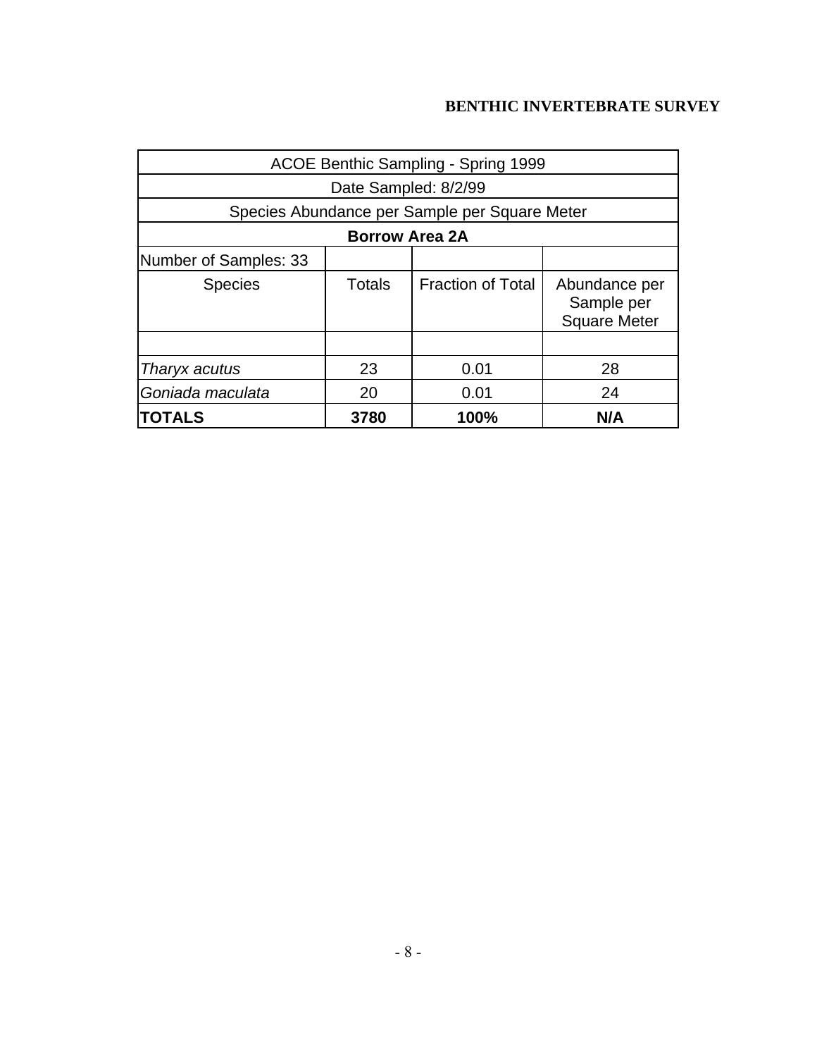## BENTHIC INVERTEBRATE SURVEY

| ACOE Benthic Sampling - Spring 1999 | | | |
|---|---|---|---|
| Date Sampled: 8/2/99 | | | |
| Species Abundance per Sample per Square Meter | | | |
| **Borrow Area 2A** | | | |
| Number of Samples: 33 | | | |
| Species | Totals | Fraction of Total | Abundance per Sample per Square Meter |
| | | | |
| *Tharyx acutus* | 23 | 0.01 | 28 |
| *Goniada maculata* | 20 | 0.01 | 24 |
| **TOTALS** | **3780** | **100%** | **N/A** |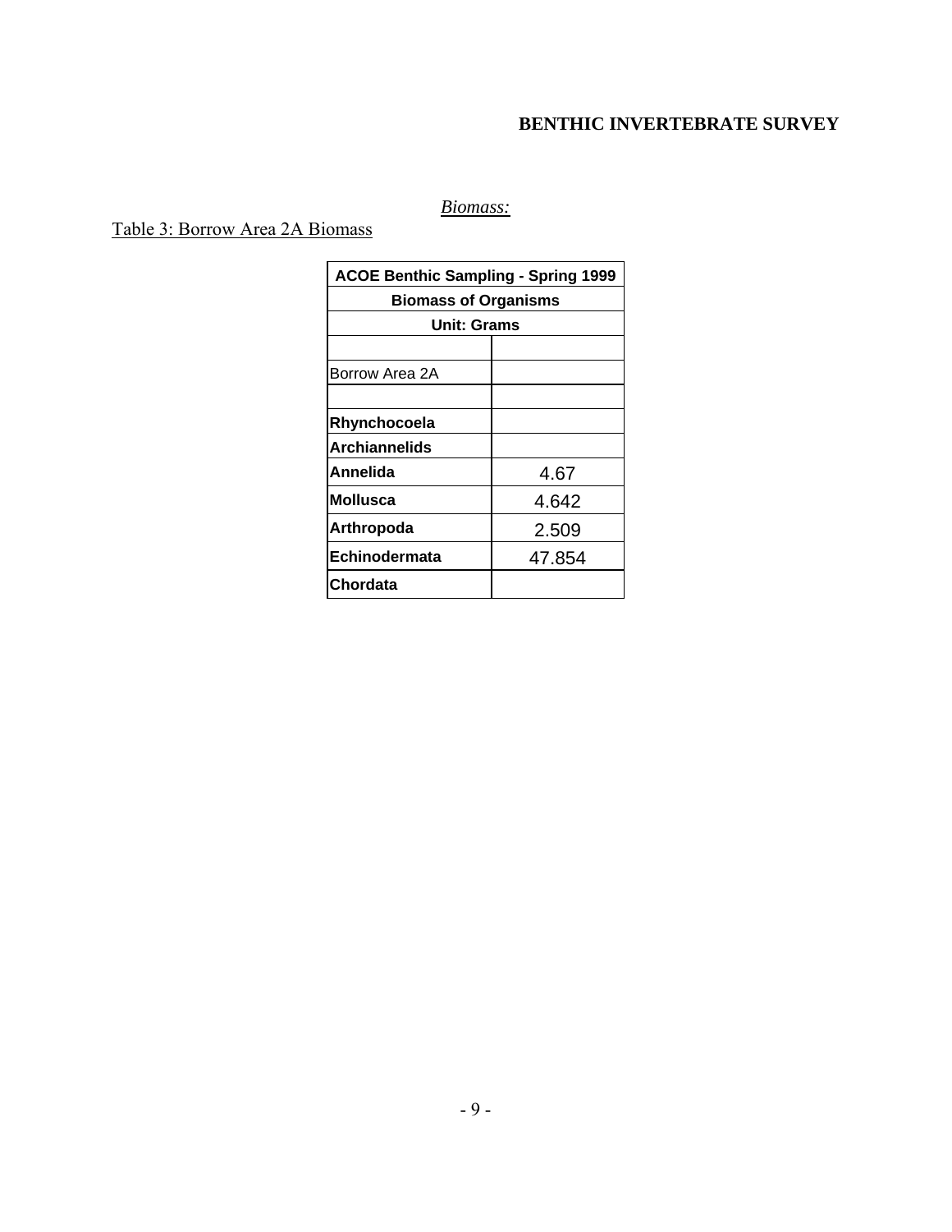## BENTHIC INVERTEBRATE SURVEY

*Biomass:*

Table 3: Borrow Area 2A Biomass

| ACOE Benthic Sampling - Spring 1999 | |
|---|---|
| **Biomass of Organisms** | |
| **Unit: Grams** | |
| | |
| Borrow Area 2A | |
| | |
| **Rhynchocoela** | |
| **Archiannelids** | |
| **Annelida** | 4.67 |
| **Mollusca** | 4.642 |
| **Arthropoda** | 2.509 |
| **Echinodermata** | 47.854 |
| **Chordata** | |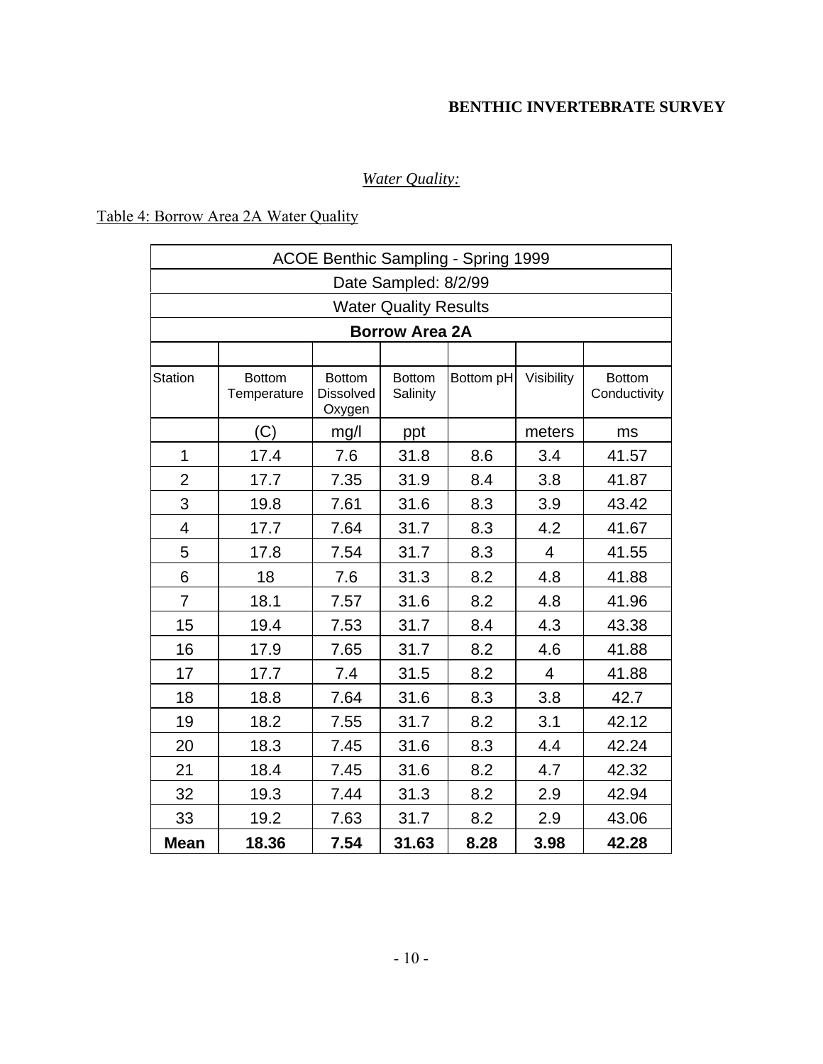*Water Quality:*

Table 4: Borrow Area 2A Water Quality

| ACOE Benthic Sampling - Spring 1999 | | | | | | |
|---|---|---|---|---|---|---|
| Date Sampled: 8/2/99 | | | | | | |
| Water Quality Results | | | | | | |
| **Borrow Area 2A** | | | | | | |
| Station | Bottom Temperature | Bottom Dissolved Oxygen | Bottom Salinity | Bottom pH | Visibility | Bottom Conductivity |
| | (C) | mg/l | ppt | | meters | ms |
| 1 | 17.4 | 7.6 | 31.8 | 8.6 | 3.4 | 41.57 |
| 2 | 17.7 | 7.35 | 31.9 | 8.4 | 3.8 | 41.87 |
| 3 | 19.8 | 7.61 | 31.6 | 8.3 | 3.9 | 43.42 |
| 4 | 17.7 | 7.64 | 31.7 | 8.3 | 4.2 | 41.67 |
| 5 | 17.8 | 7.54 | 31.7 | 8.3 | 4 | 41.55 |
| 6 | 18 | 7.6 | 31.3 | 8.2 | 4.8 | 41.88 |
| 7 | 18.1 | 7.57 | 31.6 | 8.2 | 4.8 | 41.96 |
| 15 | 19.4 | 7.53 | 31.7 | 8.4 | 4.3 | 43.38 |
| 16 | 17.9 | 7.65 | 31.7 | 8.2 | 4.6 | 41.88 |
| 17 | 17.7 | 7.4 | 31.5 | 8.2 | 4 | 41.88 |
| 18 | 18.8 | 7.64 | 31.6 | 8.3 | 3.8 | 42.7 |
| 19 | 18.2 | 7.55 | 31.7 | 8.2 | 3.1 | 42.12 |
| 20 | 18.3 | 7.45 | 31.6 | 8.3 | 4.4 | 42.24 |
| 21 | 18.4 | 7.45 | 31.6 | 8.2 | 4.7 | 42.32 |
| 32 | 19.3 | 7.44 | 31.3 | 8.2 | 2.9 | 42.94 |
| 33 | 19.2 | 7.63 | 31.7 | 8.2 | 2.9 | 43.06 |
| **Mean** | **18.36** | **7.54** | **31.63** | **8.28** | **3.98** | **42.28** |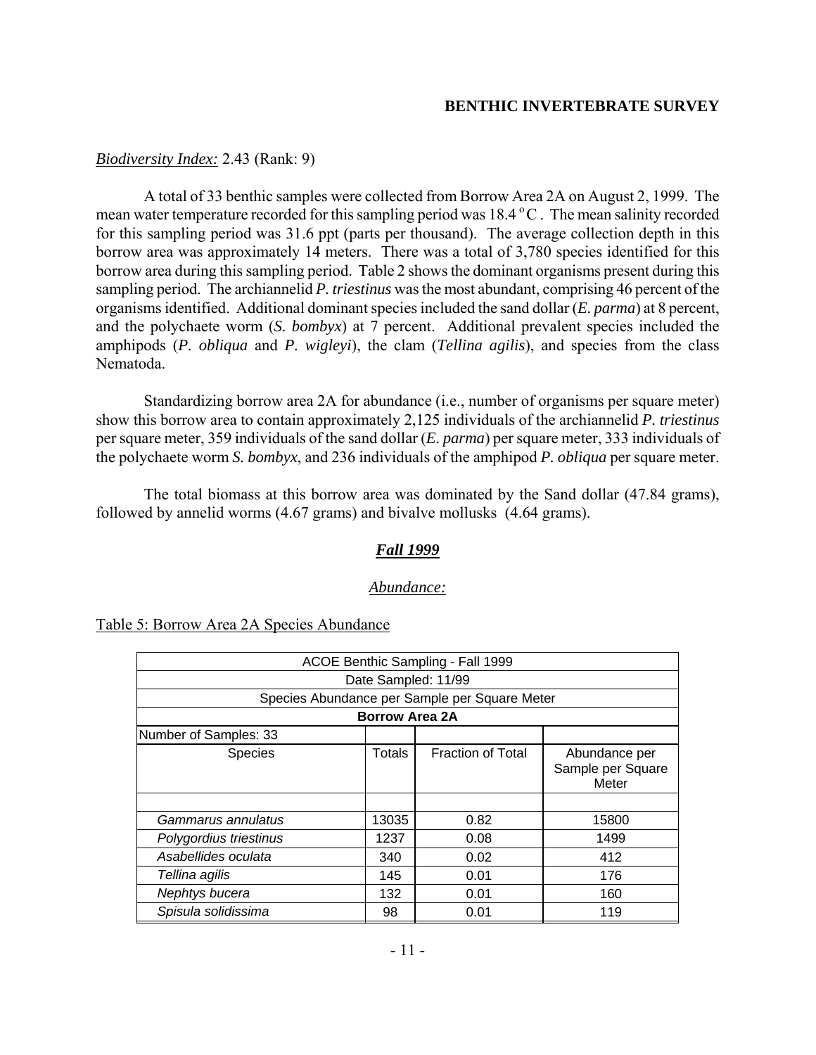*Biodiversity Index:* 2.43 (Rank: 9)

A total of 33 benthic samples were collected from Borrow Area 2A on August 2, 1999. The mean water temperature recorded for this sampling period was 18.4 $^{o}$C . The mean salinity recorded for this sampling period was 31.6 ppt (parts per thousand). The average collection depth in this borrow area was approximately 14 meters. There was a total of 3,780 species identified for this borrow area during this sampling period. Table 2 shows the dominant organisms present during this sampling period. The archiannelid *P. triestinus* was the most abundant, comprising 46 percent of the organisms identified. Additional dominant species included the sand dollar (*E. parma*) at 8 percent, and the polychaete worm (*S. bombyx*) at 7 percent. Additional prevalent species included the amphipods (*P. obliqua* and *P. wigleyi*), the clam (*Tellina agilis*), and species from the class Nematoda.

Standardizing borrow area 2A for abundance (i.e., number of organisms per square meter) show this borrow area to contain approximately 2,125 individuals of the archiannelid *P. triestinus* per square meter, 359 individuals of the sand dollar (*E. parma*) per square meter, 333 individuals of the polychaete worm *S. bombyx*, and 236 individuals of the amphipod *P. obliqua* per square meter.

The total biomass at this borrow area was dominated by the Sand dollar (47.84 grams), followed by annelid worms (4.67 grams) and bivalve mollusks (4.64 grams).

## *Fall 1999*

### *Abundance:*

Table 5: Borrow Area 2A Species Abundance

| ACOE Benthic Sampling - Fall 1999 | | | |
|---|---|---|---|
| Date Sampled: 11/99 | | | |
| Species Abundance per Sample per Square Meter | | | |
| **Borrow Area 2A** | | | |
| Number of Samples: 33 | | | |
| Species | Totals | Fraction of Total | Abundance per Sample per Square Meter |
| | | | |
| *Gammarus annulatus* | 13035 | 0.82 | 15800 |
| *Polygordius triestinus* | 1237 | 0.08 | 1499 |
| *Asabellides oculata* | 340 | 0.02 | 412 |
| *Tellina agilis* | 145 | 0.01 | 176 |
| *Nephtys bucera* | 132 | 0.01 | 160 |
| *Spisula solidissima* | 98 | 0.01 | 119 |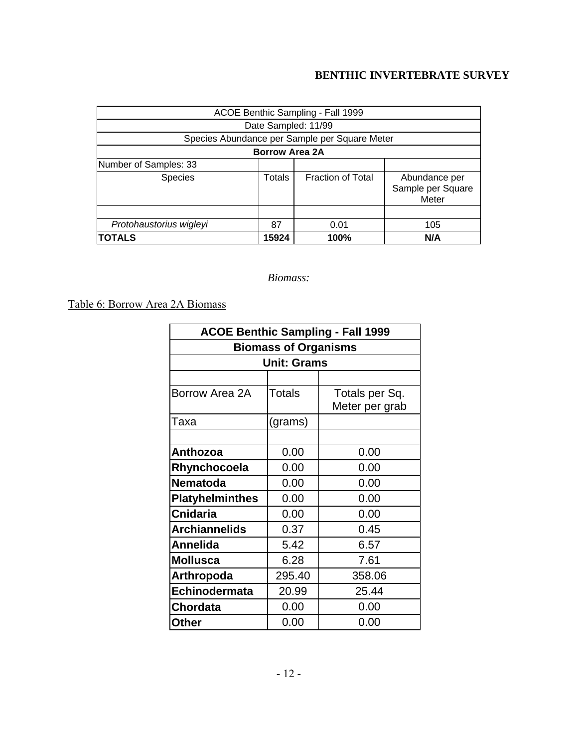## BENTHIC INVERTEBRATE SURVEY

| ACOE Benthic Sampling - Fall 1999 | | | |
|---|---|---|---|
| Date Sampled: 11/99 | | | |
| Species Abundance per Sample per Square Meter | | | |
| **Borrow Area 2A** | | | |
| Number of Samples: 33 | | | |
| Species | Totals | Fraction of Total | Abundance per Sample per Square Meter |
| | | | |
| *Protohaustorius wigleyi* | 87 | 0.01 | 105 |
| **TOTALS** | **15924** | **100%** | **N/A** |

*Biomass:*

Table 6: Borrow Area 2A Biomass

| **ACOE Benthic Sampling - Fall 1999** | | |
|---|---|---|
| **Biomass of Organisms** | | |
| **Unit: Grams** | | |
| | | |
| Borrow Area 2A | Totals | Totals per Sq. Meter per grab |
| Taxa | (grams) | |
| | | |
| **Anthozoa** | 0.00 | 0.00 |
| **Rhynchocoela** | 0.00 | 0.00 |
| **Nematoda** | 0.00 | 0.00 |
| **Platyhelminthes** | 0.00 | 0.00 |
| **Cnidaria** | 0.00 | 0.00 |
| **Archiannelids** | 0.37 | 0.45 |
| **Annelida** | 5.42 | 6.57 |
| **Mollusca** | 6.28 | 7.61 |
| **Arthropoda** | 295.40 | 358.06 |
| **Echinodermata** | 20.99 | 25.44 |
| **Chordata** | 0.00 | 0.00 |
| **Other** | 0.00 | 0.00 |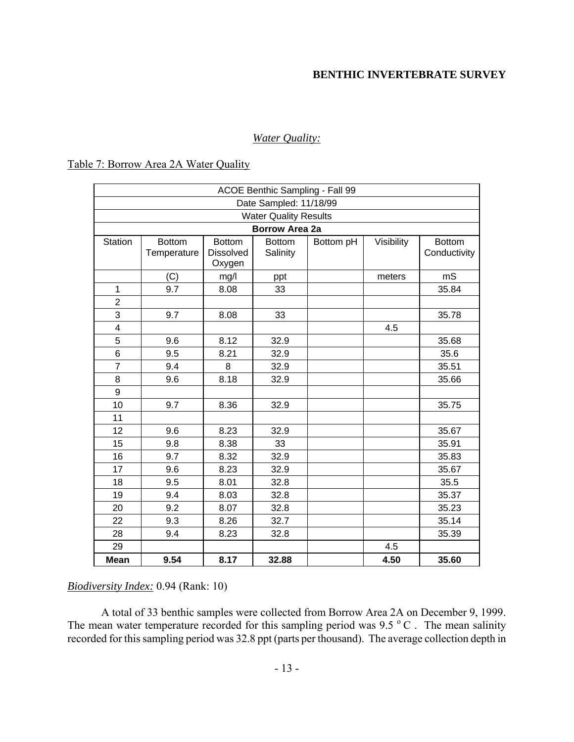## Water Quality:

Table 7: Borrow Area 2A Water Quality

| ACOE Benthic Sampling - Fall 99 | | | | | | |
|---|---|---|---|---|---|---|
| Date Sampled: 11/18/99 | | | | | | |
| Water Quality Results | | | | | | |
| **Borrow Area 2a** | | | | | | |
| Station | Bottom Temperature | Bottom Dissolved Oxygen | Bottom Salinity | Bottom pH | Visibility | Bottom Conductivity |
| | (C) | mg/l | ppt | | meters | mS |
| 1 | 9.7 | 8.08 | 33 | | | 35.84 |
| 2 | | | | | | |
| 3 | 9.7 | 8.08 | 33 | | | 35.78 |
| 4 | | | | | 4.5 | |
| 5 | 9.6 | 8.12 | 32.9 | | | 35.68 |
| 6 | 9.5 | 8.21 | 32.9 | | | 35.6 |
| 7 | 9.4 | 8 | 32.9 | | | 35.51 |
| 8 | 9.6 | 8.18 | 32.9 | | | 35.66 |
| 9 | | | | | | |
| 10 | 9.7 | 8.36 | 32.9 | | | 35.75 |
| 11 | | | | | | |
| 12 | 9.6 | 8.23 | 32.9 | | | 35.67 |
| 15 | 9.8 | 8.38 | 33 | | | 35.91 |
| 16 | 9.7 | 8.32 | 32.9 | | | 35.83 |
| 17 | 9.6 | 8.23 | 32.9 | | | 35.67 |
| 18 | 9.5 | 8.01 | 32.8 | | | 35.5 |
| 19 | 9.4 | 8.03 | 32.8 | | | 35.37 |
| 20 | 9.2 | 8.07 | 32.8 | | | 35.23 |
| 22 | 9.3 | 8.26 | 32.7 | | | 35.14 |
| 28 | 9.4 | 8.23 | 32.8 | | | 35.39 |
| 29 | | | | | 4.5 | |
| **Mean** | **9.54** | **8.17** | **32.88** | | **4.50** | **35.60** |

*Biodiversity Index:* 0.94 (Rank: 10)

A total of 33 benthic samples were collected from Borrow Area 2A on December 9, 1999. The mean water temperature recorded for this sampling period was 9.5 $^{o}$C . The mean salinity recorded for this sampling period was 32.8 ppt (parts per thousand). The average collection depth in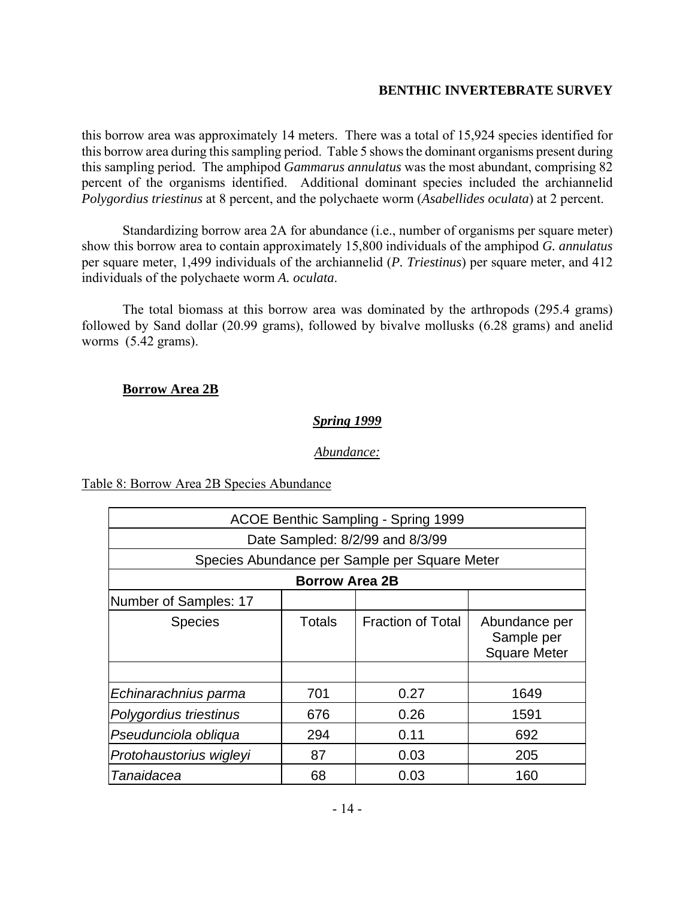this borrow area was approximately 14 meters. There was a total of 15,924 species identified for this borrow area during this sampling period. Table 5 shows the dominant organisms present during this sampling period. The amphipod *Gammarus annulatus* was the most abundant, comprising 82 percent of the organisms identified. Additional dominant species included the archiannelid *Polygordius triestinus* at 8 percent, and the polychaete worm (*Asabellides oculata*) at 2 percent.

Standardizing borrow area 2A for abundance (i.e., number of organisms per square meter) show this borrow area to contain approximately 15,800 individuals of the amphipod *G. annulatus* per square meter, 1,499 individuals of the archiannelid (*P. Triestinus*) per square meter, and 412 individuals of the polychaete worm *A. oculata*.

The total biomass at this borrow area was dominated by the arthropods (295.4 grams) followed by Sand dollar (20.99 grams), followed by bivalve mollusks (6.28 grams) and anelid worms (5.42 grams).

## Borrow Area 2B

### *Spring 1999*

*Abundance:*

Table 8: Borrow Area 2B Species Abundance

| ACOE Benthic Sampling - Spring 1999 | | | |
|---|---|---|---|
| Date Sampled: 8/2/99 and 8/3/99 | | | |
| Species Abundance per Sample per Square Meter | | | |
| **Borrow Area 2B** | | | |
| Number of Samples: 17 | | | |
| Species | Totals | Fraction of Total | Abundance per Sample per Square Meter |
| | | | |
| *Echinarachnius parma* | 701 | 0.27 | 1649 |
| *Polygordius triestinus* | 676 | 0.26 | 1591 |
| *Pseudunciola obliqua* | 294 | 0.11 | 692 |
| *Protohaustorius wigleyi* | 87 | 0.03 | 205 |
| *Tanaidacea* | 68 | 0.03 | 160 |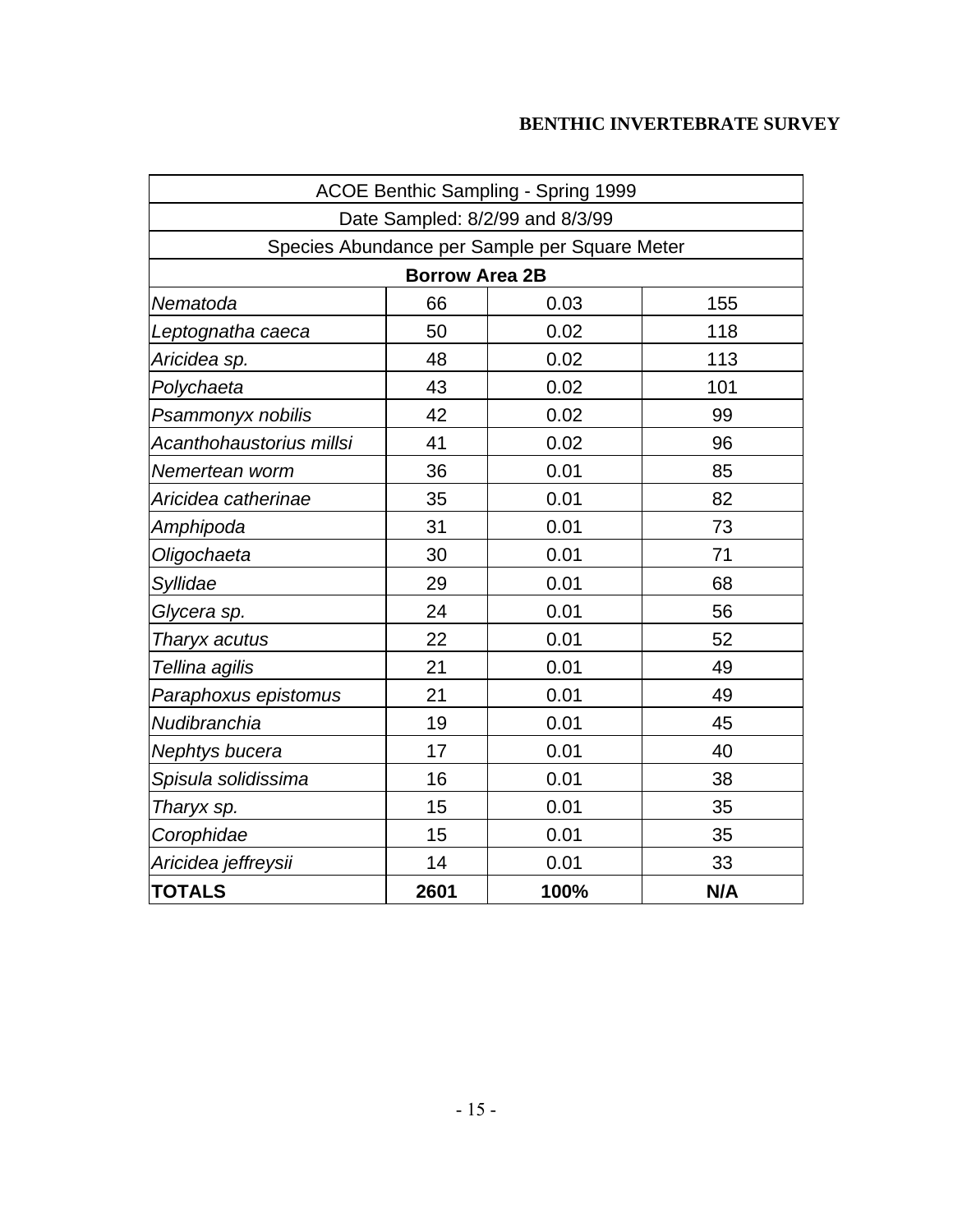**BENTHIC INVERTEBRATE SURVEY**

| ACOE Benthic Sampling - Spring 1999 | | | |
|---|---|---|---|
| Date Sampled: 8/2/99 and 8/3/99 | | | |
| Species Abundance per Sample per Square Meter | | | |
| **Borrow Area 2B** | | | |
| *Nematoda* | 66 | 0.03 | 155 |
| *Leptognatha caeca* | 50 | 0.02 | 118 |
| *Aricidea sp.* | 48 | 0.02 | 113 |
| *Polychaeta* | 43 | 0.02 | 101 |
| *Psammonyx nobilis* | 42 | 0.02 | 99 |
| *Acanthohaustorius millsi* | 41 | 0.02 | 96 |
| *Nemertean worm* | 36 | 0.01 | 85 |
| *Aricidea catherinae* | 35 | 0.01 | 82 |
| *Amphipoda* | 31 | 0.01 | 73 |
| *Oligochaeta* | 30 | 0.01 | 71 |
| *Syllidae* | 29 | 0.01 | 68 |
| *Glycera sp.* | 24 | 0.01 | 56 |
| *Tharyx acutus* | 22 | 0.01 | 52 |
| *Tellina agilis* | 21 | 0.01 | 49 |
| *Paraphoxus epistomus* | 21 | 0.01 | 49 |
| *Nudibranchia* | 19 | 0.01 | 45 |
| *Nephtys bucera* | 17 | 0.01 | 40 |
| *Spisula solidissima* | 16 | 0.01 | 38 |
| *Tharyx sp.* | 15 | 0.01 | 35 |
| *Corophidae* | 15 | 0.01 | 35 |
| *Aricidea jeffreysii* | 14 | 0.01 | 33 |
| **TOTALS** | **2601** | **100%** | **N/A** |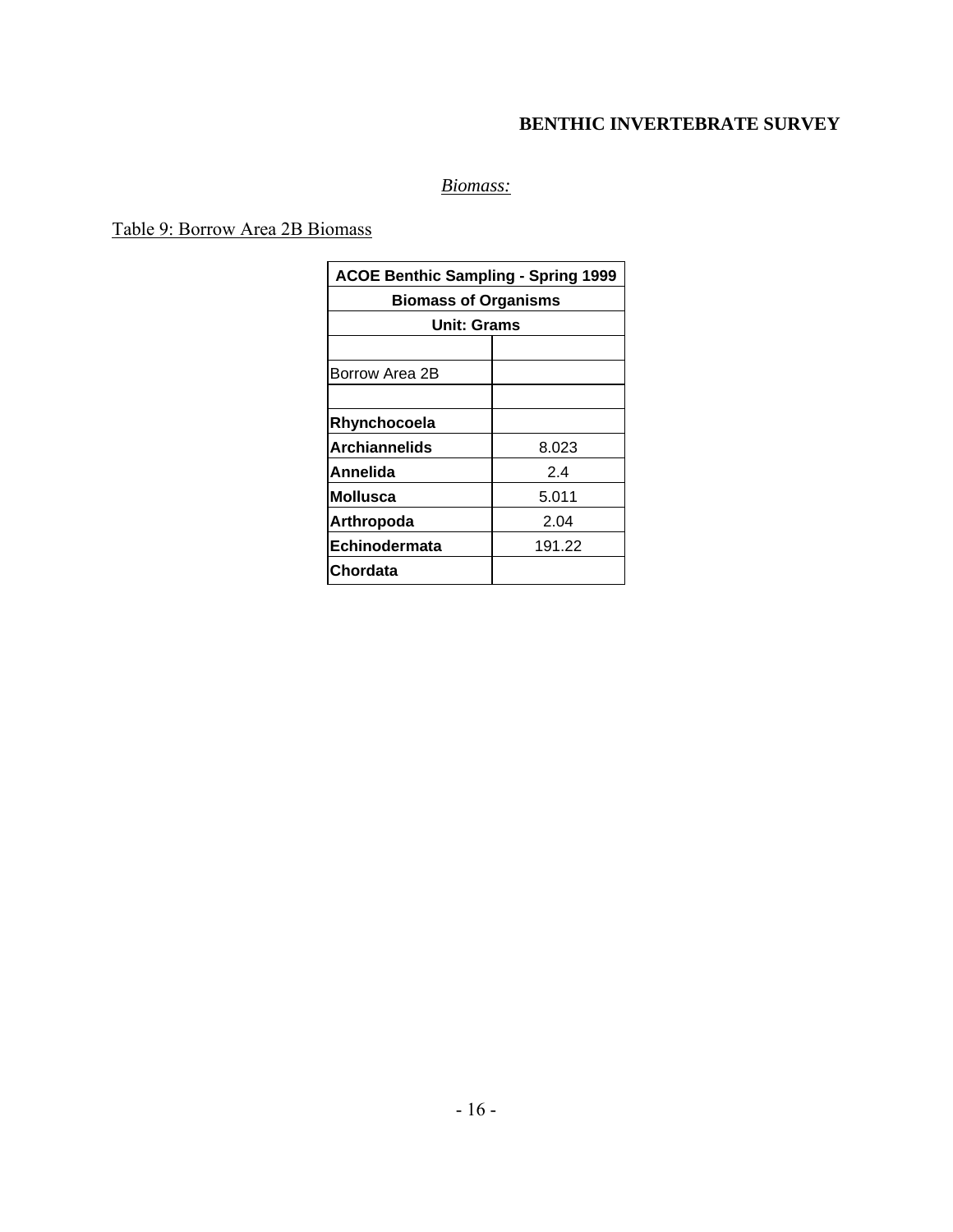# BENTHIC INVERTEBRATE SURVEY

*Biomass:*

Table 9: Borrow Area 2B Biomass

| ACOE Benthic Sampling - Spring 1999 | |
|---|---|
| **Biomass of Organisms** | |
| **Unit: Grams** | |
| | |
| Borrow Area 2B | |
| | |
| **Rhynchocoela** | |
| **Archiannelids** | 8.023 |
| **Annelida** | 2.4 |
| **Mollusca** | 5.011 |
| **Arthropoda** | 2.04 |
| **Echinodermata** | 191.22 |
| **Chordata** | |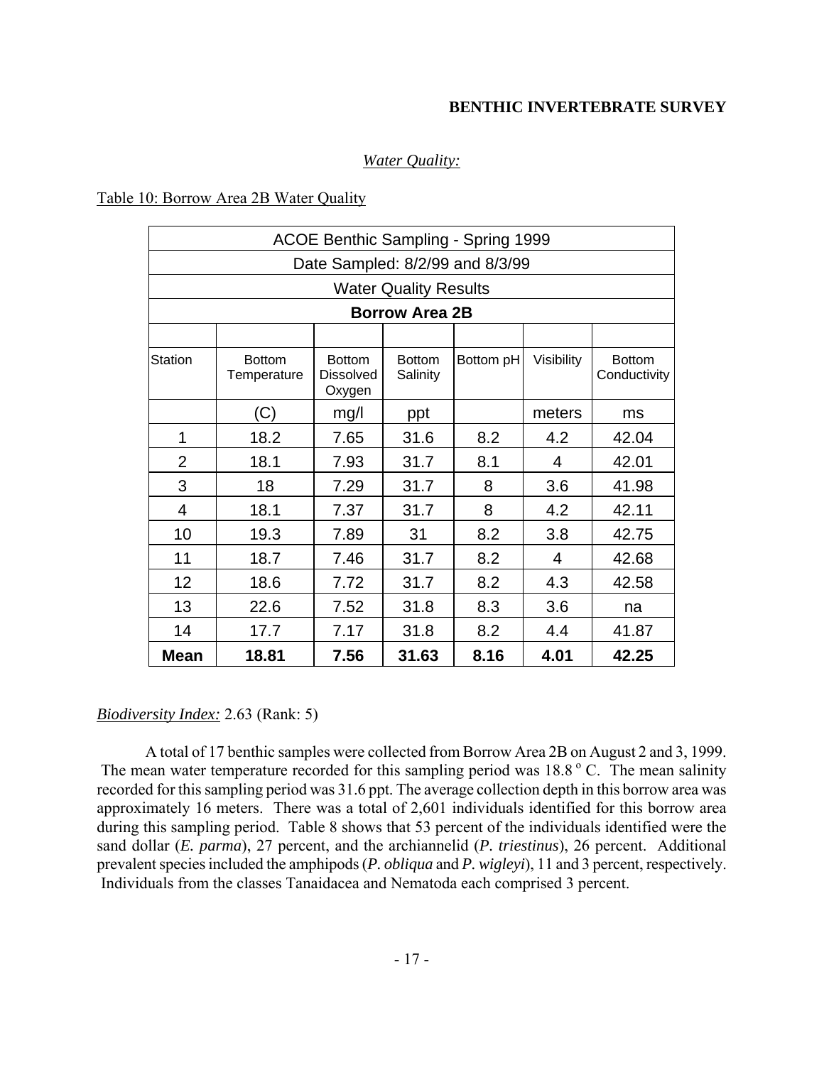## BENTHIC INVERTEBRATE SURVEY

### *Water Quality:*

Table 10: Borrow Area 2B Water Quality

| ACOE Benthic Sampling - Spring 1999 | | | | | | |
|---|---|---|---|---|---|---|
| Date Sampled: 8/2/99 and 8/3/99 | | | | | | |
| Water Quality Results | | | | | | |
| **Borrow Area 2B** | | | | | | |
| Station | Bottom Temperature | Bottom Dissolved Oxygen | Bottom Salinity | Bottom pH | Visibility | Bottom Conductivity |
| | (C) | mg/l | ppt | | meters | ms |
| 1 | 18.2 | 7.65 | 31.6 | 8.2 | 4.2 | 42.04 |
| 2 | 18.1 | 7.93 | 31.7 | 8.1 | 4 | 42.01 |
| 3 | 18 | 7.29 | 31.7 | 8 | 3.6 | 41.98 |
| 4 | 18.1 | 7.37 | 31.7 | 8 | 4.2 | 42.11 |
| 10 | 19.3 | 7.89 | 31 | 8.2 | 3.8 | 42.75 |
| 11 | 18.7 | 7.46 | 31.7 | 8.2 | 4 | 42.68 |
| 12 | 18.6 | 7.72 | 31.7 | 8.2 | 4.3 | 42.58 |
| 13 | 22.6 | 7.52 | 31.8 | 8.3 | 3.6 | na |
| 14 | 17.7 | 7.17 | 31.8 | 8.2 | 4.4 | 41.87 |
| **Mean** | **18.81** | **7.56** | **31.63** | **8.16** | **4.01** | **42.25** |

*Biodiversity Index:* 2.63 (Rank: 5)

A total of 17 benthic samples were collected from Borrow Area 2B on August 2 and 3, 1999. The mean water temperature recorded for this sampling period was 18.8 $^{o}$ C. The mean salinity recorded for this sampling period was 31.6 ppt. The average collection depth in this borrow area was approximately 16 meters. There was a total of 2,601 individuals identified for this borrow area during this sampling period. Table 8 shows that 53 percent of the individuals identified were the sand dollar (*E. parma*), 27 percent, and the archiannelid (*P. triestinus*), 26 percent. Additional prevalent species included the amphipods (*P. obliqua* and *P. wigleyi*), 11 and 3 percent, respectively. Individuals from the classes Tanaidacea and Nematoda each comprised 3 percent.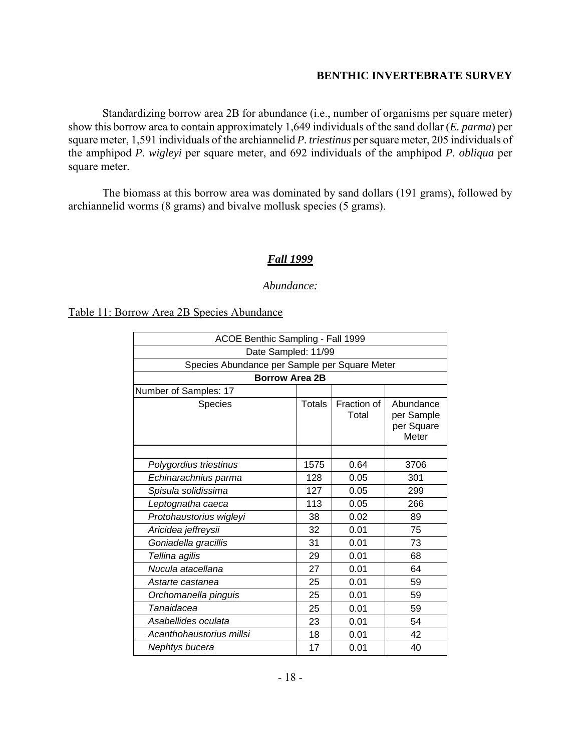Standardizing borrow area 2B for abundance (i.e., number of organisms per square meter) show this borrow area to contain approximately 1,649 individuals of the sand dollar (*E. parma*) per square meter, 1,591 individuals of the archiannelid *P. triestinus* per square meter, 205 individuals of the amphipod *P. wigleyi* per square meter, and 692 individuals of the amphipod *P. obliqua* per square meter.

The biomass at this borrow area was dominated by sand dollars (191 grams), followed by archiannelid worms (8 grams) and bivalve mollusk species (5 grams).

## *Fall 1999*

### *Abundance:*

Table 11: Borrow Area 2B Species Abundance

| ACOE Benthic Sampling - Fall 1999 | | | |
|---|---|---|---|
| Date Sampled: 11/99 | | | |
| Species Abundance per Sample per Square Meter | | | |
| **Borrow Area 2B** | | | |
| Number of Samples: 17 | | | |
| Species | Totals | Fraction of Total | Abundance per Sample per Square Meter |
| | | | |
| *Polygordius triestinus* | 1575 | 0.64 | 3706 |
| *Echinarachnius parma* | 128 | 0.05 | 301 |
| *Spisula solidissima* | 127 | 0.05 | 299 |
| *Leptognatha caeca* | 113 | 0.05 | 266 |
| *Protohaustorius wigleyi* | 38 | 0.02 | 89 |
| *Aricidea jeffreysii* | 32 | 0.01 | 75 |
| *Goniadella gracillis* | 31 | 0.01 | 73 |
| *Tellina agilis* | 29 | 0.01 | 68 |
| *Nucula atacellana* | 27 | 0.01 | 64 |
| *Astarte castanea* | 25 | 0.01 | 59 |
| *Orchomanella pinguis* | 25 | 0.01 | 59 |
| *Tanaidacea* | 25 | 0.01 | 59 |
| *Asabellides oculata* | 23 | 0.01 | 54 |
| *Acanthohaustorius millsi* | 18 | 0.01 | 42 |
| *Nephtys bucera* | 17 | 0.01 | 40 |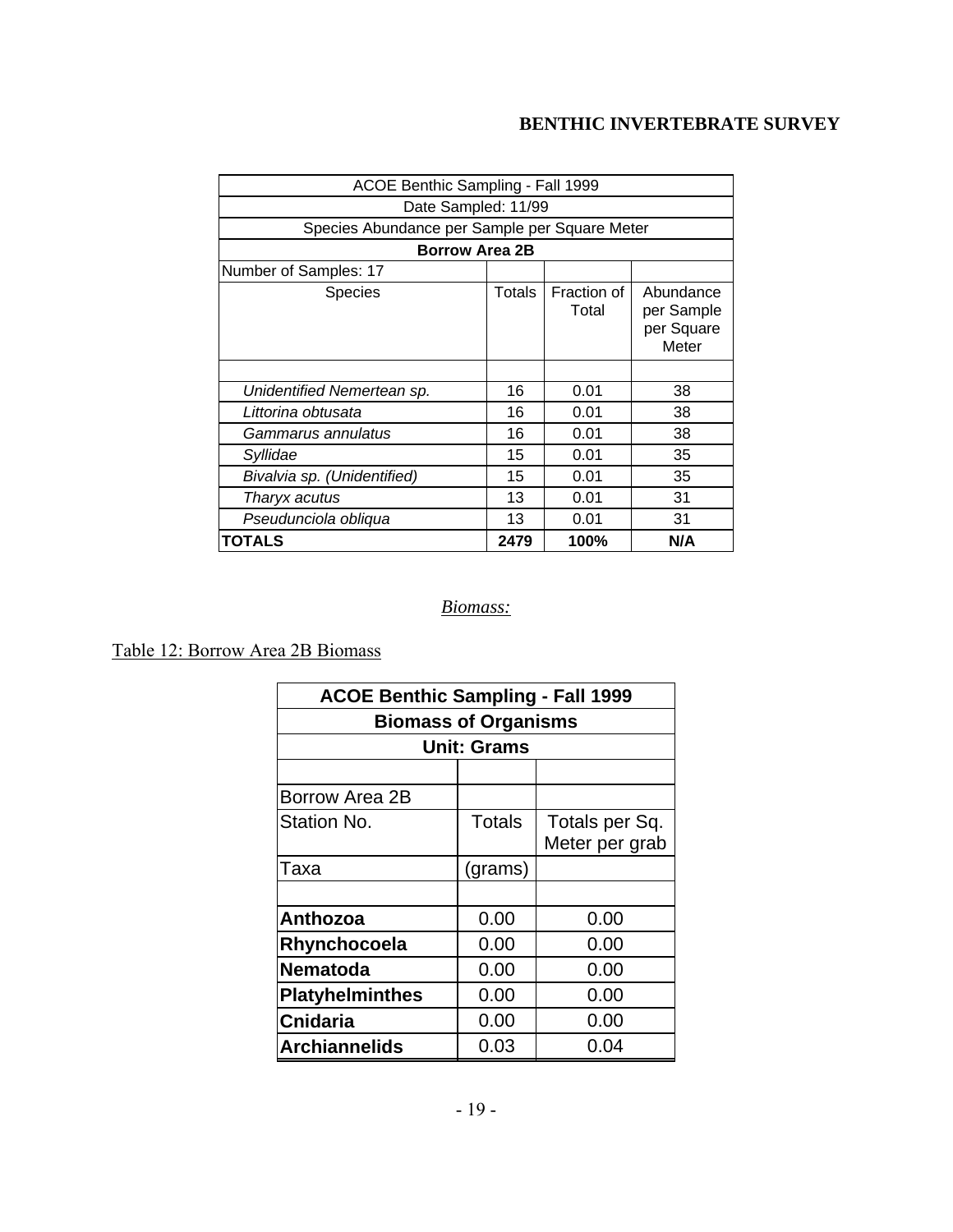## BENTHIC INVERTEBRATE SURVEY

| ACOE Benthic Sampling - Fall 1999 | | | |
|---|---|---|---|
| Date Sampled: 11/99 | | | |
| Species Abundance per Sample per Square Meter | | | |
| **Borrow Area 2B** | | | |
| Number of Samples: 17 | | | |
| Species | Totals | Fraction of Total | Abundance per Sample per Square Meter |
| | | | |
| *Unidentified Nemertean sp.* | 16 | 0.01 | 38 |
| *Littorina obtusata* | 16 | 0.01 | 38 |
| *Gammarus annulatus* | 16 | 0.01 | 38 |
| *Syllidae* | 15 | 0.01 | 35 |
| *Bivalvia sp. (Unidentified)* | 15 | 0.01 | 35 |
| *Tharyx acutus* | 13 | 0.01 | 31 |
| *Pseudunciola obliqua* | 13 | 0.01 | 31 |
| **TOTALS** | **2479** | **100%** | **N/A** |

*Biomass:*

Table 12: Borrow Area 2B Biomass

| ACOE Benthic Sampling - Fall 1999 | | |
|---|---|---|
| **Biomass of Organisms** | | |
| **Unit: Grams** | | |
| | | |
| Borrow Area 2B | | |
| Station No. | Totals | Totals per Sq. Meter per grab |
| Taxa | (grams) | |
| | | |
| **Anthozoa** | 0.00 | 0.00 |
| **Rhynchocoela** | 0.00 | 0.00 |
| **Nematoda** | 0.00 | 0.00 |
| **Platyhelminthes** | 0.00 | 0.00 |
| **Cnidaria** | 0.00 | 0.00 |
| **Archiannelids** | 0.03 | 0.04 |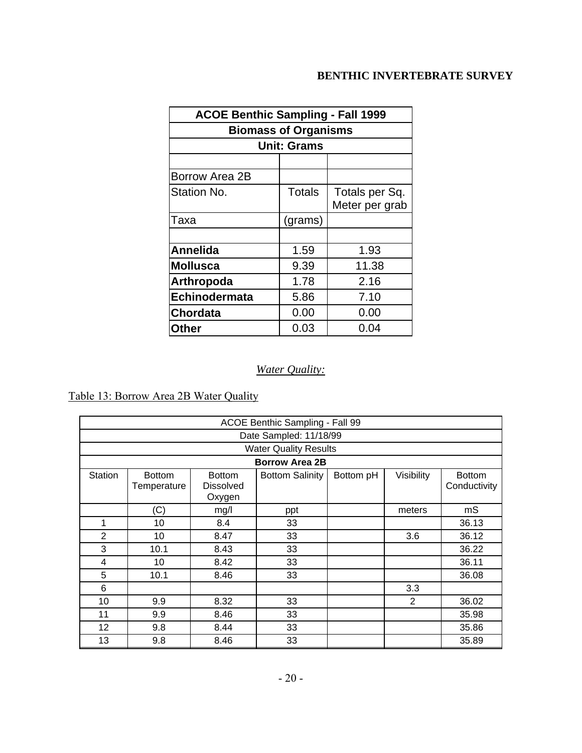| ACOE Benthic Sampling - Fall 1999 | | |
|---|---|---|
| **Biomass of Organisms** | | |
| **Unit: Grams** | | |
| | | |
| Borrow Area 2B | | |
| Station No. | Totals | Totals per Sq. Meter per grab |
| Taxa | (grams) | |
| | | |
| **Annelida** | 1.59 | 1.93 |
| **Mollusca** | 9.39 | 11.38 |
| **Arthropoda** | 1.78 | 2.16 |
| **Echinodermata** | 5.86 | 7.10 |
| **Chordata** | 0.00 | 0.00 |
| **Other** | 0.03 | 0.04 |

*Water Quality:*

Table 13: Borrow Area 2B Water Quality

| ACOE Benthic Sampling - Fall 99 | | | | | | |
|---|---|---|---|---|---|---|
| Date Sampled: 11/18/99 | | | | | | |
| Water Quality Results | | | | | | |
| **Borrow Area 2B** | | | | | | |
| Station | Bottom Temperature | Bottom Dissolved Oxygen | Bottom Salinity | Bottom pH | Visibility | Bottom Conductivity |
| | (C) | mg/l | ppt | | meters | mS |
| 1 | 10 | 8.4 | 33 | | | 36.13 |
| 2 | 10 | 8.47 | 33 | | 3.6 | 36.12 |
| 3 | 10.1 | 8.43 | 33 | | | 36.22 |
| 4 | 10 | 8.42 | 33 | | | 36.11 |
| 5 | 10.1 | 8.46 | 33 | | | 36.08 |
| 6 | | | | | 3.3 | |
| 10 | 9.9 | 8.32 | 33 | | 2 | 36.02 |
| 11 | 9.9 | 8.46 | 33 | | | 35.98 |
| 12 | 9.8 | 8.44 | 33 | | | 35.86 |
| 13 | 9.8 | 8.46 | 33 | | | 35.89 |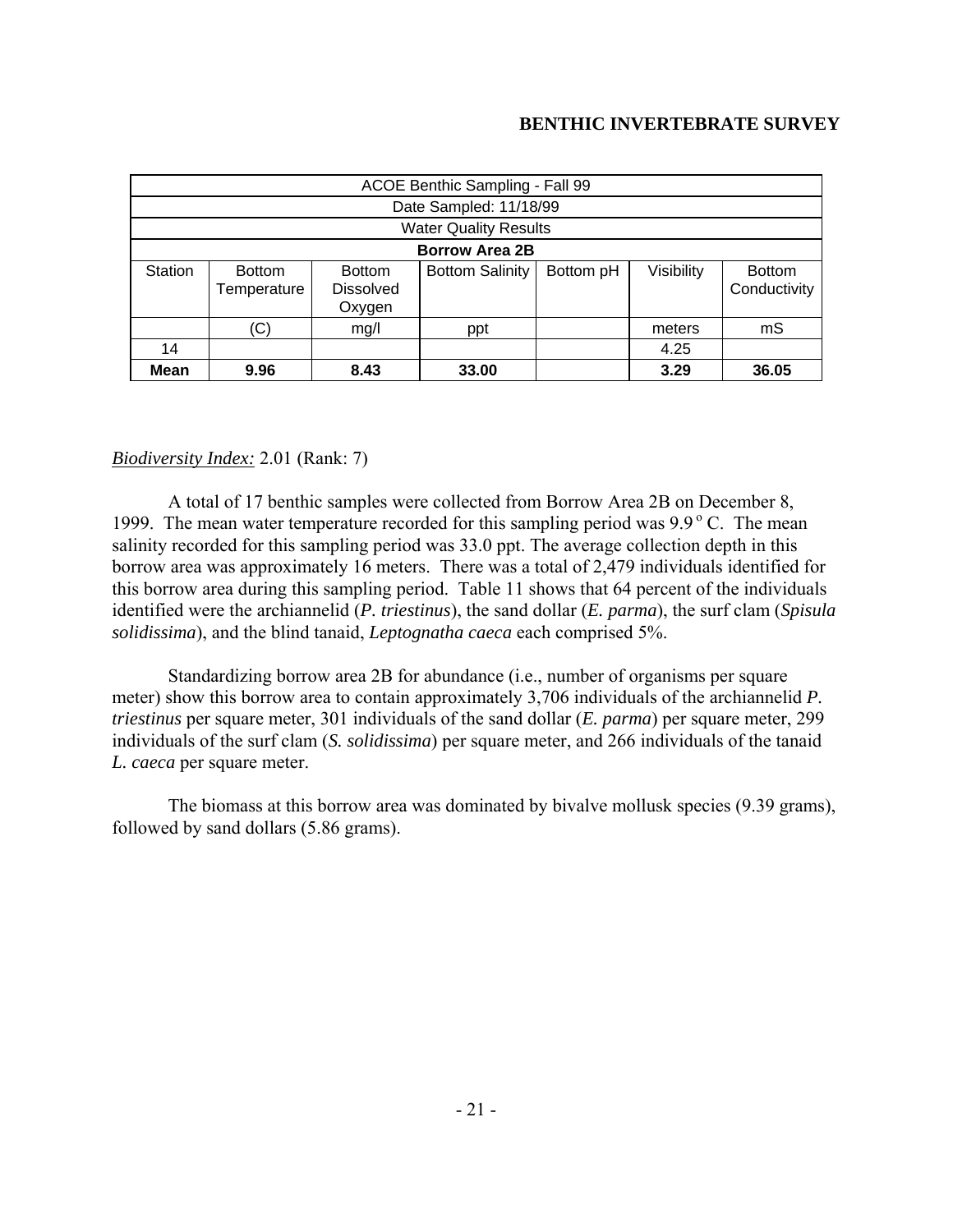| ACOE Benthic Sampling - Fall 99 | | | | | | |
|---|---|---|---|---|---|---|
| Date Sampled: 11/18/99 | | | | | | |
| Water Quality Results | | | | | | |
| **Borrow Area 2B** | | | | | | |
| Station | Bottom Temperature | Bottom Dissolved Oxygen | Bottom Salinity | Bottom pH | Visibility | Bottom Conductivity |
| | (C) | mg/l | ppt | | meters | mS |
| 14 | | | | | 4.25 | |
| **Mean** | **9.96** | **8.43** | **33.00** | | **3.29** | **36.05** |

*Biodiversity Index:* 2.01 (Rank: 7)

A total of 17 benthic samples were collected from Borrow Area 2B on December 8, 1999. The mean water temperature recorded for this sampling period was 9.9 $^{o}$ C. The mean salinity recorded for this sampling period was 33.0 ppt. The average collection depth in this borrow area was approximately 16 meters. There was a total of 2,479 individuals identified for this borrow area during this sampling period. Table 11 shows that 64 percent of the individuals identified were the archiannelid (*P. triestinus*), the sand dollar (*E. parma*), the surf clam (*Spisula solidissima*), and the blind tanaid, *Leptognatha caeca* each comprised 5%.

Standardizing borrow area 2B for abundance (i.e., number of organisms per square meter) show this borrow area to contain approximately 3,706 individuals of the archiannelid *P. triestinus* per square meter, 301 individuals of the sand dollar (*E. parma*) per square meter, 299 individuals of the surf clam (*S. solidissima*) per square meter, and 266 individuals of the tanaid *L. caeca* per square meter.

The biomass at this borrow area was dominated by bivalve mollusk species (9.39 grams), followed by sand dollars (5.86 grams).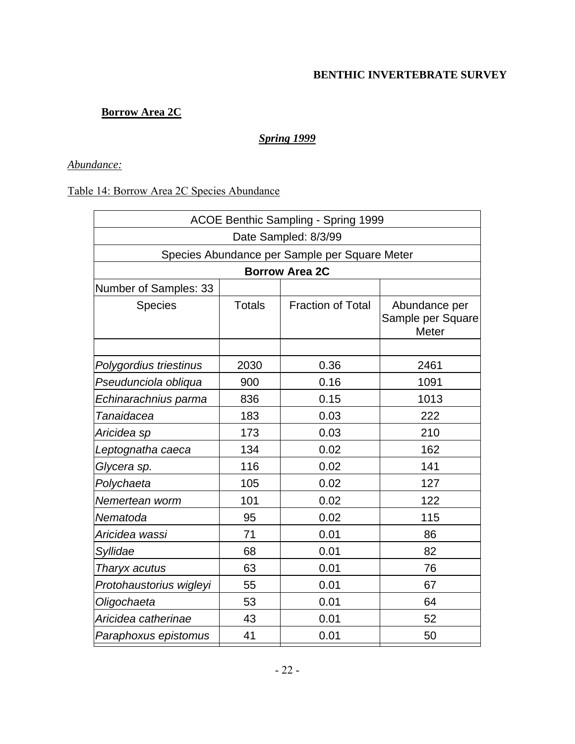**BENTHIC INVERTEBRATE SURVEY**

**Borrow Area 2C**

***Spring 1999***

*Abundance:*

Table 14: Borrow Area 2C Species Abundance

| ACOE Benthic Sampling - Spring 1999 | | | |
|---|---|---|---|
| Date Sampled: 8/3/99 | | | |
| Species Abundance per Sample per Square Meter | | | |
| **Borrow Area 2C** | | | |
| Number of Samples: 33 | | | |
| Species | Totals | Fraction of Total | Abundance per Sample per Square Meter |
| | | | |
| *Polygordius triestinus* | 2030 | 0.36 | 2461 |
| *Pseudunciola obliqua* | 900 | 0.16 | 1091 |
| *Echinarachnius parma* | 836 | 0.15 | 1013 |
| *Tanaidacea* | 183 | 0.03 | 222 |
| *Aricidea sp* | 173 | 0.03 | 210 |
| *Leptognatha caeca* | 134 | 0.02 | 162 |
| *Glycera sp.* | 116 | 0.02 | 141 |
| *Polychaeta* | 105 | 0.02 | 127 |
| *Nemertean worm* | 101 | 0.02 | 122 |
| *Nematoda* | 95 | 0.02 | 115 |
| *Aricidea wassi* | 71 | 0.01 | 86 |
| *Syllidae* | 68 | 0.01 | 82 |
| *Tharyx acutus* | 63 | 0.01 | 76 |
| *Protohaustorius wigleyi* | 55 | 0.01 | 67 |
| *Oligochaeta* | 53 | 0.01 | 64 |
| *Aricidea catherinae* | 43 | 0.01 | 52 |
| *Paraphoxus epistomus* | 41 | 0.01 | 50 |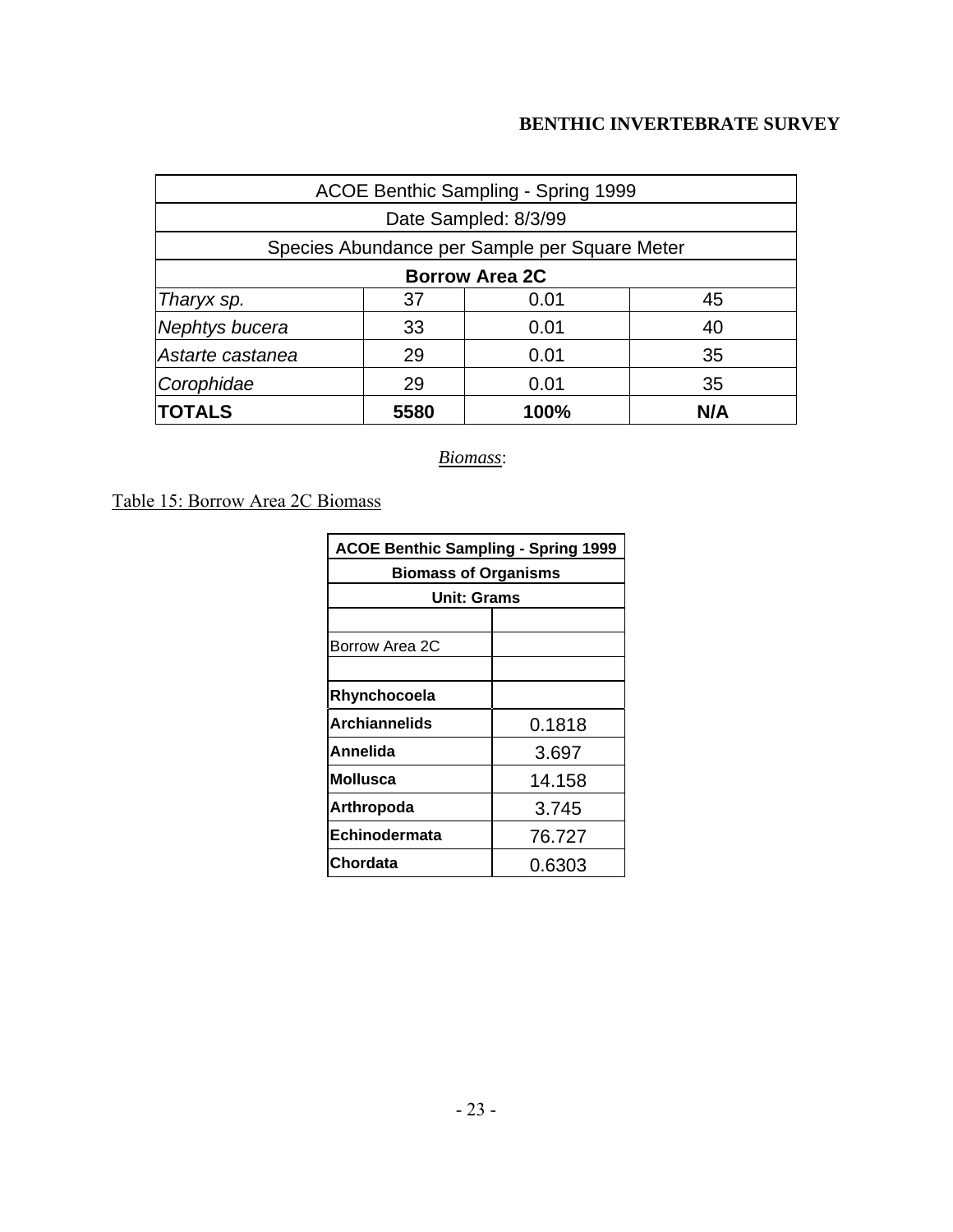**BENTHIC INVERTEBRATE SURVEY**

| ACOE Benthic Sampling - Spring 1999 | | | |
|---|---|---|---|
| Date Sampled: 8/3/99 | | | |
| Species Abundance per Sample per Square Meter | | | |
| **Borrow Area 2C** | | | |
| *Tharyx sp.* | 37 | 0.01 | 45 |
| *Nephtys bucera* | 33 | 0.01 | 40 |
| *Astarte castanea* | 29 | 0.01 | 35 |
| *Corophidae* | 29 | 0.01 | 35 |
| **TOTALS** | **5580** | **100%** | **N/A** |

*Biomass*:

Table 15: Borrow Area 2C Biomass

| ACOE Benthic Sampling - Spring 1999 | |
|---|---|
| **Biomass of Organisms** | |
| **Unit: Grams** | |
| | |
| Borrow Area 2C | |
| | |
| **Rhynchocoela** | |
| **Archiannelids** | 0.1818 |
| **Annelida** | 3.697 |
| **Mollusca** | 14.158 |
| **Arthropoda** | 3.745 |
| **Echinodermata** | 76.727 |
| **Chordata** | 0.6303 |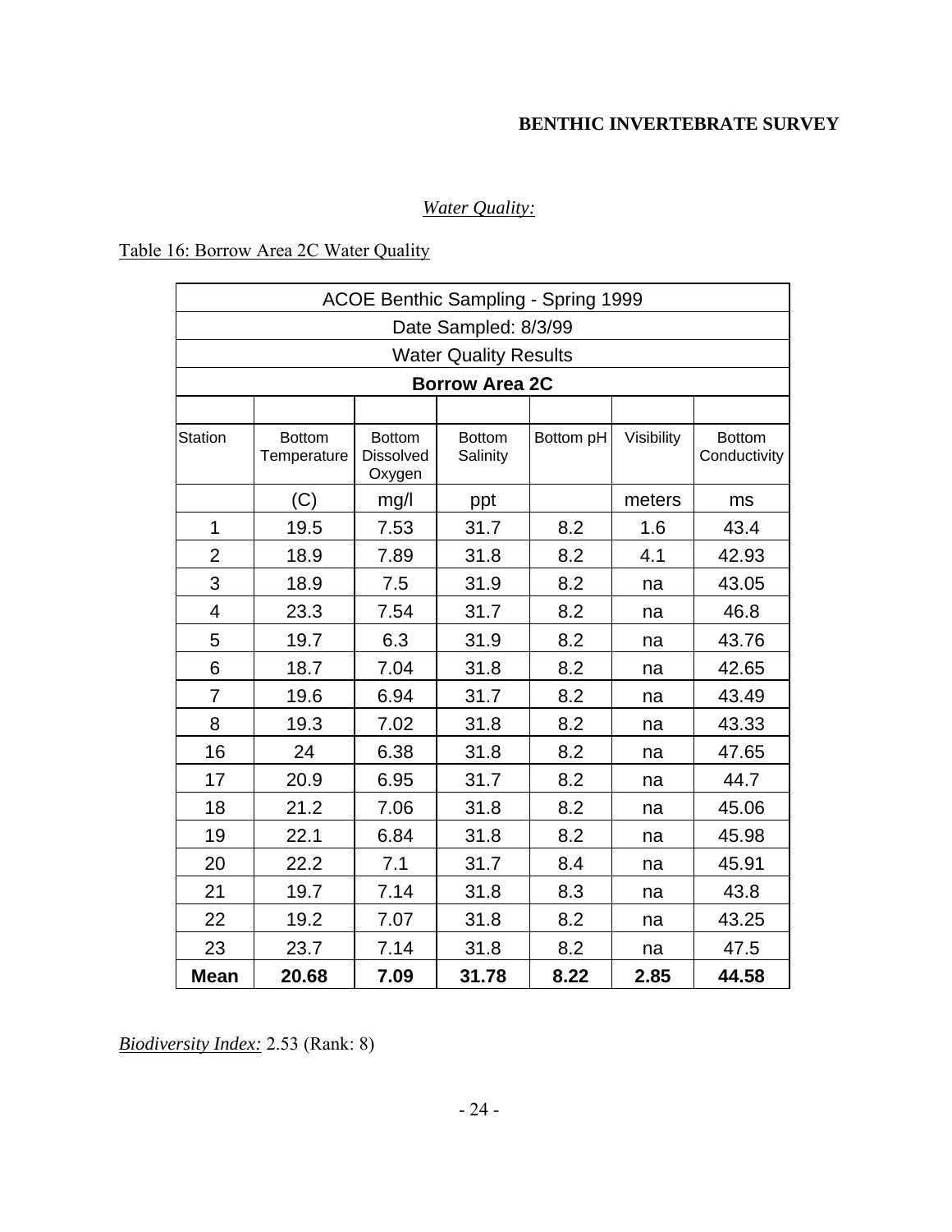*Water Quality:*

Table 16: Borrow Area 2C Water Quality

| ACOE Benthic Sampling - Spring 1999 | | | | | | |
|---|---|---|---|---|---|---|
| Date Sampled: 8/3/99 | | | | | | |
| Water Quality Results | | | | | | |
| **Borrow Area 2C** | | | | | | |
| Station | Bottom Temperature | Bottom Dissolved Oxygen | Bottom Salinity | Bottom pH | Visibility | Bottom Conductivity |
| | (C) | mg/l | ppt | | meters | ms |
| 1 | 19.5 | 7.53 | 31.7 | 8.2 | 1.6 | 43.4 |
| 2 | 18.9 | 7.89 | 31.8 | 8.2 | 4.1 | 42.93 |
| 3 | 18.9 | 7.5 | 31.9 | 8.2 | na | 43.05 |
| 4 | 23.3 | 7.54 | 31.7 | 8.2 | na | 46.8 |
| 5 | 19.7 | 6.3 | 31.9 | 8.2 | na | 43.76 |
| 6 | 18.7 | 7.04 | 31.8 | 8.2 | na | 42.65 |
| 7 | 19.6 | 6.94 | 31.7 | 8.2 | na | 43.49 |
| 8 | 19.3 | 7.02 | 31.8 | 8.2 | na | 43.33 |
| 16 | 24 | 6.38 | 31.8 | 8.2 | na | 47.65 |
| 17 | 20.9 | 6.95 | 31.7 | 8.2 | na | 44.7 |
| 18 | 21.2 | 7.06 | 31.8 | 8.2 | na | 45.06 |
| 19 | 22.1 | 6.84 | 31.8 | 8.2 | na | 45.98 |
| 20 | 22.2 | 7.1 | 31.7 | 8.4 | na | 45.91 |
| 21 | 19.7 | 7.14 | 31.8 | 8.3 | na | 43.8 |
| 22 | 19.2 | 7.07 | 31.8 | 8.2 | na | 43.25 |
| 23 | 23.7 | 7.14 | 31.8 | 8.2 | na | 47.5 |
| **Mean** | **20.68** | **7.09** | **31.78** | **8.22** | **2.85** | **44.58** |

*Biodiversity Index:* 2.53 (Rank: 8)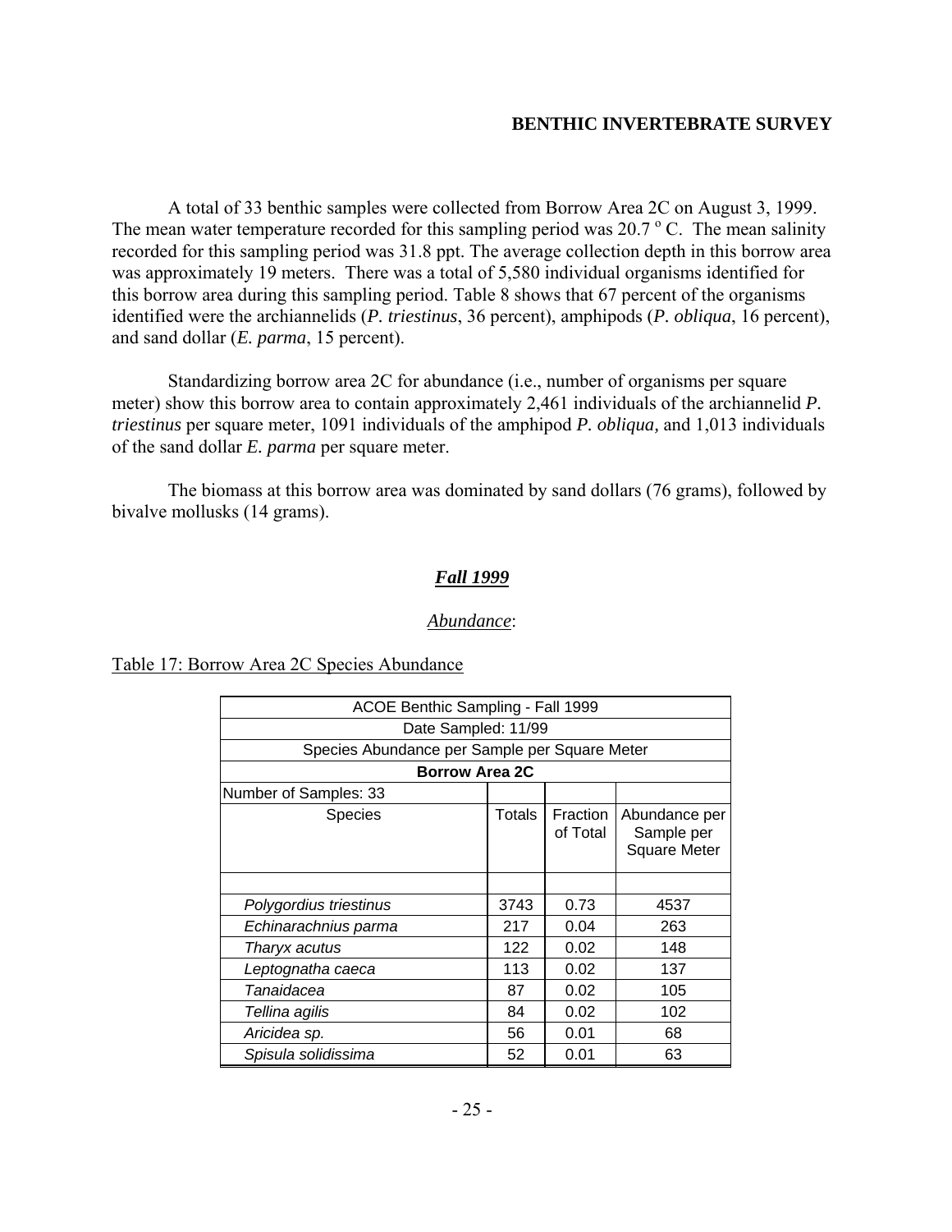A total of 33 benthic samples were collected from Borrow Area 2C on August 3, 1999. The mean water temperature recorded for this sampling period was 20.7 $^{o}$ C. The mean salinity recorded for this sampling period was 31.8 ppt. The average collection depth in this borrow area was approximately 19 meters. There was a total of 5,580 individual organisms identified for this borrow area during this sampling period. Table 8 shows that 67 percent of the organisms identified were the archiannelids (*P. triestinus*, 36 percent), amphipods (*P. obliqua*, 16 percent), and sand dollar (*E. parma*, 15 percent).

Standardizing borrow area 2C for abundance (i.e., number of organisms per square meter) show this borrow area to contain approximately 2,461 individuals of the archiannelid ***P. triestinus*** per square meter, 1091 individuals of the amphipod ***P. obliqua,*** and 1,013 individuals of the sand dollar ***E. parma*** per square meter.

The biomass at this borrow area was dominated by sand dollars (76 grams), followed by bivalve mollusks (14 grams).

## ***Fall 1999***

*Abundance*:

Table 17: Borrow Area 2C Species Abundance

| ACOE Benthic Sampling - Fall 1999 | | | |
|---|---|---|---|
| Date Sampled: 11/99 | | | |
| Species Abundance per Sample per Square Meter | | | |
| **Borrow Area 2C** | | | |
| Number of Samples: 33 | | | |
| Species | Totals | Fraction of Total | Abundance per Sample per Square Meter |
| | | | |
| *Polygordius triestinus* | 3743 | 0.73 | 4537 |
| *Echinarachnius parma* | 217 | 0.04 | 263 |
| *Tharyx acutus* | 122 | 0.02 | 148 |
| *Leptognatha caeca* | 113 | 0.02 | 137 |
| *Tanaidacea* | 87 | 0.02 | 105 |
| *Tellina agilis* | 84 | 0.02 | 102 |
| *Aricidea sp.* | 56 | 0.01 | 68 |
| *Spisula solidissima* | 52 | 0.01 | 63 |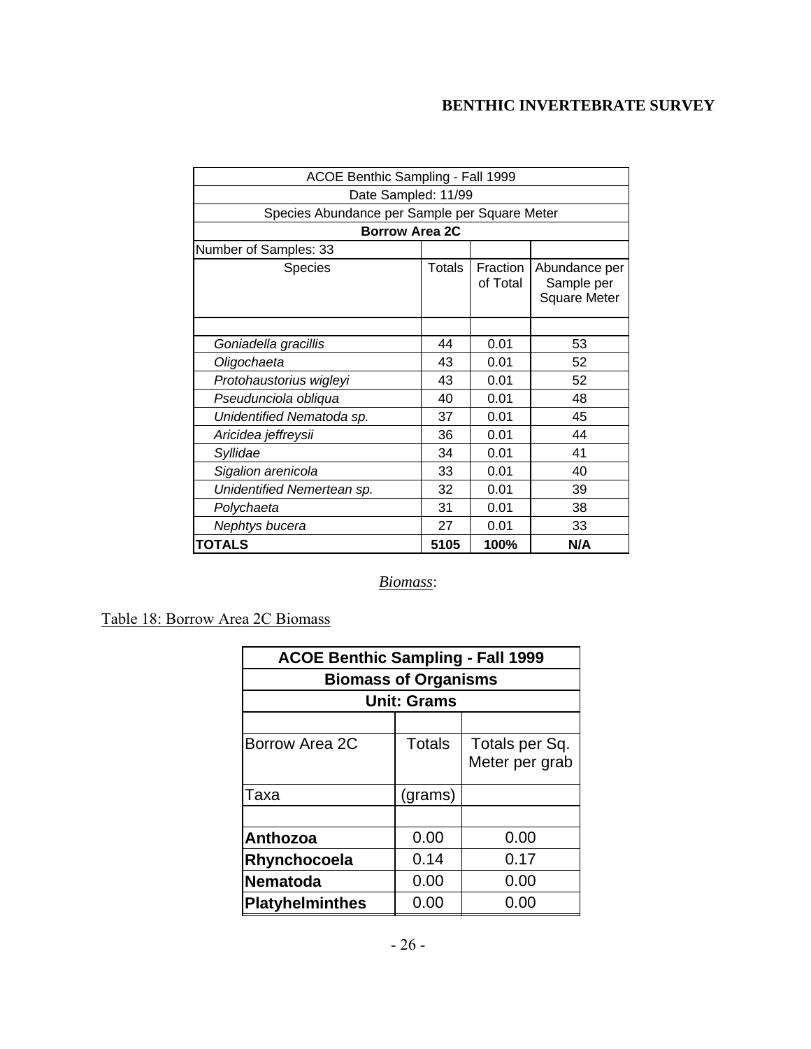| ACOE Benthic Sampling - Fall 1999 | | | |
|---|---|---|---|
| Date Sampled: 11/99 | | | |
| Species Abundance per Sample per Square Meter | | | |
| **Borrow Area 2C** | | | |
| Number of Samples: 33 | | | |
| Species | Totals | Fraction of Total | Abundance per Sample per Square Meter |
| | | | |
| *Goniadella gracillis* | 44 | 0.01 | 53 |
| *Oligochaeta* | 43 | 0.01 | 52 |
| *Protohaustorius wigleyi* | 43 | 0.01 | 52 |
| *Pseudunciola obliqua* | 40 | 0.01 | 48 |
| *Unidentified Nematoda sp.* | 37 | 0.01 | 45 |
| *Aricidea jeffreysii* | 36 | 0.01 | 44 |
| *Syllidae* | 34 | 0.01 | 41 |
| *Sigalion arenicola* | 33 | 0.01 | 40 |
| *Unidentified Nemertean sp.* | 32 | 0.01 | 39 |
| *Polychaeta* | 31 | 0.01 | 38 |
| *Nephtys bucera* | 27 | 0.01 | 33 |
| **TOTALS** | **5105** | **100%** | **N/A** |

*Biomass*:

Table 18: Borrow Area 2C Biomass

| **ACOE Benthic Sampling - Fall 1999** | | |
|---|---|---|
| **Biomass of Organisms** | | |
| **Unit: Grams** | | |
| | | |
| Borrow Area 2C | Totals | Totals per Sq. Meter per grab |
| Taxa | (grams) | |
| | | |
| **Anthozoa** | 0.00 | 0.00 |
| **Rhynchocoela** | 0.14 | 0.17 |
| **Nematoda** | 0.00 | 0.00 |
| **Platyhelminthes** | 0.00 | 0.00 |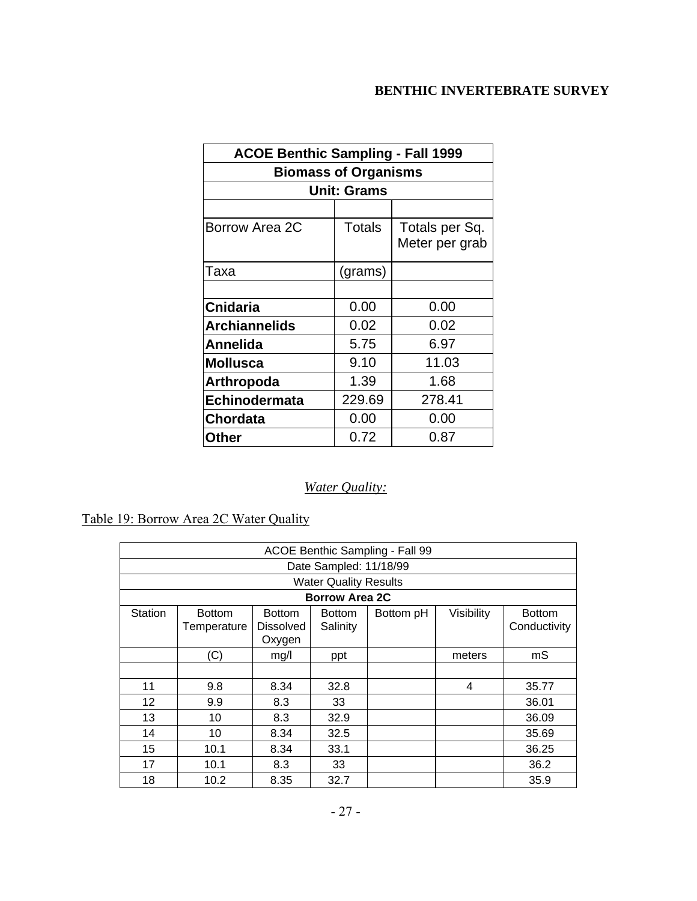**BENTHIC INVERTEBRATE SURVEY**

| ACOE Benthic Sampling - Fall 1999 | | |
|---|---|---|
| **Biomass of Organisms** | | |
| **Unit: Grams** | | |
| | | |
| Borrow Area 2C | Totals | Totals per Sq. Meter per grab |
| Taxa | (grams) | |
| | | |
| **Cnidaria** | 0.00 | 0.00 |
| **Archiannelids** | 0.02 | 0.02 |
| **Annelida** | 5.75 | 6.97 |
| **Mollusca** | 9.10 | 11.03 |
| **Arthropoda** | 1.39 | 1.68 |
| **Echinodermata** | 229.69 | 278.41 |
| **Chordata** | 0.00 | 0.00 |
| **Other** | 0.72 | 0.87 |

*Water Quality:*

Table 19: Borrow Area 2C Water Quality

| ACOE Benthic Sampling - Fall 99 | | | | | | |
|---|---|---|---|---|---|---|
| Date Sampled: 11/18/99 | | | | | | |
| Water Quality Results | | | | | | |
| **Borrow Area 2C** | | | | | | |
| Station | Bottom Temperature | Bottom Dissolved Oxygen | Bottom Salinity | Bottom pH | Visibility | Bottom Conductivity |
| | (C) | mg/l | ppt | | meters | mS |
| | | | | | | |
| 11 | 9.8 | 8.34 | 32.8 | | 4 | 35.77 |
| 12 | 9.9 | 8.3 | 33 | | | 36.01 |
| 13 | 10 | 8.3 | 32.9 | | | 36.09 |
| 14 | 10 | 8.34 | 32.5 | | | 35.69 |
| 15 | 10.1 | 8.34 | 33.1 | | | 36.25 |
| 17 | 10.1 | 8.3 | 33 | | | 36.2 |
| 18 | 10.2 | 8.35 | 32.7 | | | 35.9 |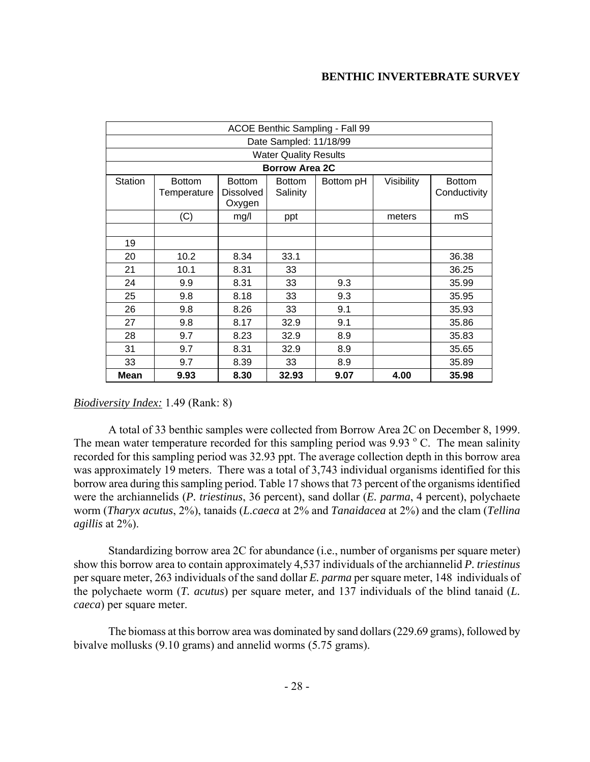## BENTHIC INVERTEBRATE SURVEY

| ACOE Benthic Sampling - Fall 99 | | | | | | |
|---|---|---|---|---|---|---|
| Date Sampled: 11/18/99 | | | | | | |
| Water Quality Results | | | | | | |
| **Borrow Area 2C** | | | | | | |
| Station | Bottom Temperature | Bottom Dissolved Oxygen | Bottom Salinity | Bottom pH | Visibility | Bottom Conductivity |
| | (C) | mg/l | ppt | | meters | mS |
| | | | | | | |
| 19 | | | | | | |
| 20 | 10.2 | 8.34 | 33.1 | | | 36.38 |
| 21 | 10.1 | 8.31 | 33 | | | 36.25 |
| 24 | 9.9 | 8.31 | 33 | 9.3 | | 35.99 |
| 25 | 9.8 | 8.18 | 33 | 9.3 | | 35.95 |
| 26 | 9.8 | 8.26 | 33 | 9.1 | | 35.93 |
| 27 | 9.8 | 8.17 | 32.9 | 9.1 | | 35.86 |
| 28 | 9.7 | 8.23 | 32.9 | 8.9 | | 35.83 |
| 31 | 9.7 | 8.31 | 32.9 | 8.9 | | 35.65 |
| 33 | 9.7 | 8.39 | 33 | 8.9 | | 35.89 |
| **Mean** | **9.93** | **8.30** | **32.93** | **9.07** | **4.00** | **35.98** |

*Biodiversity Index:* 1.49 (Rank: 8)

A total of 33 benthic samples were collected from Borrow Area 2C on December 8, 1999. The mean water temperature recorded for this sampling period was 9.93 $^{o}$ C. The mean salinity recorded for this sampling period was 32.93 ppt. The average collection depth in this borrow area was approximately 19 meters. There was a total of 3,743 individual organisms identified for this borrow area during this sampling period. Table 17 shows that 73 percent of the organisms identified were the archiannelids (*P. triestinus*, 36 percent), sand dollar (*E. parma*, 4 percent), polychaete worm (*Tharyx acutus*, 2%), tanaids (*L.caeca* at 2% and *Tanaidacea* at 2%) and the clam (*Tellina agillis* at 2%).

Standardizing borrow area 2C for abundance (i.e., number of organisms per square meter) show this borrow area to contain approximately 4,537 individuals of the archiannelid *P. triestinus* per square meter, 263 individuals of the sand dollar *E. parma* per square meter, 148 individuals of the polychaete worm (*T. acutus*) per square meter, and 137 individuals of the blind tanaid (*L. caeca*) per square meter.

The biomass at this borrow area was dominated by sand dollars (229.69 grams), followed by bivalve mollusks (9.10 grams) and annelid worms (5.75 grams).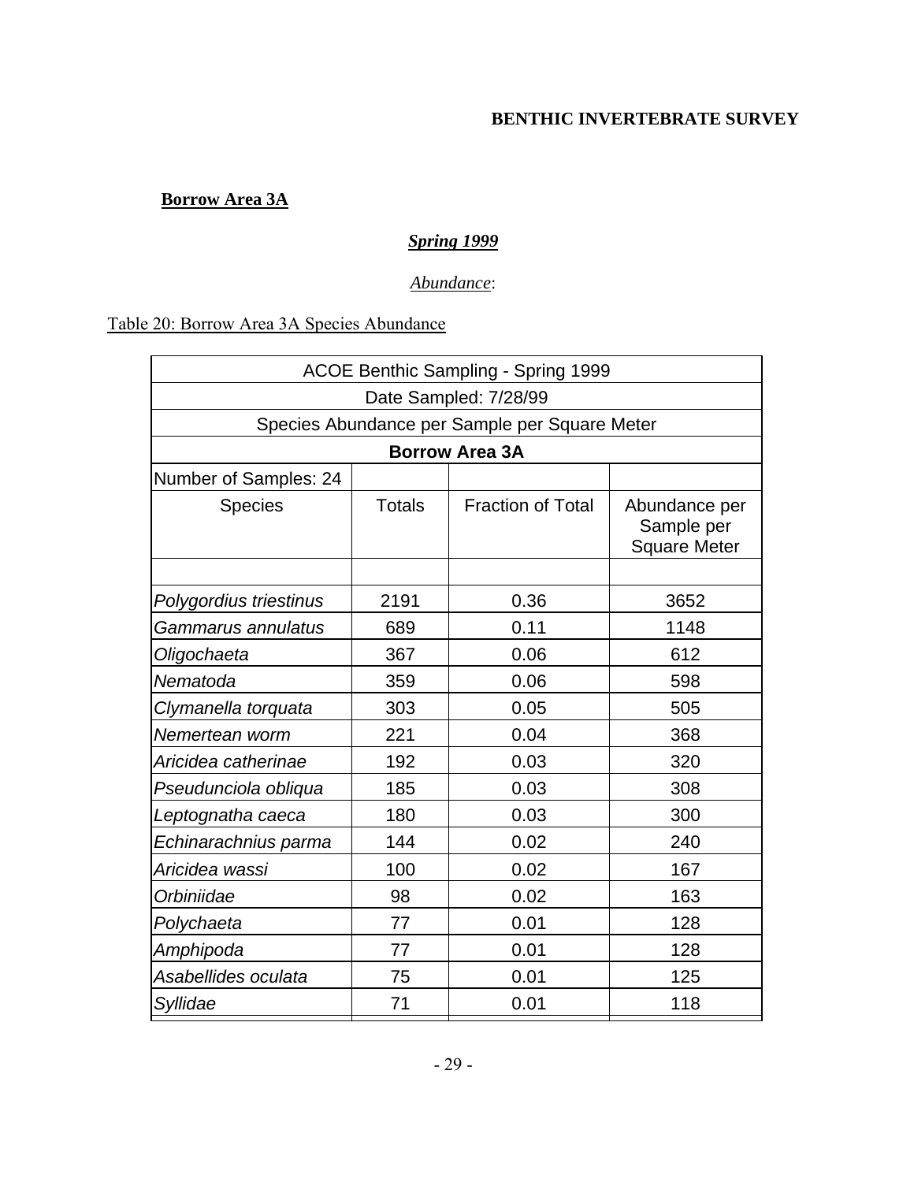**BENTHIC INVERTEBRATE SURVEY**

**Borrow Area 3A**

***Spring 1999***

*Abundance*:

Table 20: Borrow Area 3A Species Abundance

| ACOE Benthic Sampling - Spring 1999 | | | |
|---|---|---|---|
| Date Sampled: 7/28/99 | | | |
| Species Abundance per Sample per Square Meter | | | |
| **Borrow Area 3A** | | | |
| Number of Samples: 24 | | | |
| Species | Totals | Fraction of Total | Abundance per Sample per Square Meter |
| | | | |
| *Polygordius triestinus* | 2191 | 0.36 | 3652 |
| *Gammarus annulatus* | 689 | 0.11 | 1148 |
| *Oligochaeta* | 367 | 0.06 | 612 |
| *Nematoda* | 359 | 0.06 | 598 |
| *Clymanella torquata* | 303 | 0.05 | 505 |
| *Nemertean worm* | 221 | 0.04 | 368 |
| *Aricidea catherinae* | 192 | 0.03 | 320 |
| *Pseudunciola obliqua* | 185 | 0.03 | 308 |
| *Leptognatha caeca* | 180 | 0.03 | 300 |
| *Echinarachnius parma* | 144 | 0.02 | 240 |
| *Aricidea wassi* | 100 | 0.02 | 167 |
| *Orbiniidae* | 98 | 0.02 | 163 |
| *Polychaeta* | 77 | 0.01 | 128 |
| *Amphipoda* | 77 | 0.01 | 128 |
| *Asabellides oculata* | 75 | 0.01 | 125 |
| *Syllidae* | 71 | 0.01 | 118 |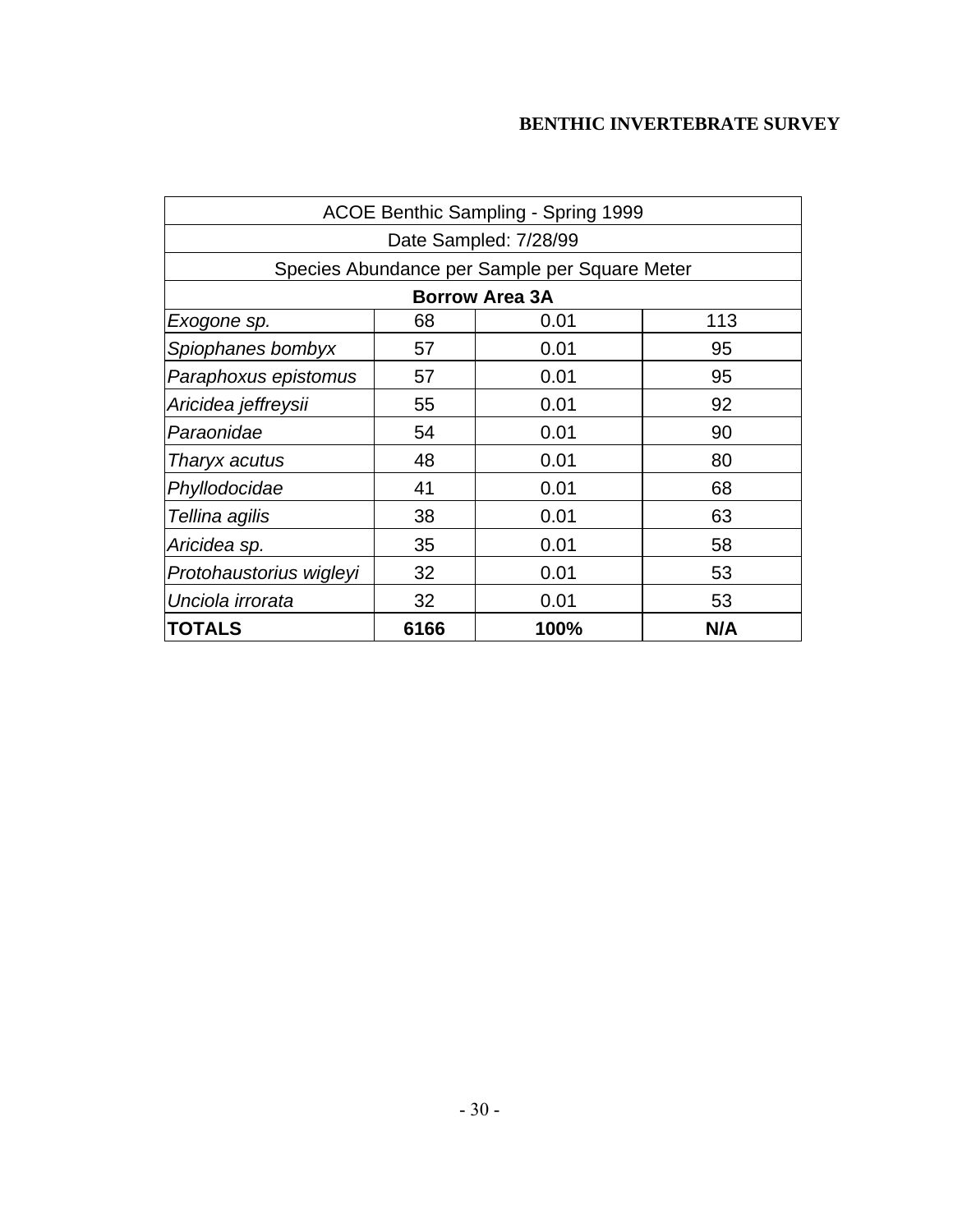**BENTHIC INVERTEBRATE SURVEY**

| ACOE Benthic Sampling - Spring 1999 | | | |
|---|---|---|---|
| Date Sampled: 7/28/99 | | | |
| Species Abundance per Sample per Square Meter | | | |
| **Borrow Area 3A** | | | |
| *Exogone sp.* | 68 | 0.01 | 113 |
| *Spiophanes bombyx* | 57 | 0.01 | 95 |
| *Paraphoxus epistomus* | 57 | 0.01 | 95 |
| *Aricidea jeffreysii* | 55 | 0.01 | 92 |
| *Paraonidae* | 54 | 0.01 | 90 |
| *Tharyx acutus* | 48 | 0.01 | 80 |
| *Phyllodocidae* | 41 | 0.01 | 68 |
| *Tellina agilis* | 38 | 0.01 | 63 |
| *Aricidea sp.* | 35 | 0.01 | 58 |
| *Protohaustorius wigleyi* | 32 | 0.01 | 53 |
| *Unciola irrorata* | 32 | 0.01 | 53 |
| **TOTALS** | **6166** | **100%** | **N/A** |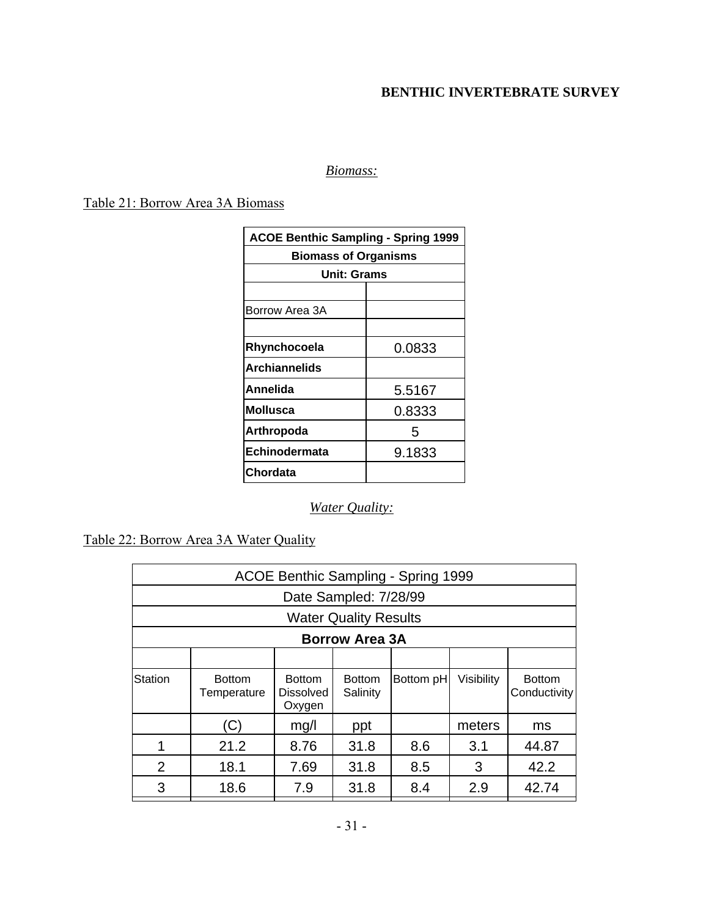## BENTHIC INVERTEBRATE SURVEY

*Biomass:*

Table 21: Borrow Area 3A Biomass

| ACOE Benthic Sampling - Spring 1999 | |
|---|---|
| **Biomass of Organisms** | |
| **Unit: Grams** | |
| | |
| Borrow Area 3A | |
| | |
| **Rhynchocoela** | 0.0833 |
| **Archiannelids** | |
| **Annelida** | 5.5167 |
| **Mollusca** | 0.8333 |
| **Arthropoda** | 5 |
| **Echinodermata** | 9.1833 |
| **Chordata** | |

*Water Quality:*

Table 22: Borrow Area 3A Water Quality

| ACOE Benthic Sampling - Spring 1999 | | | | | | |
|---|---|---|---|---|---|---|
| Date Sampled: 7/28/99 | | | | | | |
| Water Quality Results | | | | | | |
| **Borrow Area 3A** | | | | | | |
| | | | | | | |
| Station | Bottom Temperature | Bottom Dissolved Oxygen | Bottom Salinity | Bottom pH | Visibility | Bottom Conductivity |
| | (C) | mg/l | ppt | | meters | ms |
| 1 | 21.2 | 8.76 | 31.8 | 8.6 | 3.1 | 44.87 |
| 2 | 18.1 | 7.69 | 31.8 | 8.5 | 3 | 42.2 |
| 3 | 18.6 | 7.9 | 31.8 | 8.4 | 2.9 | 42.74 |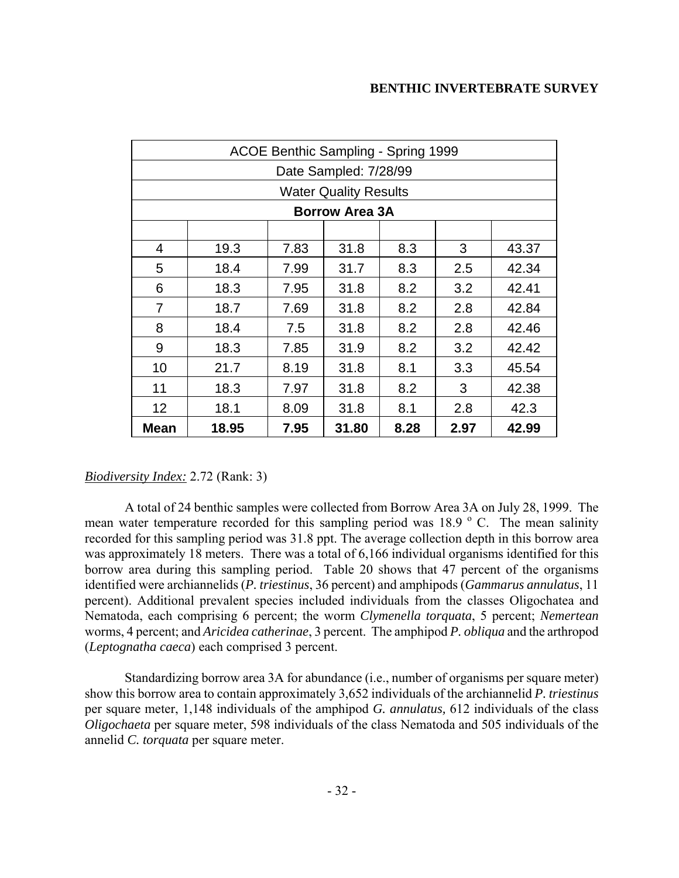| ACOE Benthic Sampling - Spring 1999 | | | | | | |
|---|---|---|---|---|---|---|
| Date Sampled: 7/28/99 | | | | | | |
| Water Quality Results | | | | | | |
| **Borrow Area 3A** | | | | | | |
| | | | | | | |
| 4 | 19.3 | 7.83 | 31.8 | 8.3 | 3 | 43.37 |
| 5 | 18.4 | 7.99 | 31.7 | 8.3 | 2.5 | 42.34 |
| 6 | 18.3 | 7.95 | 31.8 | 8.2 | 3.2 | 42.41 |
| 7 | 18.7 | 7.69 | 31.8 | 8.2 | 2.8 | 42.84 |
| 8 | 18.4 | 7.5 | 31.8 | 8.2 | 2.8 | 42.46 |
| 9 | 18.3 | 7.85 | 31.9 | 8.2 | 3.2 | 42.42 |
| 10 | 21.7 | 8.19 | 31.8 | 8.1 | 3.3 | 45.54 |
| 11 | 18.3 | 7.97 | 31.8 | 8.2 | 3 | 42.38 |
| 12 | 18.1 | 8.09 | 31.8 | 8.1 | 2.8 | 42.3 |
| **Mean** | **18.95** | **7.95** | **31.80** | **8.28** | **2.97** | **42.99** |

*Biodiversity Index:* 2.72 (Rank: 3)

A total of 24 benthic samples were collected from Borrow Area 3A on July 28, 1999. The mean water temperature recorded for this sampling period was 18.9 $^{o}$ C. The mean salinity recorded for this sampling period was 31.8 ppt. The average collection depth in this borrow area was approximately 18 meters. There was a total of 6,166 individual organisms identified for this borrow area during this sampling period. Table 20 shows that 47 percent of the organisms identified were archiannelids (*P. triestinus*, 36 percent) and amphipods (*Gammarus annulatus*, 11 percent). Additional prevalent species included individuals from the classes Oligochatea and Nematoda, each comprising 6 percent; the worm *Clymenella torquata*, 5 percent; *Nemertean* worms, 4 percent; and *Aricidea catherinae*, 3 percent. The amphipod *P. obliqua* and the arthropod (*Leptognatha caeca*) each comprised 3 percent.

Standardizing borrow area 3A for abundance (i.e., number of organisms per square meter) show this borrow area to contain approximately 3,652 individuals of the archiannelid *P. triestinus* per square meter, 1,148 individuals of the amphipod *G. annulatus,* 612 individuals of the class *Oligochaeta* per square meter, 598 individuals of the class Nematoda and 505 individuals of the annelid *C. torquata* per square meter.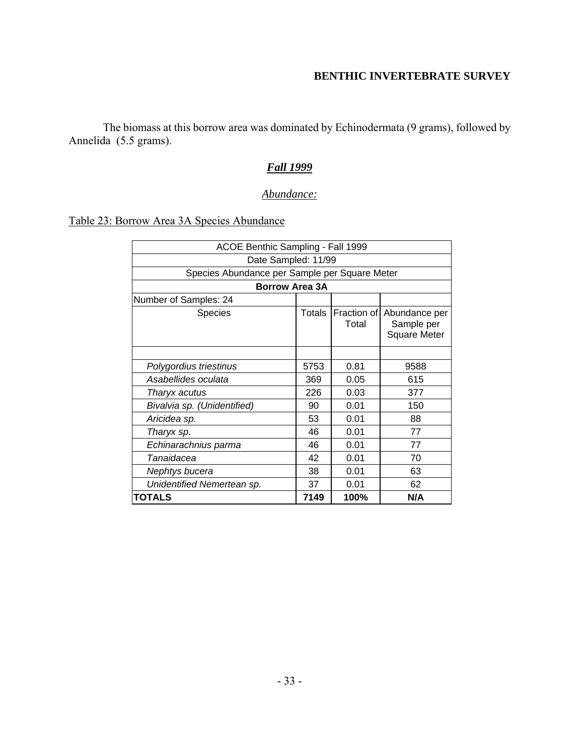The biomass at this borrow area was dominated by Echinodermata (9 grams), followed by Annelida (5.5 grams).

## ***Fall 1999***

*Abundance:*

Table 23: Borrow Area 3A Species Abundance

| ACOE Benthic Sampling - Fall 1999 | | | |
|---|---|---|---|
| Date Sampled: 11/99 | | | |
| Species Abundance per Sample per Square Meter | | | |
| **Borrow Area 3A** | | | |
| Number of Samples: 24 | | | |
| Species | Totals | Fraction of Total | Abundance per Sample per Square Meter |
| | | | |
| *Polygordius triestinus* | 5753 | 0.81 | 9588 |
| *Asabellides oculata* | 369 | 0.05 | 615 |
| *Tharyx acutus* | 226 | 0.03 | 377 |
| *Bivalvia sp. (Unidentified)* | 90 | 0.01 | 150 |
| *Aricidea sp.* | 53 | 0.01 | 88 |
| *Tharyx sp.* | 46 | 0.01 | 77 |
| *Echinarachnius parma* | 46 | 0.01 | 77 |
| *Tanaidacea* | 42 | 0.01 | 70 |
| *Nephtys bucera* | 38 | 0.01 | 63 |
| *Unidentified Nemertean sp.* | 37 | 0.01 | 62 |
| **TOTALS** | **7149** | **100%** | **N/A** |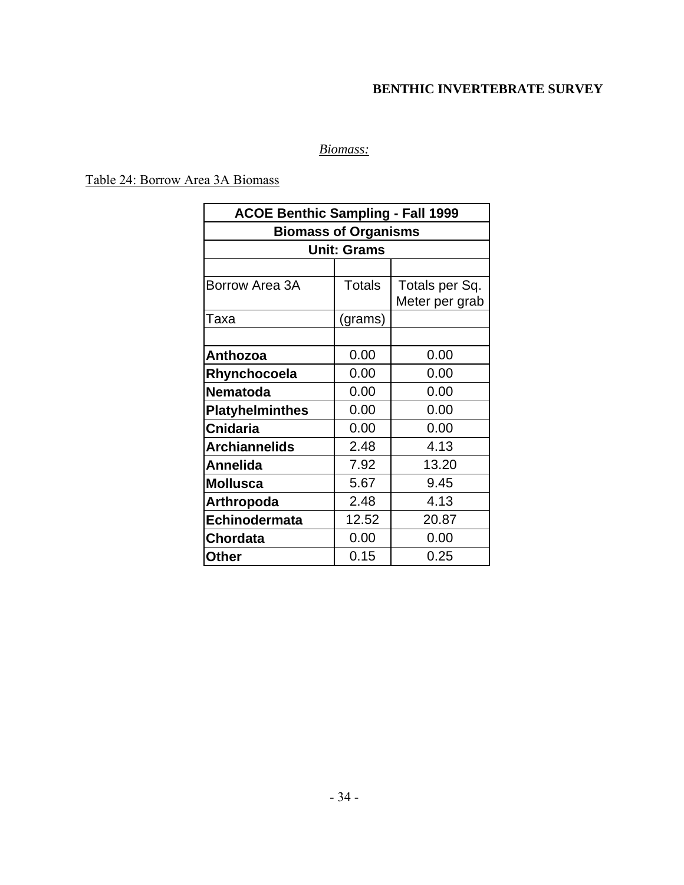*Biomass:*

Table 24: Borrow Area 3A Biomass

| ACOE Benthic Sampling - Fall 1999 | | |
|---|---|---|
| **Biomass of Organisms** | | |
| **Unit: Grams** | | |
| | | |
| Borrow Area 3A | Totals | Totals per Sq. Meter per grab |
| Taxa | (grams) | |
| | | |
| **Anthozoa** | 0.00 | 0.00 |
| **Rhynchocoela** | 0.00 | 0.00 |
| **Nematoda** | 0.00 | 0.00 |
| **Platyhelminthes** | 0.00 | 0.00 |
| **Cnidaria** | 0.00 | 0.00 |
| **Archiannelids** | 2.48 | 4.13 |
| **Annelida** | 7.92 | 13.20 |
| **Mollusca** | 5.67 | 9.45 |
| **Arthropoda** | 2.48 | 4.13 |
| **Echinodermata** | 12.52 | 20.87 |
| **Chordata** | 0.00 | 0.00 |
| **Other** | 0.15 | 0.25 |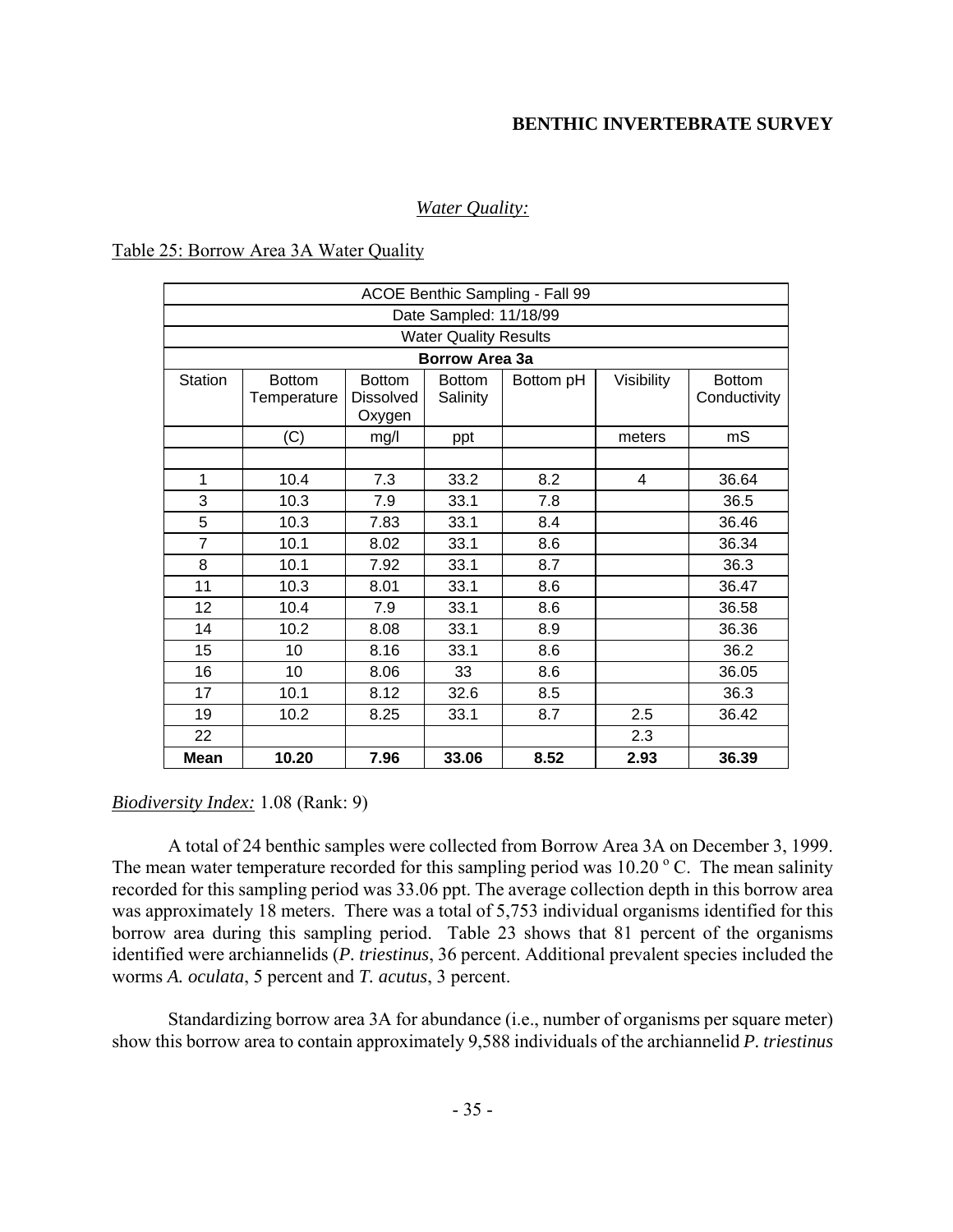### Water Quality:

Table 25: Borrow Area 3A Water Quality

| ACOE Benthic Sampling - Fall 99 | | | | | | |
|---|---|---|---|---|---|---|
| Date Sampled: 11/18/99 | | | | | | |
| Water Quality Results | | | | | | |
| **Borrow Area 3a** | | | | | | |
| Station | Bottom Temperature | Bottom Dissolved Oxygen | Bottom Salinity | Bottom pH | Visibility | Bottom Conductivity |
| | (C) | mg/l | ppt | | meters | mS |
| | | | | | | |
| 1 | 10.4 | 7.3 | 33.2 | 8.2 | 4 | 36.64 |
| 3 | 10.3 | 7.9 | 33.1 | 7.8 | | 36.5 |
| 5 | 10.3 | 7.83 | 33.1 | 8.4 | | 36.46 |
| 7 | 10.1 | 8.02 | 33.1 | 8.6 | | 36.34 |
| 8 | 10.1 | 7.92 | 33.1 | 8.7 | | 36.3 |
| 11 | 10.3 | 8.01 | 33.1 | 8.6 | | 36.47 |
| 12 | 10.4 | 7.9 | 33.1 | 8.6 | | 36.58 |
| 14 | 10.2 | 8.08 | 33.1 | 8.9 | | 36.36 |
| 15 | 10 | 8.16 | 33.1 | 8.6 | | 36.2 |
| 16 | 10 | 8.06 | 33 | 8.6 | | 36.05 |
| 17 | 10.1 | 8.12 | 32.6 | 8.5 | | 36.3 |
| 19 | 10.2 | 8.25 | 33.1 | 8.7 | 2.5 | 36.42 |
| 22 | | | | | 2.3 | |
| **Mean** | **10.20** | **7.96** | **33.06** | **8.52** | **2.93** | **36.39** |

*Biodiversity Index:* 1.08 (Rank: 9)

A total of 24 benthic samples were collected from Borrow Area 3A on December 3, 1999. The mean water temperature recorded for this sampling period was 10.20 $^{o}$ C. The mean salinity recorded for this sampling period was 33.06 ppt. The average collection depth in this borrow area was approximately 18 meters. There was a total of 5,753 individual organisms identified for this borrow area during this sampling period. Table 23 shows that 81 percent of the organisms identified were archiannelids (*P. triestinus*, 36 percent. Additional prevalent species included the worms *A. oculata*, 5 percent and *T. acutus*, 3 percent.

Standardizing borrow area 3A for abundance (i.e., number of organisms per square meter) show this borrow area to contain approximately 9,588 individuals of the archiannelid *P. triestinus*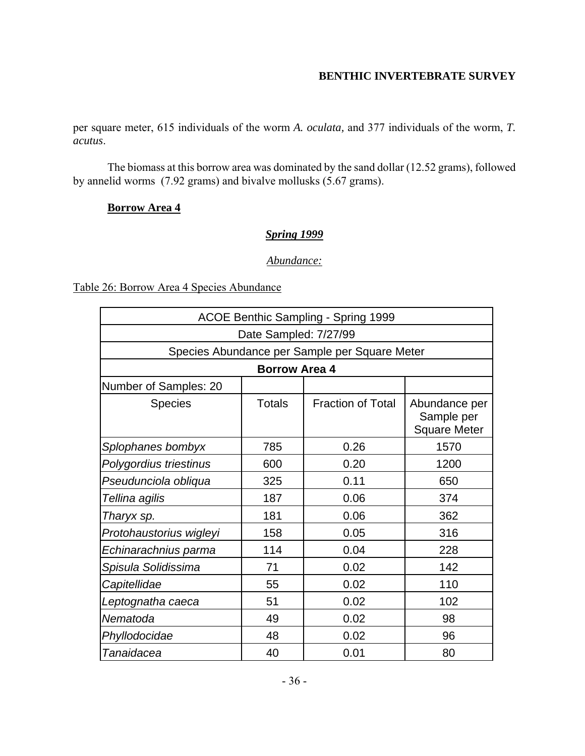per square meter, 615 individuals of the worm *A. oculata,* and 377 individuals of the worm, *T. acutus*.

The biomass at this borrow area was dominated by the sand dollar (12.52 grams), followed by annelid worms (7.92 grams) and bivalve mollusks (5.67 grams).

## **Borrow Area 4**

### ***Spring 1999***

*Abundance:*

Table 26: Borrow Area 4 Species Abundance

| ACOE Benthic Sampling - Spring 1999 | | | |
|---|---|---|---|
| Date Sampled: 7/27/99 | | | |
| Species Abundance per Sample per Square Meter | | | |
| **Borrow Area 4** | | | |
| Number of Samples: 20 | | | |
| Species | Totals | Fraction of Total | Abundance per Sample per Square Meter |
| *Splophanes bombyx* | 785 | 0.26 | 1570 |
| *Polygordius triestinus* | 600 | 0.20 | 1200 |
| *Pseudunciola obliqua* | 325 | 0.11 | 650 |
| *Tellina agilis* | 187 | 0.06 | 374 |
| *Tharyx sp.* | 181 | 0.06 | 362 |
| *Protohaustorius wigleyi* | 158 | 0.05 | 316 |
| *Echinarachnius parma* | 114 | 0.04 | 228 |
| *Spisula Solidissima* | 71 | 0.02 | 142 |
| *Capitellidae* | 55 | 0.02 | 110 |
| *Leptognatha caeca* | 51 | 0.02 | 102 |
| *Nematoda* | 49 | 0.02 | 98 |
| *Phyllodocidae* | 48 | 0.02 | 96 |
| *Tanaidacea* | 40 | 0.01 | 80 |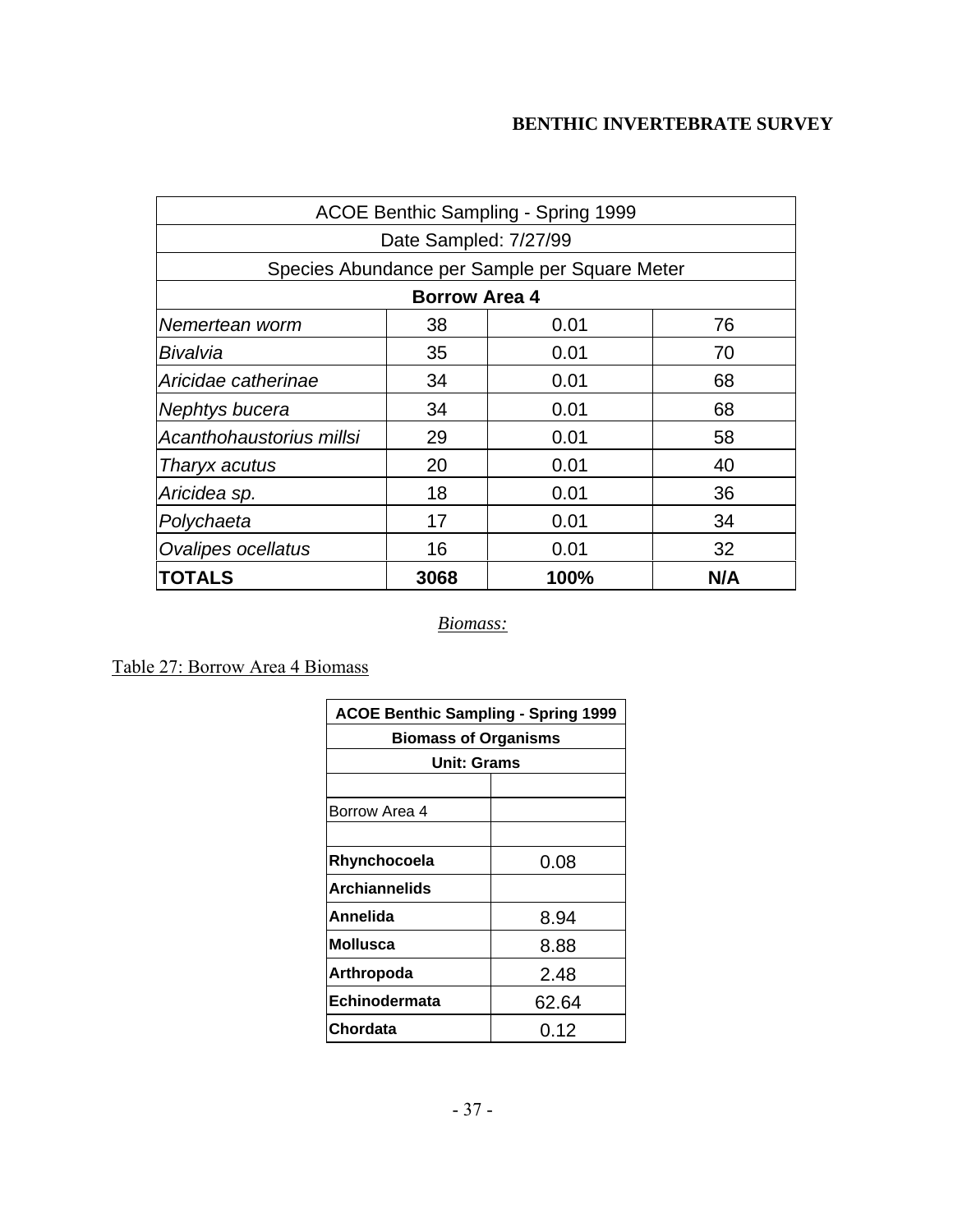**BENTHIC INVERTEBRATE SURVEY**

| ACOE Benthic Sampling - Spring 1999 | | | |
|---|---|---|---|
| Date Sampled: 7/27/99 | | | |
| Species Abundance per Sample per Square Meter | | | |
| **Borrow Area 4** | | | |
| *Nemertean worm* | 38 | 0.01 | 76 |
| *Bivalvia* | 35 | 0.01 | 70 |
| *Aricidae catherinae* | 34 | 0.01 | 68 |
| *Nephtys bucera* | 34 | 0.01 | 68 |
| *Acanthohaustorius millsi* | 29 | 0.01 | 58 |
| *Tharyx acutus* | 20 | 0.01 | 40 |
| *Aricidea sp.* | 18 | 0.01 | 36 |
| *Polychaeta* | 17 | 0.01 | 34 |
| *Ovalipes ocellatus* | 16 | 0.01 | 32 |
| **TOTALS** | **3068** | **100%** | **N/A** |

*Biomass:*

Table 27: Borrow Area 4 Biomass

| ACOE Benthic Sampling - Spring 1999 | |
|---|---|
| **Biomass of Organisms** | |
| **Unit: Grams** | |
| | |
| Borrow Area 4 | |
| | |
| **Rhynchocoela** | 0.08 |
| **Archiannelids** | |
| **Annelida** | 8.94 |
| **Mollusca** | 8.88 |
| **Arthropoda** | 2.48 |
| **Echinodermata** | 62.64 |
| **Chordata** | 0.12 |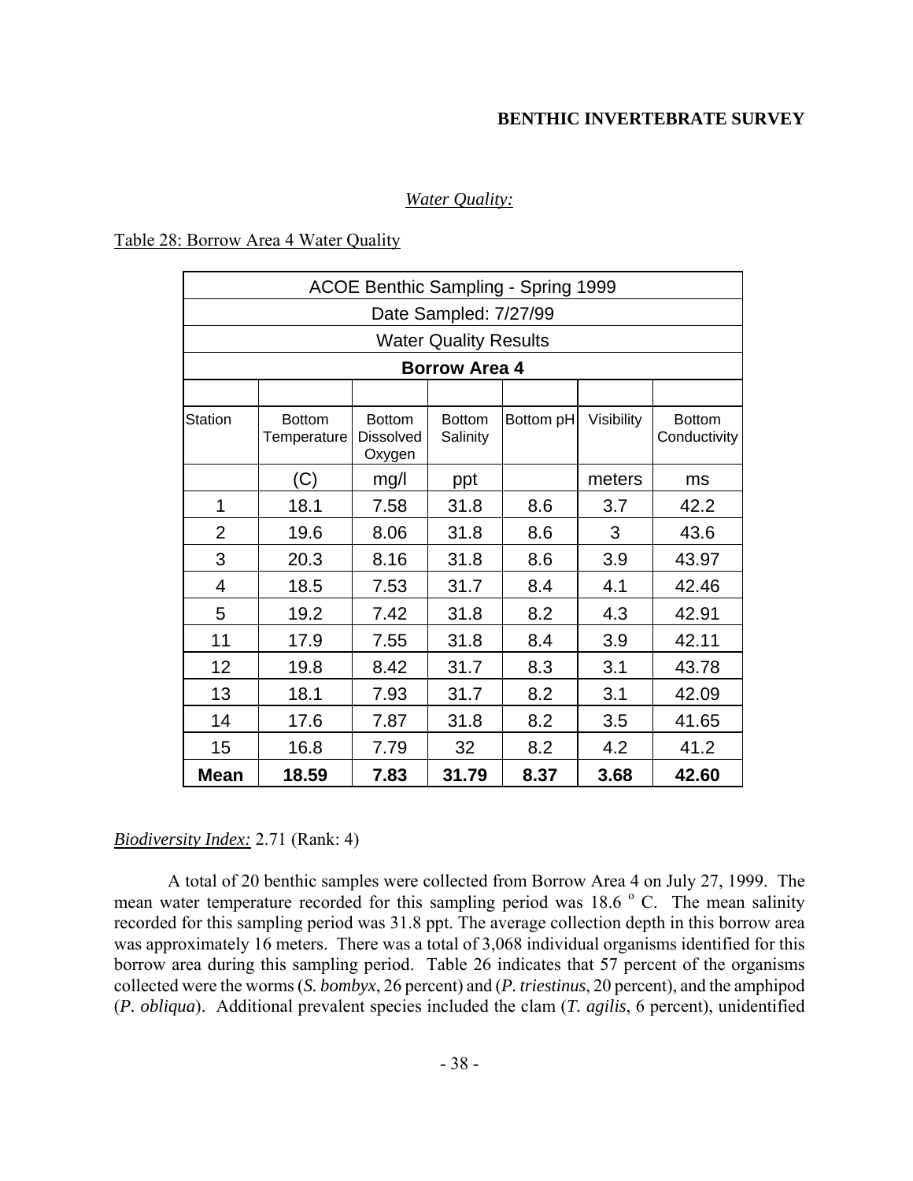*Water Quality:*

Table 28: Borrow Area 4 Water Quality

| ACOE Benthic Sampling - Spring 1999 | | | | | | |
|---|---|---|---|---|---|---|
| Date Sampled: 7/27/99 | | | | | | |
| Water Quality Results | | | | | | |
| **Borrow Area 4** | | | | | | |
| Station | Bottom Temperature | Bottom Dissolved Oxygen | Bottom Salinity | Bottom pH | Visibility | Bottom Conductivity |
| | (C) | mg/l | ppt | | meters | ms |
| 1 | 18.1 | 7.58 | 31.8 | 8.6 | 3.7 | 42.2 |
| 2 | 19.6 | 8.06 | 31.8 | 8.6 | 3 | 43.6 |
| 3 | 20.3 | 8.16 | 31.8 | 8.6 | 3.9 | 43.97 |
| 4 | 18.5 | 7.53 | 31.7 | 8.4 | 4.1 | 42.46 |
| 5 | 19.2 | 7.42 | 31.8 | 8.2 | 4.3 | 42.91 |
| 11 | 17.9 | 7.55 | 31.8 | 8.4 | 3.9 | 42.11 |
| 12 | 19.8 | 8.42 | 31.7 | 8.3 | 3.1 | 43.78 |
| 13 | 18.1 | 7.93 | 31.7 | 8.2 | 3.1 | 42.09 |
| 14 | 17.6 | 7.87 | 31.8 | 8.2 | 3.5 | 41.65 |
| 15 | 16.8 | 7.79 | 32 | 8.2 | 4.2 | 41.2 |
| **Mean** | **18.59** | **7.83** | **31.79** | **8.37** | **3.68** | **42.60** |

*Biodiversity Index:* 2.71 (Rank: 4)

A total of 20 benthic samples were collected from Borrow Area 4 on July 27, 1999. The mean water temperature recorded for this sampling period was 18.6 $^{o}$ C. The mean salinity recorded for this sampling period was 31.8 ppt. The average collection depth in this borrow area was approximately 16 meters. There was a total of 3,068 individual organisms identified for this borrow area during this sampling period. Table 26 indicates that 57 percent of the organisms collected were the worms (*S. bombyx*, 26 percent) and (*P. triestinus*, 20 percent), and the amphipod (*P. obliqua*). Additional prevalent species included the clam (*T. agilis*, 6 percent), unidentified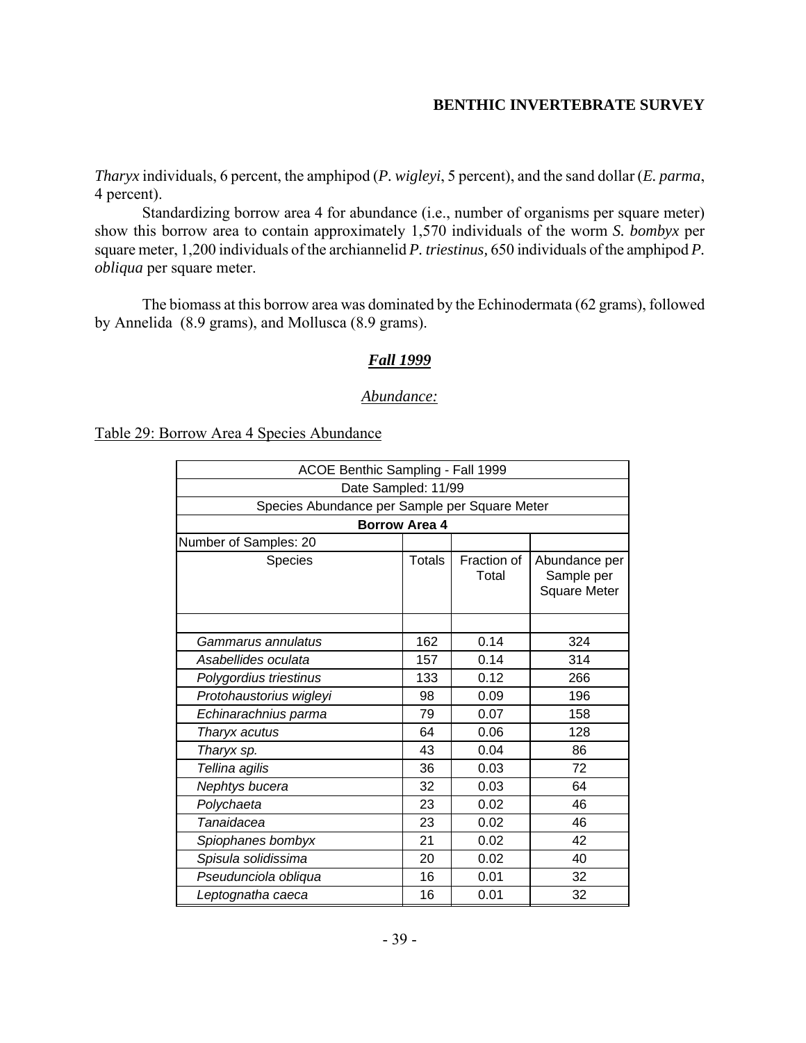*Tharyx* individuals, 6 percent, the amphipod (*P. wigleyi*, 5 percent), and the sand dollar (*E. parma*, 4 percent).

Standardizing borrow area 4 for abundance (i.e., number of organisms per square meter) show this borrow area to contain approximately 1,570 individuals of the worm *S. bombyx* per square meter, 1,200 individuals of the archiannelid *P. triestinus,* 650 individuals of the amphipod *P. obliqua* per square meter.

The biomass at this borrow area was dominated by the Echinodermata (62 grams), followed by Annelida (8.9 grams), and Mollusca (8.9 grams).

## *Fall 1999*

### *Abundance:*

Table 29: Borrow Area 4 Species Abundance

| ACOE Benthic Sampling - Fall 1999 | | | |
|---|---|---|---|
| Date Sampled: 11/99 | | | |
| Species Abundance per Sample per Square Meter | | | |
| **Borrow Area 4** | | | |
| Number of Samples: 20 | | | |
| Species | Totals | Fraction of Total | Abundance per Sample per Square Meter |
| | | | |
| *Gammarus annulatus* | 162 | 0.14 | 324 |
| *Asabellides oculata* | 157 | 0.14 | 314 |
| *Polygordius triestinus* | 133 | 0.12 | 266 |
| *Protohaustorius wigleyi* | 98 | 0.09 | 196 |
| *Echinarachnius parma* | 79 | 0.07 | 158 |
| *Tharyx acutus* | 64 | 0.06 | 128 |
| *Tharyx sp.* | 43 | 0.04 | 86 |
| *Tellina agilis* | 36 | 0.03 | 72 |
| *Nephtys bucera* | 32 | 0.03 | 64 |
| *Polychaeta* | 23 | 0.02 | 46 |
| *Tanaidacea* | 23 | 0.02 | 46 |
| *Spiophanes bombyx* | 21 | 0.02 | 42 |
| *Spisula solidissima* | 20 | 0.02 | 40 |
| *Pseudunciola obliqua* | 16 | 0.01 | 32 |
| *Leptognatha caeca* | 16 | 0.01 | 32 |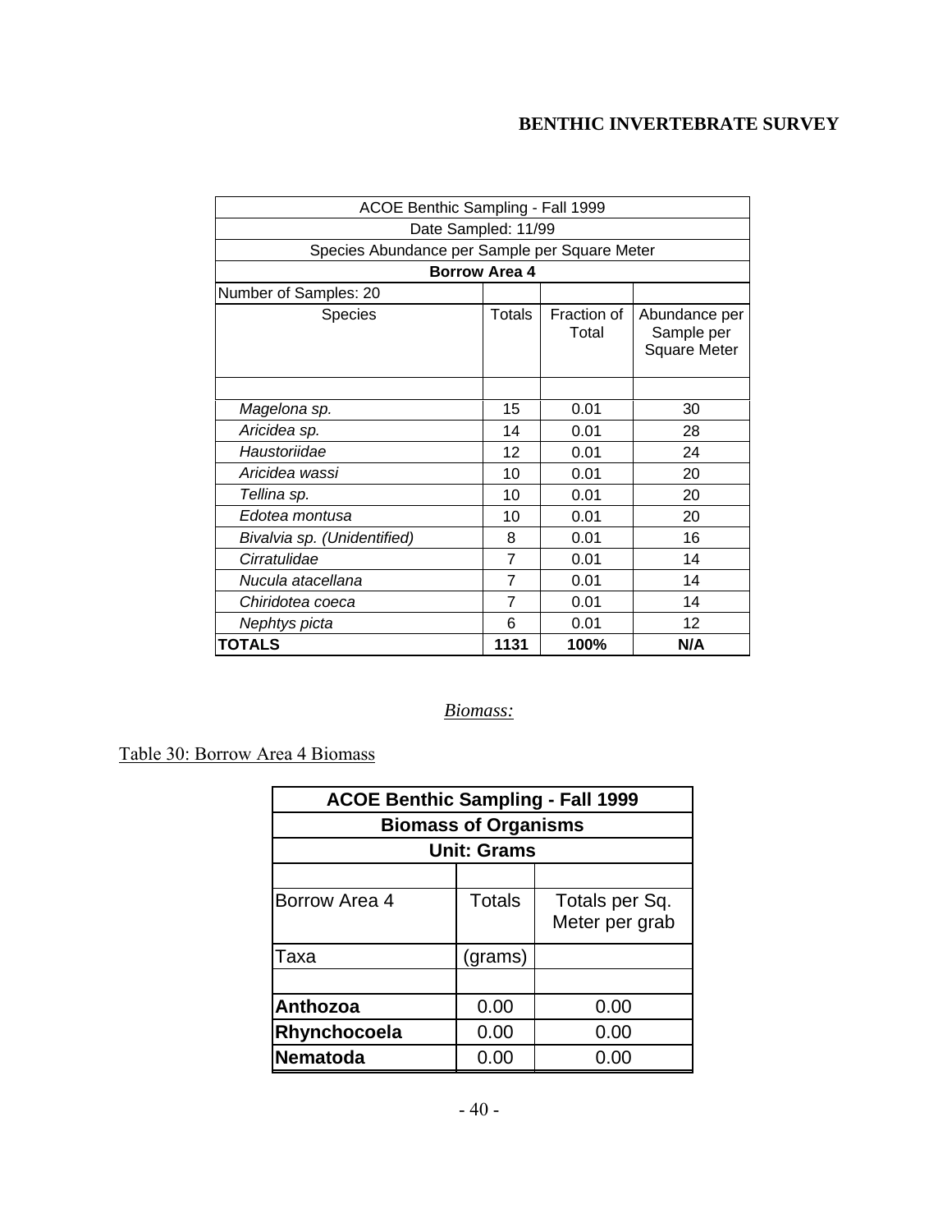| ACOE Benthic Sampling - Fall 1999 | | | |
|---|---|---|---|
| Date Sampled: 11/99 | | | |
| Species Abundance per Sample per Square Meter | | | |
| **Borrow Area 4** | | | |
| Number of Samples: 20 | | | |
| Species | Totals | Fraction of Total | Abundance per Sample per Square Meter |
| | | | |
| *Magelona sp.* | 15 | 0.01 | 30 |
| *Aricidea sp.* | 14 | 0.01 | 28 |
| *Haustoriidae* | 12 | 0.01 | 24 |
| *Aricidea wassi* | 10 | 0.01 | 20 |
| *Tellina sp.* | 10 | 0.01 | 20 |
| *Edotea montusa* | 10 | 0.01 | 20 |
| *Bivalvia sp. (Unidentified)* | 8 | 0.01 | 16 |
| *Cirratulidae* | 7 | 0.01 | 14 |
| *Nucula atacellana* | 7 | 0.01 | 14 |
| *Chiridotea coeca* | 7 | 0.01 | 14 |
| *Nephtys picta* | 6 | 0.01 | 12 |
| **TOTALS** | **1131** | **100%** | **N/A** |

*Biomass:*

Table 30: Borrow Area 4 Biomass

| ACOE Benthic Sampling - Fall 1999 | | |
|---|---|---|
| **Biomass of Organisms** | | |
| **Unit: Grams** | | |
| | | |
| Borrow Area 4 | Totals | Totals per Sq. Meter per grab |
| Taxa | (grams) | |
| | | |
| **Anthozoa** | 0.00 | 0.00 |
| **Rhynchocoela** | 0.00 | 0.00 |
| **Nematoda** | 0.00 | 0.00 |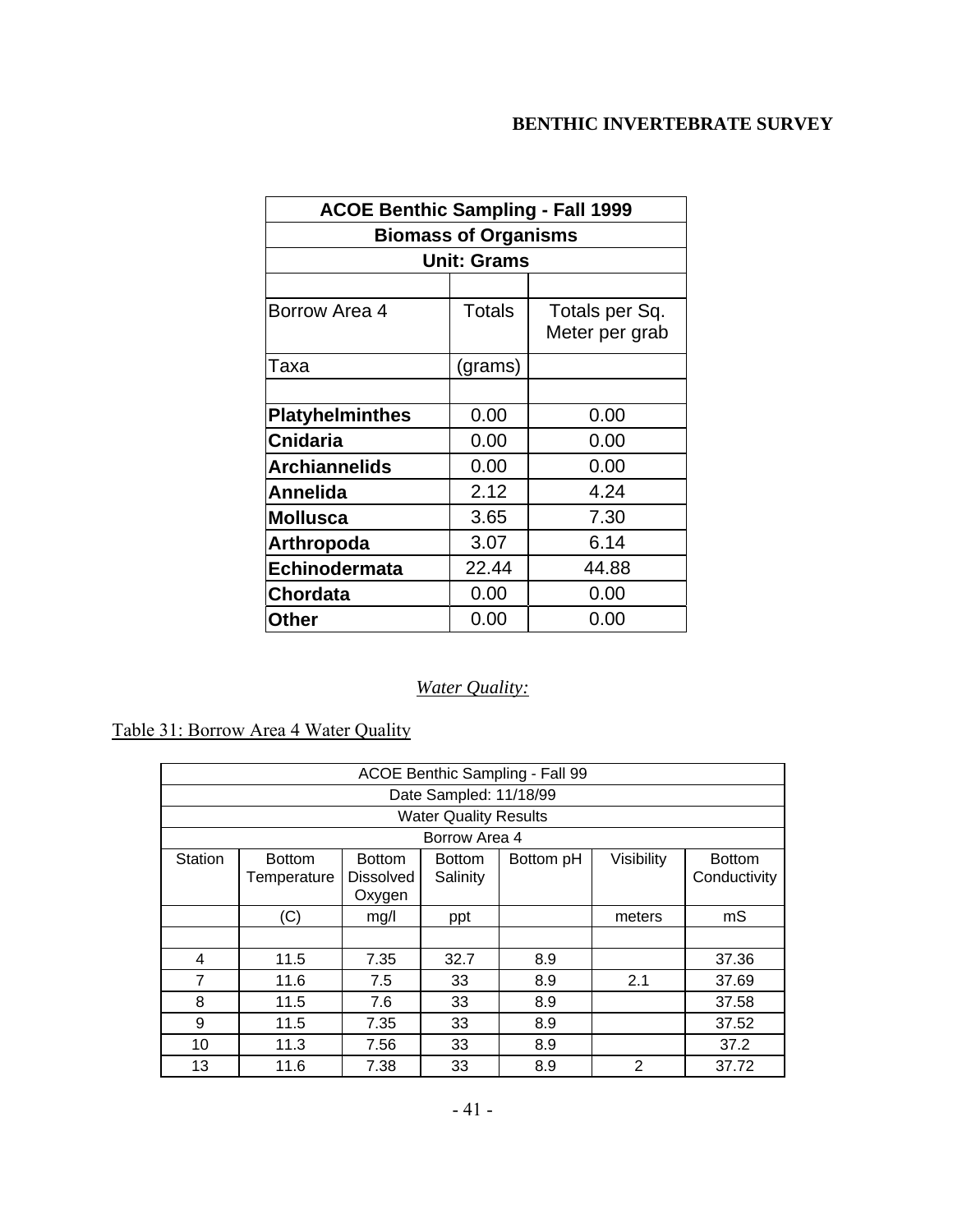| ACOE Benthic Sampling - Fall 1999 | | |
|---|---|---|
| **Biomass of Organisms** | | |
| **Unit: Grams** | | |
| | | |
| Borrow Area 4 | Totals | Totals per Sq. Meter per grab |
| Taxa | (grams) | |
| | | |
| **Platyhelminthes** | 0.00 | 0.00 |
| **Cnidaria** | 0.00 | 0.00 |
| **Archiannelids** | 0.00 | 0.00 |
| **Annelida** | 2.12 | 4.24 |
| **Mollusca** | 3.65 | 7.30 |
| **Arthropoda** | 3.07 | 6.14 |
| **Echinodermata** | 22.44 | 44.88 |
| **Chordata** | 0.00 | 0.00 |
| **Other** | 0.00 | 0.00 |

*Water Quality:*

Table 31: Borrow Area 4 Water Quality

| ACOE Benthic Sampling - Fall 99 | | | | | | |
|---|---|---|---|---|---|---|
| Date Sampled: 11/18/99 | | | | | | |
| Water Quality Results | | | | | | |
| Borrow Area 4 | | | | | | |
| Station | Bottom Temperature | Bottom Dissolved Oxygen | Bottom Salinity | Bottom pH | Visibility | Bottom Conductivity |
| | (C) | mg/l | ppt | | meters | mS |
| | | | | | | |
| 4 | 11.5 | 7.35 | 32.7 | 8.9 | | 37.36 |
| 7 | 11.6 | 7.5 | 33 | 8.9 | 2.1 | 37.69 |
| 8 | 11.5 | 7.6 | 33 | 8.9 | | 37.58 |
| 9 | 11.5 | 7.35 | 33 | 8.9 | | 37.52 |
| 10 | 11.3 | 7.56 | 33 | 8.9 | | 37.2 |
| 13 | 11.6 | 7.38 | 33 | 8.9 | 2 | 37.72 |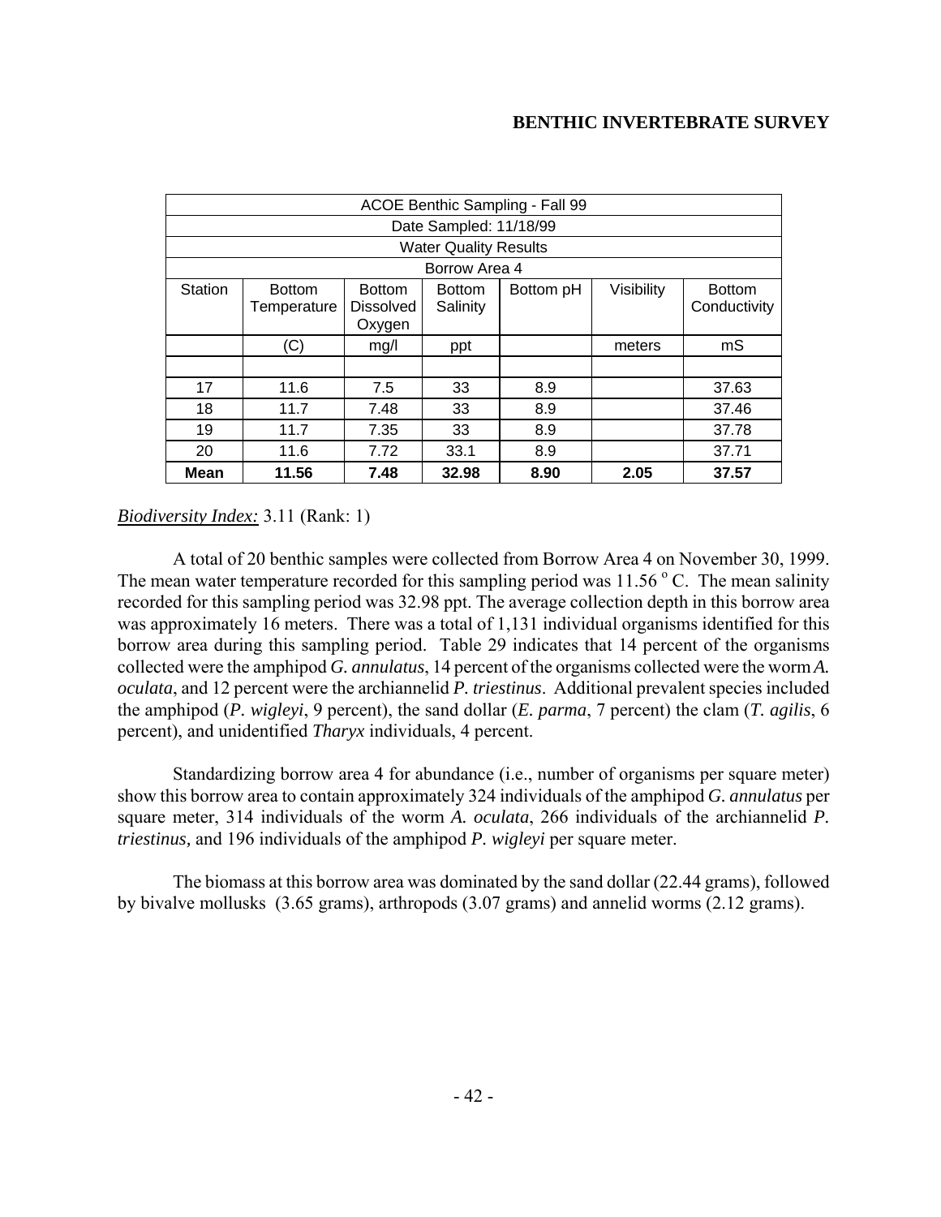| ACOE Benthic Sampling - Fall 99 | | | | | | |
|---|---|---|---|---|---|---|
| Date Sampled: 11/18/99 | | | | | | |
| Water Quality Results | | | | | | |
| Borrow Area 4 | | | | | | |
| Station | Bottom Temperature | Bottom Dissolved Oxygen | Bottom Salinity | Bottom pH | Visibility | Bottom Conductivity |
| | (C) | mg/l | ppt | | meters | mS |
| | | | | | | |
| 17 | 11.6 | 7.5 | 33 | 8.9 | | 37.63 |
| 18 | 11.7 | 7.48 | 33 | 8.9 | | 37.46 |
| 19 | 11.7 | 7.35 | 33 | 8.9 | | 37.78 |
| 20 | 11.6 | 7.72 | 33.1 | 8.9 | | 37.71 |
| **Mean** | **11.56** | **7.48** | **32.98** | **8.90** | **2.05** | **37.57** |

*Biodiversity Index:* 3.11 (Rank: 1)

A total of 20 benthic samples were collected from Borrow Area 4 on November 30, 1999. The mean water temperature recorded for this sampling period was 11.56 $^{o}$ C. The mean salinity recorded for this sampling period was 32.98 ppt. The average collection depth in this borrow area was approximately 16 meters. There was a total of 1,131 individual organisms identified for this borrow area during this sampling period. Table 29 indicates that 14 percent of the organisms collected were the amphipod *G. annulatus*, 14 percent of the organisms collected were the worm *A. oculata*, and 12 percent were the archiannelid *P. triestinus*. Additional prevalent species included the amphipod (*P. wigleyi*, 9 percent), the sand dollar (*E. parma*, 7 percent) the clam (*T. agilis*, 6 percent), and unidentified *Tharyx* individuals, 4 percent.

Standardizing borrow area 4 for abundance (i.e., number of organisms per square meter) show this borrow area to contain approximately 324 individuals of the amphipod *G. annulatus* per square meter, 314 individuals of the worm *A. oculata*, 266 individuals of the archiannelid *P. triestinus,* and 196 individuals of the amphipod *P. wigleyi* per square meter.

The biomass at this borrow area was dominated by the sand dollar (22.44 grams), followed by bivalve mollusks (3.65 grams), arthropods (3.07 grams) and annelid worms (2.12 grams).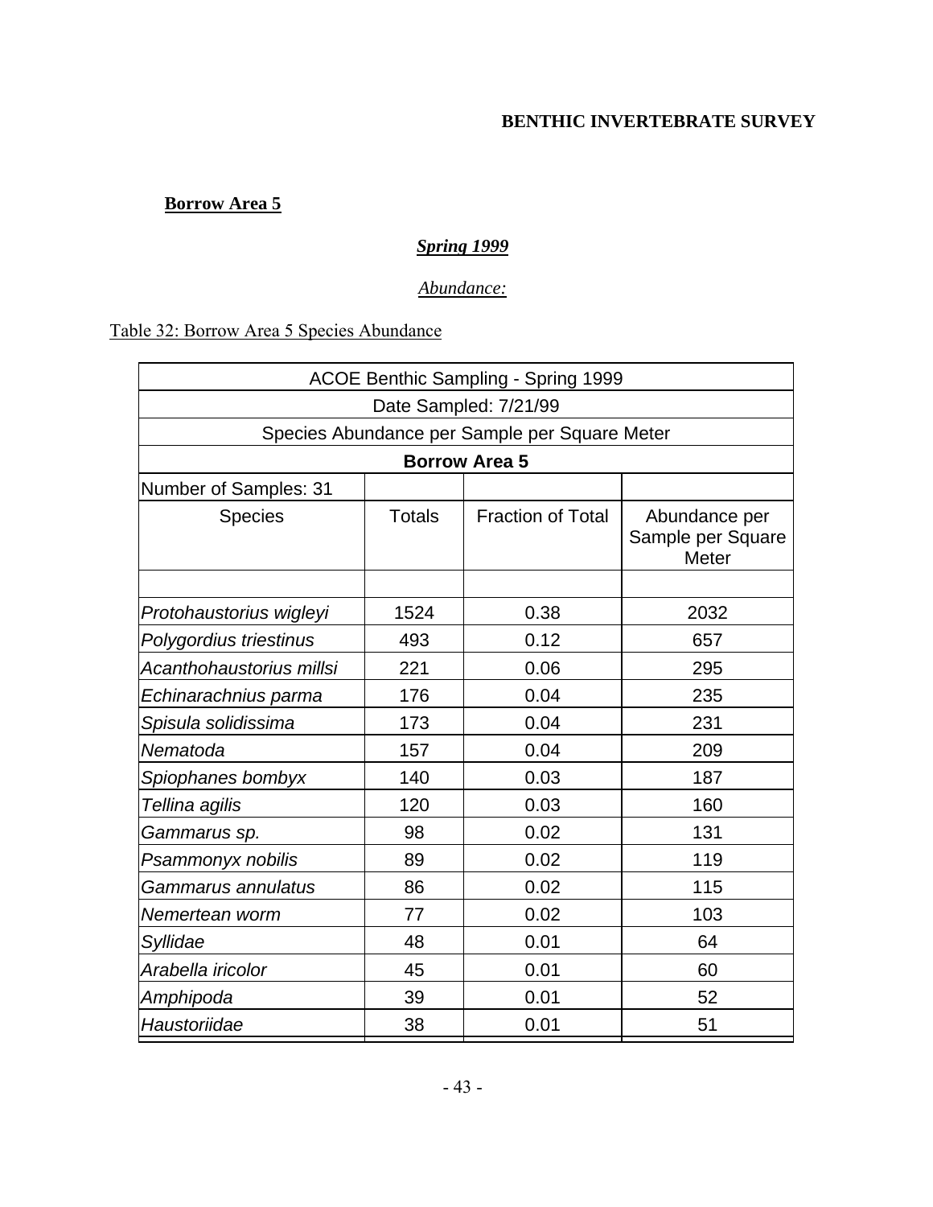**BENTHIC INVERTEBRATE SURVEY**

## Borrow Area 5

### *Spring 1999*

*Abundance:*

Table 32: Borrow Area 5 Species Abundance

| ACOE Benthic Sampling - Spring 1999 | | | |
|---|---|---|---|
| Date Sampled: 7/21/99 | | | |
| Species Abundance per Sample per Square Meter | | | |
| **Borrow Area 5** | | | |
| Number of Samples: 31 | | | |
| Species | Totals | Fraction of Total | Abundance per Sample per Square Meter |
| | | | |
| *Protohaustorius wigleyi* | 1524 | 0.38 | 2032 |
| *Polygordius triestinus* | 493 | 0.12 | 657 |
| *Acanthohaustorius millsi* | 221 | 0.06 | 295 |
| *Echinarachnius parma* | 176 | 0.04 | 235 |
| *Spisula solidissima* | 173 | 0.04 | 231 |
| *Nematoda* | 157 | 0.04 | 209 |
| *Spiophanes bombyx* | 140 | 0.03 | 187 |
| *Tellina agilis* | 120 | 0.03 | 160 |
| *Gammarus sp.* | 98 | 0.02 | 131 |
| *Psammonyx nobilis* | 89 | 0.02 | 119 |
| *Gammarus annulatus* | 86 | 0.02 | 115 |
| *Nemertean worm* | 77 | 0.02 | 103 |
| *Syllidae* | 48 | 0.01 | 64 |
| *Arabella iricolor* | 45 | 0.01 | 60 |
| *Amphipoda* | 39 | 0.01 | 52 |
| *Haustoriidae* | 38 | 0.01 | 51 |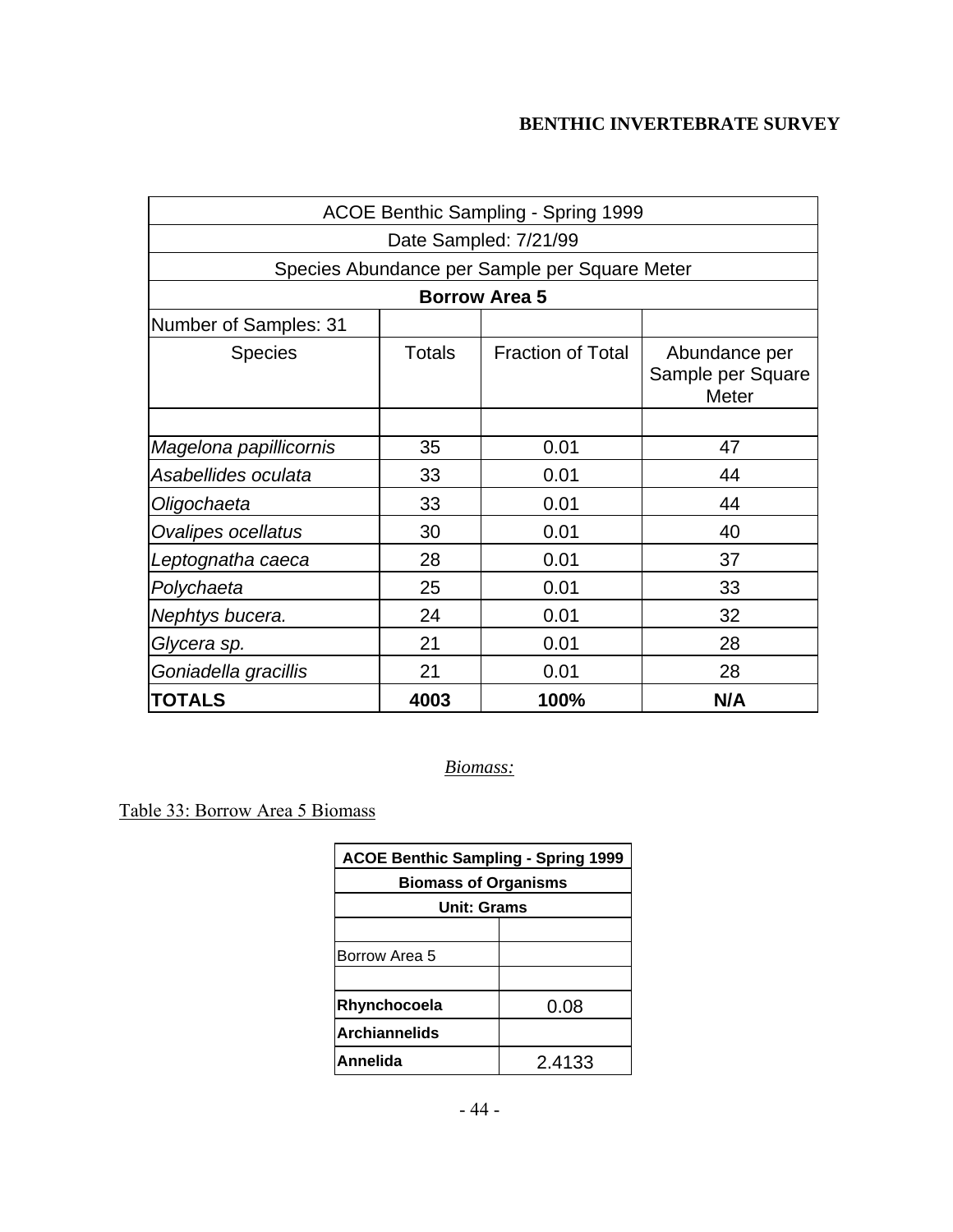## BENTHIC INVERTEBRATE SURVEY

| ACOE Benthic Sampling - Spring 1999 | | | |
|---|---|---|---|
| Date Sampled: 7/21/99 | | | |
| Species Abundance per Sample per Square Meter | | | |
| **Borrow Area 5** | | | |
| Number of Samples: 31 | | | |
| Species | Totals | Fraction of Total | Abundance per Sample per Square Meter |
| | | | |
| *Magelona papillicornis* | 35 | 0.01 | 47 |
| *Asabellides oculata* | 33 | 0.01 | 44 |
| *Oligochaeta* | 33 | 0.01 | 44 |
| *Ovalipes ocellatus* | 30 | 0.01 | 40 |
| *Leptognatha caeca* | 28 | 0.01 | 37 |
| *Polychaeta* | 25 | 0.01 | 33 |
| *Nephtys bucera.* | 24 | 0.01 | 32 |
| *Glycera sp.* | 21 | 0.01 | 28 |
| *Goniadella gracillis* | 21 | 0.01 | 28 |
| **TOTALS** | **4003** | **100%** | **N/A** |

*Biomass:*

Table 33: Borrow Area 5 Biomass

| ACOE Benthic Sampling - Spring 1999 | |
|---|---|
| **Biomass of Organisms** | |
| **Unit: Grams** | |
| | |
| Borrow Area 5 | |
| | |
| **Rhynchocoela** | 0.08 |
| **Archiannelids** | |
| **Annelida** | 2.4133 |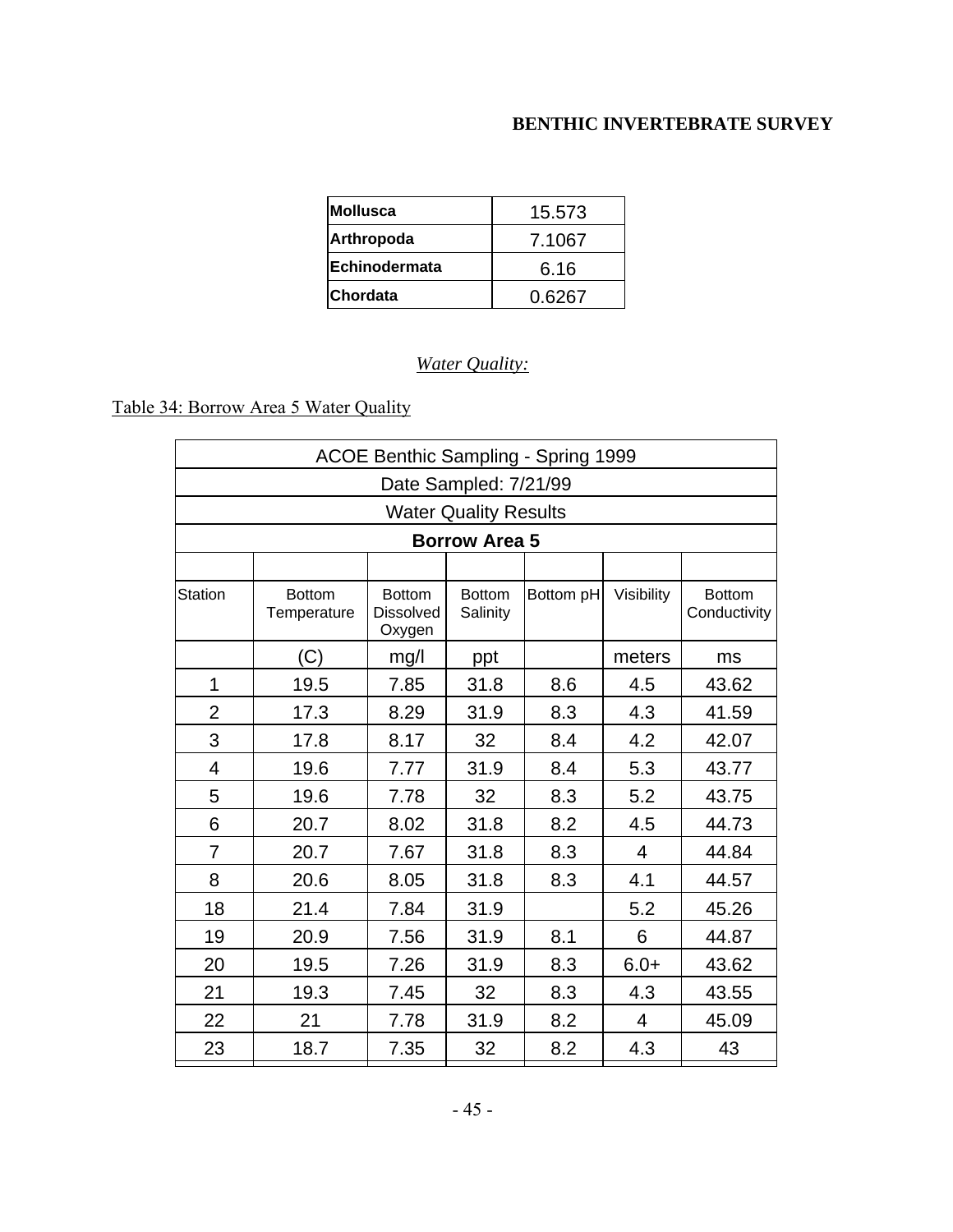**BENTHIC INVERTEBRATE SURVEY**

| | |
|---|---|
| **Mollusca** | 15.573 |
| **Arthropoda** | 7.1067 |
| **Echinodermata** | 6.16 |
| **Chordata** | 0.6267 |

*Water Quality:*

Table 34: Borrow Area 5 Water Quality

| ACOE Benthic Sampling - Spring 1999 | | | | | | |
|---|---|---|---|---|---|---|
| Date Sampled: 7/21/99 | | | | | | |
| Water Quality Results | | | | | | |
| **Borrow Area 5** | | | | | | |
| | | | | | | |
| Station | Bottom Temperature | Bottom Dissolved Oxygen | Bottom Salinity | Bottom pH | Visibility | Bottom Conductivity |
| | (C) | mg/l | ppt | | meters | ms |
| 1 | 19.5 | 7.85 | 31.8 | 8.6 | 4.5 | 43.62 |
| 2 | 17.3 | 8.29 | 31.9 | 8.3 | 4.3 | 41.59 |
| 3 | 17.8 | 8.17 | 32 | 8.4 | 4.2 | 42.07 |
| 4 | 19.6 | 7.77 | 31.9 | 8.4 | 5.3 | 43.77 |
| 5 | 19.6 | 7.78 | 32 | 8.3 | 5.2 | 43.75 |
| 6 | 20.7 | 8.02 | 31.8 | 8.2 | 4.5 | 44.73 |
| 7 | 20.7 | 7.67 | 31.8 | 8.3 | 4 | 44.84 |
| 8 | 20.6 | 8.05 | 31.8 | 8.3 | 4.1 | 44.57 |
| 18 | 21.4 | 7.84 | 31.9 | | 5.2 | 45.26 |
| 19 | 20.9 | 7.56 | 31.9 | 8.1 | 6 | 44.87 |
| 20 | 19.5 | 7.26 | 31.9 | 8.3 | 6.0+ | 43.62 |
| 21 | 19.3 | 7.45 | 32 | 8.3 | 4.3 | 43.55 |
| 22 | 21 | 7.78 | 31.9 | 8.2 | 4 | 45.09 |
| 23 | 18.7 | 7.35 | 32 | 8.2 | 4.3 | 43 |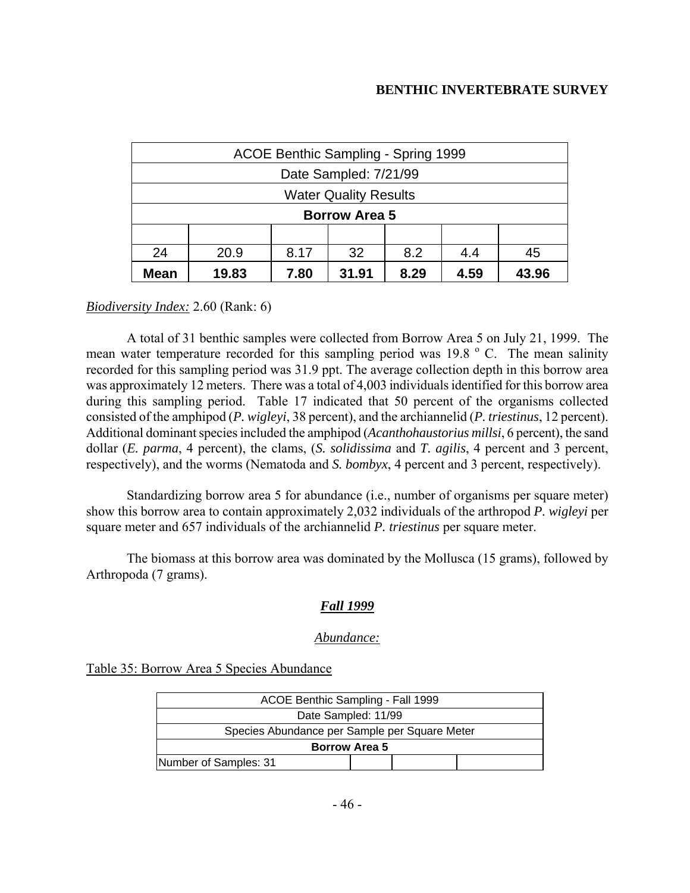| ACOE Benthic Sampling - Spring 1999 | | | | | | |
|---|---|---|---|---|---|---|
| Date Sampled: 7/21/99 | | | | | | |
| Water Quality Results | | | | | | |
| **Borrow Area 5** | | | | | | |
| | | | | | | |
| 24 | 20.9 | 8.17 | 32 | 8.2 | 4.4 | 45 |
| **Mean** | **19.83** | **7.80** | **31.91** | **8.29** | **4.59** | **43.96** |

*Biodiversity Index:* 2.60 (Rank: 6)

A total of 31 benthic samples were collected from Borrow Area 5 on July 21, 1999. The mean water temperature recorded for this sampling period was 19.8 $^{o}$ C. The mean salinity recorded for this sampling period was 31.9 ppt. The average collection depth in this borrow area was approximately 12 meters. There was a total of 4,003 individuals identified for this borrow area during this sampling period. Table 17 indicated that 50 percent of the organisms collected consisted of the amphipod (*P. wigleyi*, 38 percent), and the archiannelid (*P. triestinus*, 12 percent). Additional dominant species included the amphipod (*Acanthohaustorius millsi*, 6 percent), the sand dollar (*E. parma*, 4 percent), the clams, (*S. solidissima* and *T. agilis*, 4 percent and 3 percent, respectively), and the worms (Nematoda and *S. bombyx*, 4 percent and 3 percent, respectively).

Standardizing borrow area 5 for abundance (i.e., number of organisms per square meter) show this borrow area to contain approximately 2,032 individuals of the arthropod *P. wigleyi* per square meter and 657 individuals of the archiannelid *P. triestinus* per square meter.

The biomass at this borrow area was dominated by the Mollusca (15 grams), followed by Arthropoda (7 grams).

## *Fall 1999*

### *Abundance:*

Table 35: Borrow Area 5 Species Abundance

| ACOE Benthic Sampling - Fall 1999 | | | |
|---|---|---|---|
| Date Sampled: 11/99 | | | |
| Species Abundance per Sample per Square Meter | | | |
| **Borrow Area 5** | | | |
| Number of Samples: 31 | | | |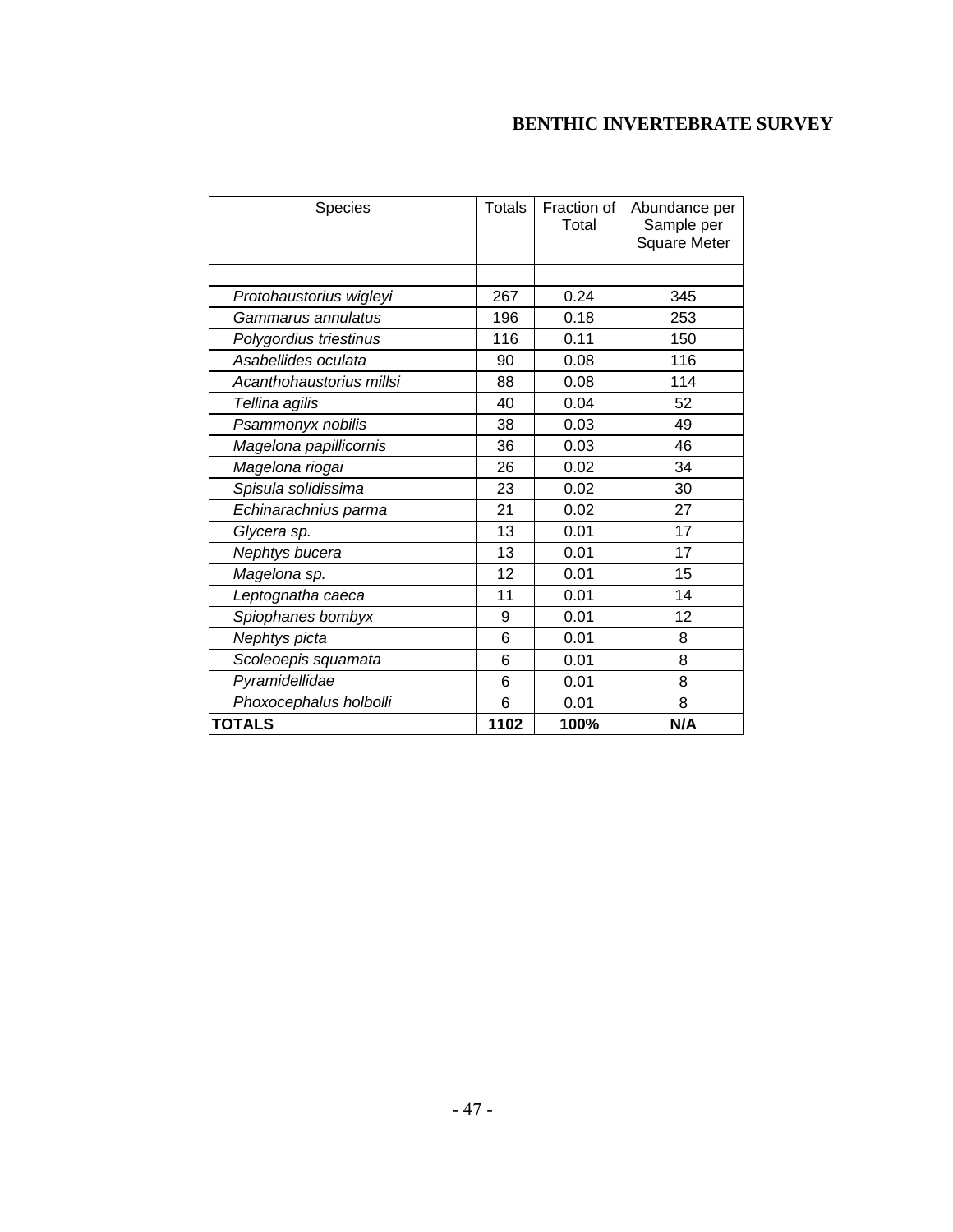# BENTHIC INVERTEBRATE SURVEY

| Species | Totals | Fraction of Total | Abundance per Sample per Square Meter |
|---|---|---|---|
| | | | |
| *Protohaustorius wigleyi* | 267 | 0.24 | 345 |
| *Gammarus annulatus* | 196 | 0.18 | 253 |
| *Polygordius triestinus* | 116 | 0.11 | 150 |
| *Asabellides oculata* | 90 | 0.08 | 116 |
| *Acanthohaustorius millsi* | 88 | 0.08 | 114 |
| *Tellina agilis* | 40 | 0.04 | 52 |
| *Psammonyx nobilis* | 38 | 0.03 | 49 |
| *Magelona papillicornis* | 36 | 0.03 | 46 |
| *Magelona riogai* | 26 | 0.02 | 34 |
| *Spisula solidissima* | 23 | 0.02 | 30 |
| *Echinarachnius parma* | 21 | 0.02 | 27 |
| *Glycera sp.* | 13 | 0.01 | 17 |
| *Nephtys bucera* | 13 | 0.01 | 17 |
| *Magelona sp.* | 12 | 0.01 | 15 |
| *Leptognatha caeca* | 11 | 0.01 | 14 |
| *Spiophanes bombyx* | 9 | 0.01 | 12 |
| *Nephtys picta* | 6 | 0.01 | 8 |
| *Scoleoepis squamata* | 6 | 0.01 | 8 |
| *Pyramidellidae* | 6 | 0.01 | 8 |
| *Phoxocephalus holbolli* | 6 | 0.01 | 8 |
| **TOTALS** | **1102** | **100%** | **N/A** |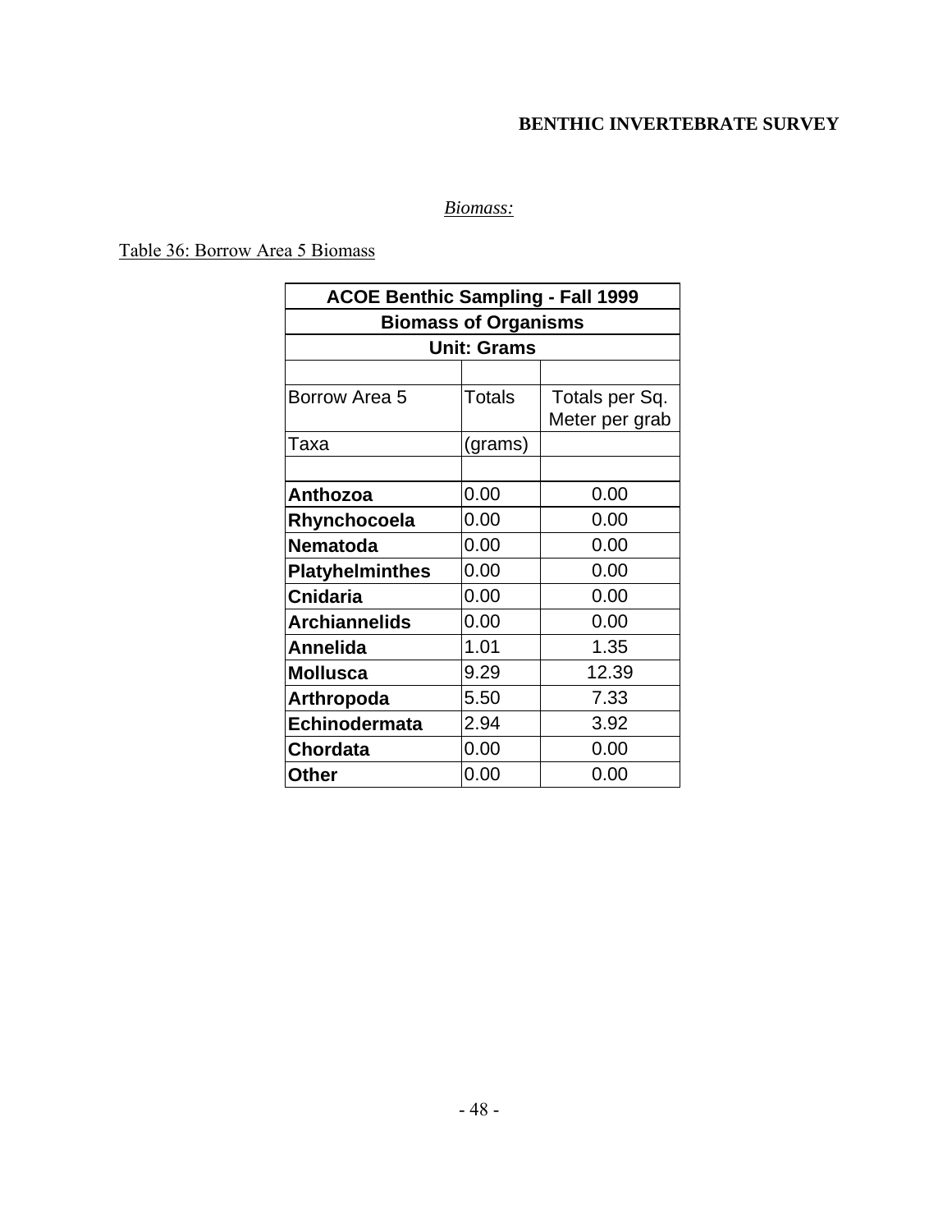*Biomass:*

Table 36: Borrow Area 5 Biomass

| ACOE Benthic Sampling - Fall 1999 | | |
|---|---|---|
| **Biomass of Organisms** | | |
| **Unit: Grams** | | |
| | | |
| Borrow Area 5 | Totals | Totals per Sq. Meter per grab |
| Taxa | (grams) | |
| | | |
| **Anthozoa** | 0.00 | 0.00 |
| **Rhynchocoela** | 0.00 | 0.00 |
| **Nematoda** | 0.00 | 0.00 |
| **Platyhelminthes** | 0.00 | 0.00 |
| **Cnidaria** | 0.00 | 0.00 |
| **Archiannelids** | 0.00 | 0.00 |
| **Annelida** | 1.01 | 1.35 |
| **Mollusca** | 9.29 | 12.39 |
| **Arthropoda** | 5.50 | 7.33 |
| **Echinodermata** | 2.94 | 3.92 |
| **Chordata** | 0.00 | 0.00 |
| **Other** | 0.00 | 0.00 |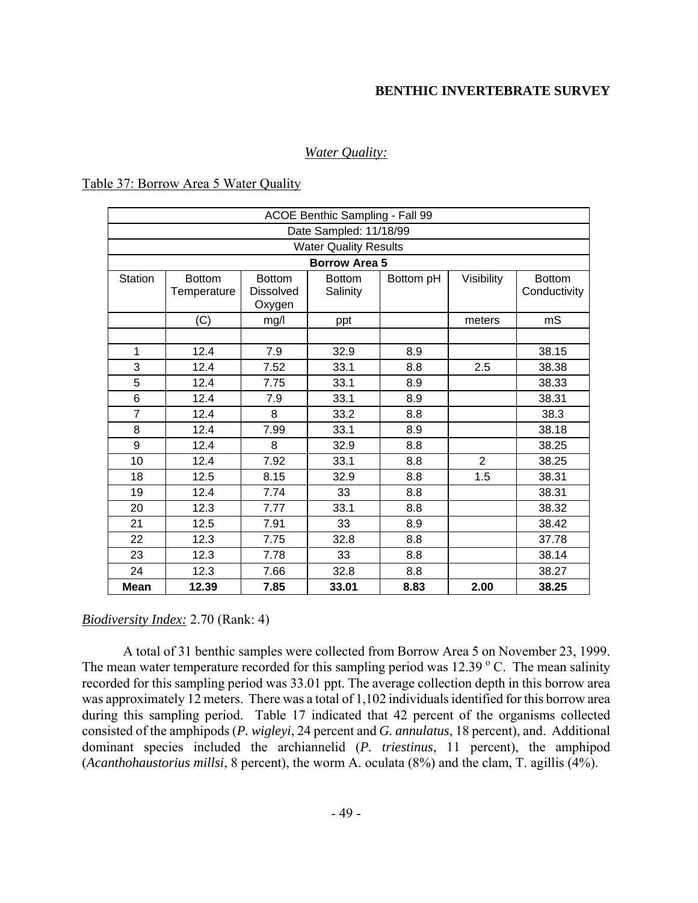**BENTHIC INVERTEBRATE SURVEY**

*Water Quality:*

Table 37: Borrow Area 5 Water Quality

| ACOE Benthic Sampling - Fall 99 | | | | | | |
|---|---|---|---|---|---|---|
| Date Sampled: 11/18/99 | | | | | | |
| Water Quality Results | | | | | | |
| **Borrow Area 5** | | | | | | |
| Station | Bottom Temperature | Bottom Dissolved Oxygen | Bottom Salinity | Bottom pH | Visibility | Bottom Conductivity |
| | (C) | mg/l | ppt | | meters | mS |
| | | | | | | |
| 1 | 12.4 | 7.9 | 32.9 | 8.9 | | 38.15 |
| 3 | 12.4 | 7.52 | 33.1 | 8.8 | 2.5 | 38.38 |
| 5 | 12.4 | 7.75 | 33.1 | 8.9 | | 38.33 |
| 6 | 12.4 | 7.9 | 33.1 | 8.9 | | 38.31 |
| 7 | 12.4 | 8 | 33.2 | 8.8 | | 38.3 |
| 8 | 12.4 | 7.99 | 33.1 | 8.9 | | 38.18 |
| 9 | 12.4 | 8 | 32.9 | 8.8 | | 38.25 |
| 10 | 12.4 | 7.92 | 33.1 | 8.8 | 2 | 38.25 |
| 18 | 12.5 | 8.15 | 32.9 | 8.8 | 1.5 | 38.31 |
| 19 | 12.4 | 7.74 | 33 | 8.8 | | 38.31 |
| 20 | 12.3 | 7.77 | 33.1 | 8.8 | | 38.32 |
| 21 | 12.5 | 7.91 | 33 | 8.9 | | 38.42 |
| 22 | 12.3 | 7.75 | 32.8 | 8.8 | | 37.78 |
| 23 | 12.3 | 7.78 | 33 | 8.8 | | 38.14 |
| 24 | 12.3 | 7.66 | 32.8 | 8.8 | | 38.27 |
| **Mean** | **12.39** | **7.85** | **33.01** | **8.83** | **2.00** | **38.25** |

*Biodiversity Index:* 2.70 (Rank: 4)

A total of 31 benthic samples were collected from Borrow Area 5 on November 23, 1999. The mean water temperature recorded for this sampling period was 12.39 $^{o}$ C. The mean salinity recorded for this sampling period was 33.01 ppt. The average collection depth in this borrow area was approximately 12 meters. There was a total of 1,102 individuals identified for this borrow area during this sampling period. Table 17 indicated that 42 percent of the organisms collected consisted of the amphipods (*P. wigleyi*, 24 percent and *G. annulatus*, 18 percent), and. Additional dominant species included the archiannelid (*P. triestinus*, 11 percent), the amphipod (*Acanthohaustorius millsi*, 8 percent), the worm A. oculata (8%) and the clam, T. agillis (4%).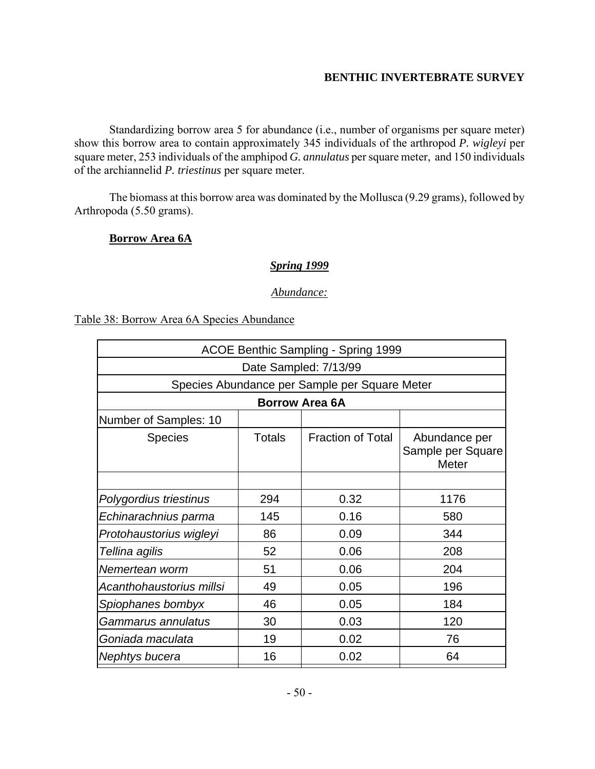Standardizing borrow area 5 for abundance (i.e., number of organisms per square meter) show this borrow area to contain approximately 345 individuals of the arthropod *P. wigleyi* per square meter, 253 individuals of the amphipod *G. annulatus* per square meter, and 150 individuals of the archiannelid *P. triestinus* per square meter.

The biomass at this borrow area was dominated by the Mollusca (9.29 grams), followed by Arthropoda (5.50 grams).

## Borrow Area 6A

### *Spring 1999*

*Abundance:*

Table 38: Borrow Area 6A Species Abundance

| ACOE Benthic Sampling - Spring 1999 | | | |
|---|---|---|---|
| Date Sampled: 7/13/99 | | | |
| Species Abundance per Sample per Square Meter | | | |
| **Borrow Area 6A** | | | |
| Number of Samples: 10 | | | |
| Species | Totals | Fraction of Total | Abundance per Sample per Square Meter |
| | | | |
| *Polygordius triestinus* | 294 | 0.32 | 1176 |
| *Echinarachnius parma* | 145 | 0.16 | 580 |
| *Protohaustorius wigleyi* | 86 | 0.09 | 344 |
| *Tellina agilis* | 52 | 0.06 | 208 |
| *Nemertean worm* | 51 | 0.06 | 204 |
| *Acanthohaustorius millsi* | 49 | 0.05 | 196 |
| *Spiophanes bombyx* | 46 | 0.05 | 184 |
| *Gammarus annulatus* | 30 | 0.03 | 120 |
| *Goniada maculata* | 19 | 0.02 | 76 |
| *Nephtys bucera* | 16 | 0.02 | 64 |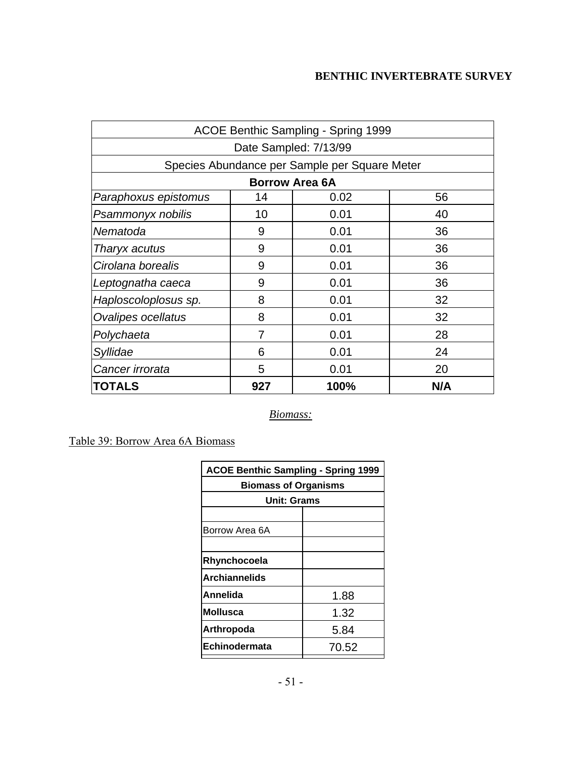| ACOE Benthic Sampling - Spring 1999 | | | |
|---|---|---|---|
| Date Sampled: 7/13/99 | | | |
| Species Abundance per Sample per Square Meter | | | |
| **Borrow Area 6A** | | | |
| *Paraphoxus epistomus* | 14 | 0.02 | 56 |
| *Psammonyx nobilis* | 10 | 0.01 | 40 |
| *Nematoda* | 9 | 0.01 | 36 |
| *Tharyx acutus* | 9 | 0.01 | 36 |
| *Cirolana borealis* | 9 | 0.01 | 36 |
| *Leptognatha caeca* | 9 | 0.01 | 36 |
| *Haploscoloplosus sp.* | 8 | 0.01 | 32 |
| *Ovalipes ocellatus* | 8 | 0.01 | 32 |
| *Polychaeta* | 7 | 0.01 | 28 |
| *Syllidae* | 6 | 0.01 | 24 |
| *Cancer irrorata* | 5 | 0.01 | 20 |
| **TOTALS** | **927** | **100%** | **N/A** |

*Biomass:*

Table 39: Borrow Area 6A Biomass

| ACOE Benthic Sampling - Spring 1999 | |
|---|---|
| **Biomass of Organisms** | |
| **Unit: Grams** | |
| | |
| Borrow Area 6A | |
| | |
| **Rhynchocoela** | |
| **Archiannelids** | |
| **Annelida** | 1.88 |
| **Mollusca** | 1.32 |
| **Arthropoda** | 5.84 |
| **Echinodermata** | 70.52 |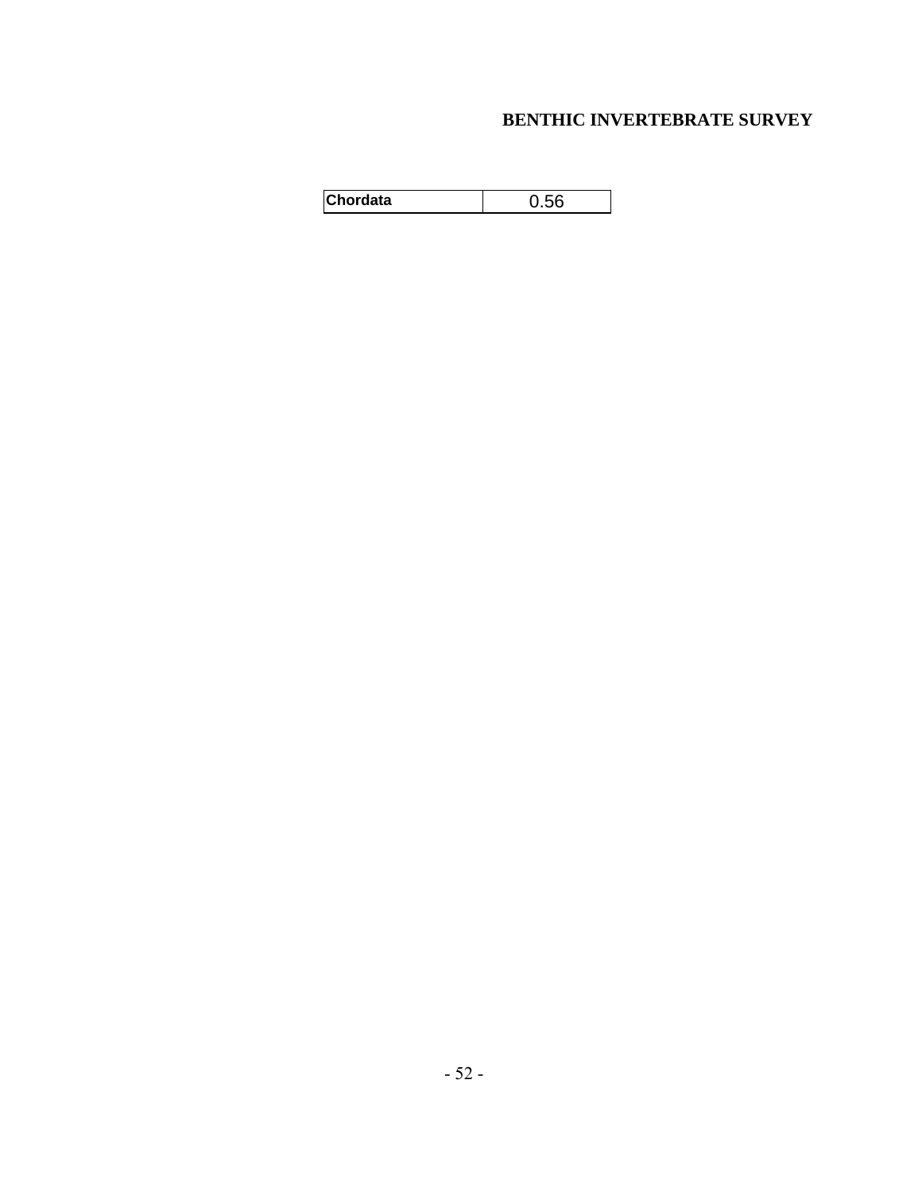| Chordata | 0.56 |
|---|---|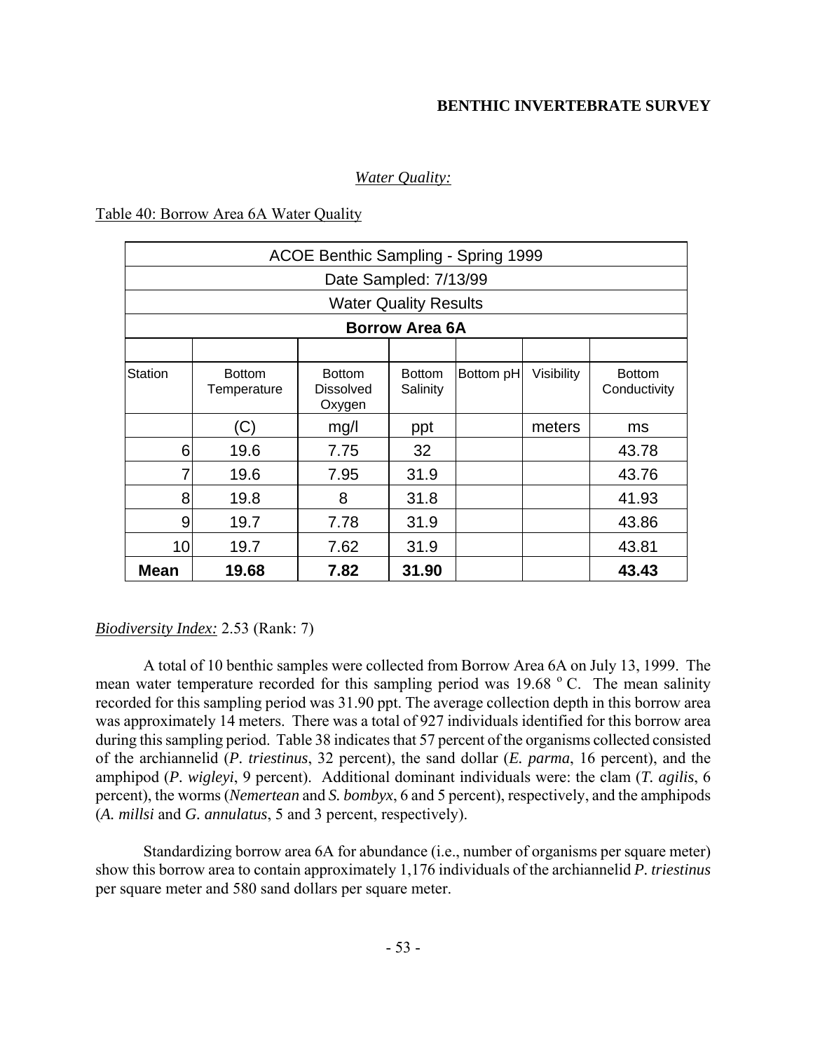*Water Quality:*

Table 40: Borrow Area 6A Water Quality

| ACOE Benthic Sampling - Spring 1999 | | | | | | |
|---|---|---|---|---|---|---|
| Date Sampled: 7/13/99 | | | | | | |
| Water Quality Results | | | | | | |
| **Borrow Area 6A** | | | | | | |
| | | | | | | |
| Station | Bottom Temperature | Bottom Dissolved Oxygen | Bottom Salinity | Bottom pH | Visibility | Bottom Conductivity |
| | (C) | mg/l | ppt | | meters | ms |
| 6 | 19.6 | 7.75 | 32 | | | 43.78 |
| 7 | 19.6 | 7.95 | 31.9 | | | 43.76 |
| 8 | 19.8 | 8 | 31.8 | | | 41.93 |
| 9 | 19.7 | 7.78 | 31.9 | | | 43.86 |
| 10 | 19.7 | 7.62 | 31.9 | | | 43.81 |
| **Mean** | **19.68** | **7.82** | **31.90** | | | **43.43** |

*Biodiversity Index:* 2.53 (Rank: 7)

A total of 10 benthic samples were collected from Borrow Area 6A on July 13, 1999. The mean water temperature recorded for this sampling period was 19.68 $^{o}$ C. The mean salinity recorded for this sampling period was 31.90 ppt. The average collection depth in this borrow area was approximately 14 meters. There was a total of 927 individuals identified for this borrow area during this sampling period. Table 38 indicates that 57 percent of the organisms collected consisted of the archiannelid (*P. triestinus*, 32 percent), the sand dollar (*E. parma*, 16 percent), and the amphipod (*P. wigleyi*, 9 percent). Additional dominant individuals were: the clam (*T. agilis*, 6 percent), the worms (*Nemertean* and *S. bombyx*, 6 and 5 percent), respectively, and the amphipods (*A. millsi* and *G. annulatus*, 5 and 3 percent, respectively).

Standardizing borrow area 6A for abundance (i.e., number of organisms per square meter) show this borrow area to contain approximately 1,176 individuals of the archiannelid *P. triestinus* per square meter and 580 sand dollars per square meter.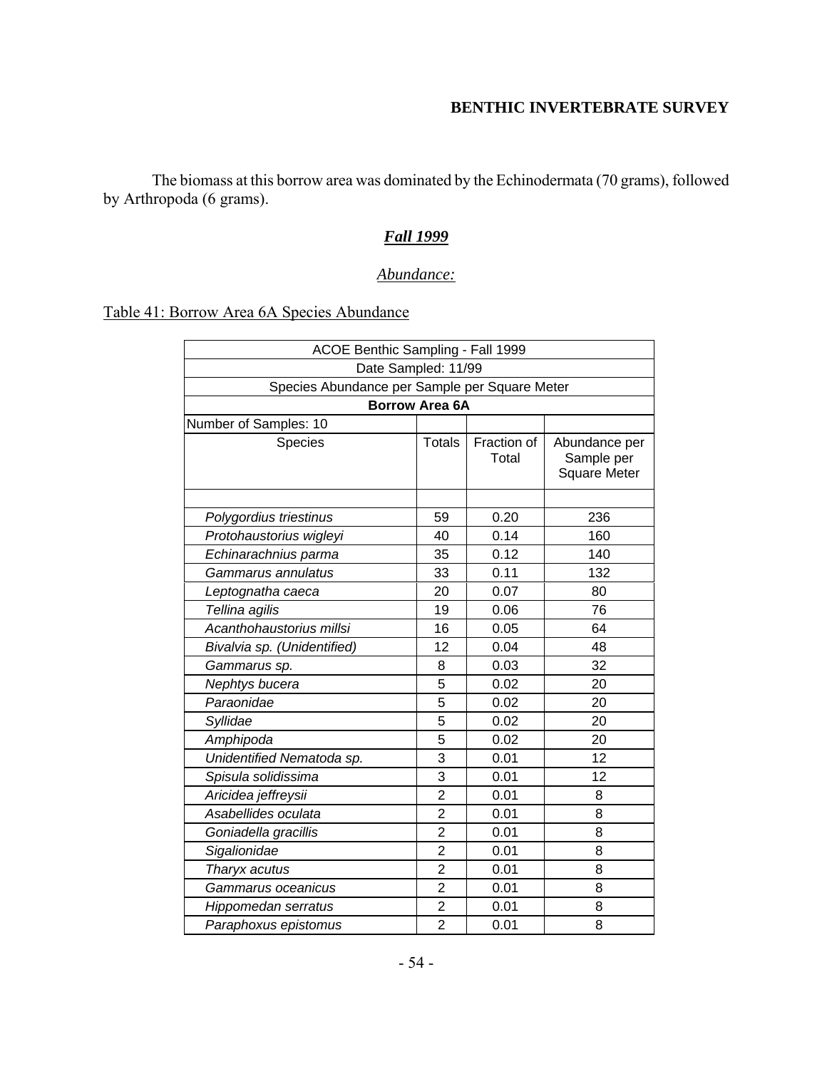The biomass at this borrow area was dominated by the Echinodermata (70 grams), followed by Arthropoda (6 grams).

## *Fall 1999*

### *Abundance:*

Table 41: Borrow Area 6A Species Abundance

| ACOE Benthic Sampling - Fall 1999 | | | |
|---|---|---|---|
| Date Sampled: 11/99 | | | |
| Species Abundance per Sample per Square Meter | | | |
| **Borrow Area 6A** | | | |
| Number of Samples: 10 | | | |
| Species | Totals | Fraction of Total | Abundance per Sample per Square Meter |
| | | | |
| *Polygordius triestinus* | 59 | 0.20 | 236 |
| *Protohaustorius wigleyi* | 40 | 0.14 | 160 |
| *Echinarachnius parma* | 35 | 0.12 | 140 |
| *Gammarus annulatus* | 33 | 0.11 | 132 |
| *Leptognatha caeca* | 20 | 0.07 | 80 |
| *Tellina agilis* | 19 | 0.06 | 76 |
| *Acanthohaustorius millsi* | 16 | 0.05 | 64 |
| *Bivalvia sp. (Unidentified)* | 12 | 0.04 | 48 |
| *Gammarus sp.* | 8 | 0.03 | 32 |
| *Nephtys bucera* | 5 | 0.02 | 20 |
| *Paraonidae* | 5 | 0.02 | 20 |
| *Syllidae* | 5 | 0.02 | 20 |
| *Amphipoda* | 5 | 0.02 | 20 |
| *Unidentified Nematoda sp.* | 3 | 0.01 | 12 |
| *Spisula solidissima* | 3 | 0.01 | 12 |
| *Aricidea jeffreysii* | 2 | 0.01 | 8 |
| *Asabellides oculata* | 2 | 0.01 | 8 |
| *Goniadella gracillis* | 2 | 0.01 | 8 |
| *Sigalionidae* | 2 | 0.01 | 8 |
| *Tharyx acutus* | 2 | 0.01 | 8 |
| *Gammarus oceanicus* | 2 | 0.01 | 8 |
| *Hippomedan serratus* | 2 | 0.01 | 8 |
| *Paraphoxus epistomus* | 2 | 0.01 | 8 |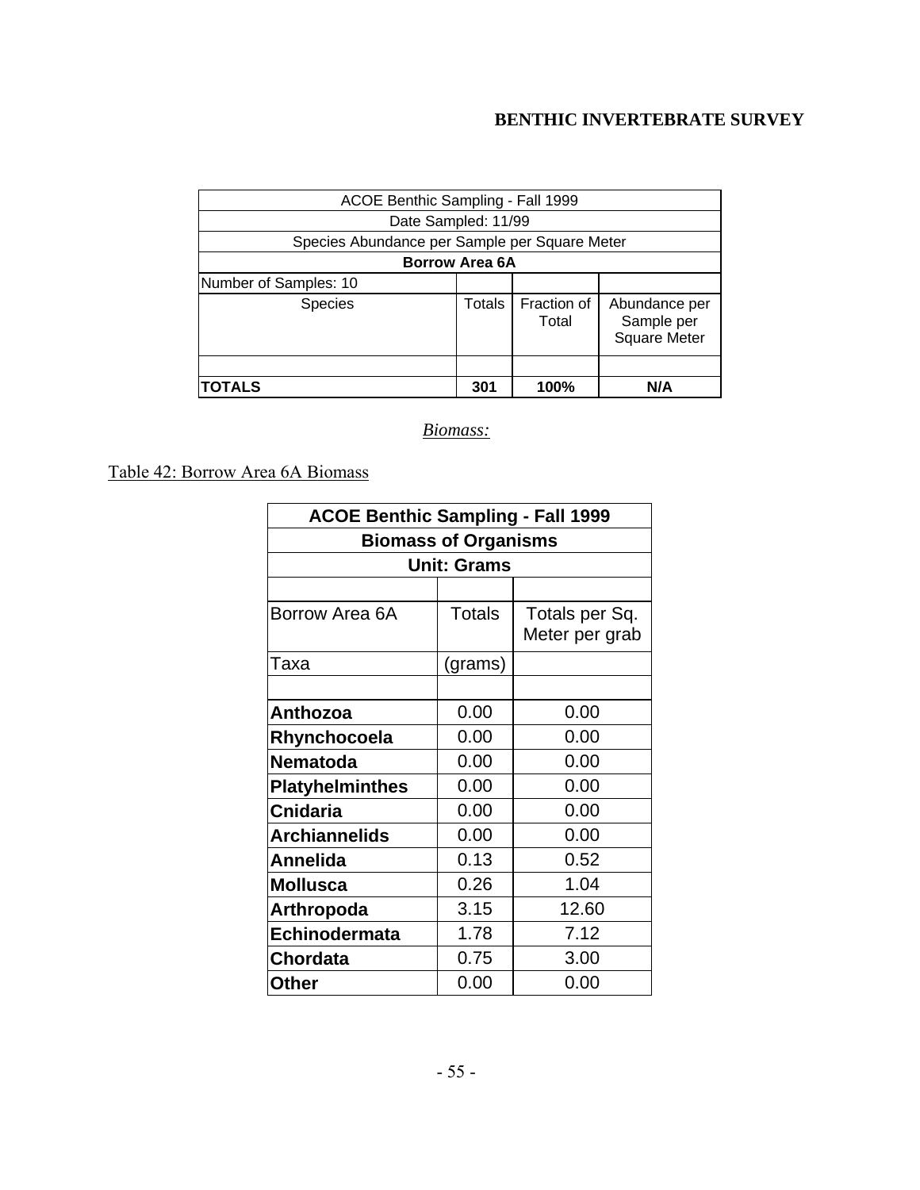## BENTHIC INVERTEBRATE SURVEY

| ACOE Benthic Sampling - Fall 1999 | | | |
|---|---|---|---|
| Date Sampled: 11/99 | | | |
| Species Abundance per Sample per Square Meter | | | |
| **Borrow Area 6A** | | | |
| Number of Samples: 10 | | | |
| Species | Totals | Fraction of Total | Abundance per Sample per Square Meter |
| | | | |
| **TOTALS** | **301** | **100%** | **N/A** |

*Biomass:*

Table 42: Borrow Area 6A Biomass

| **ACOE Benthic Sampling - Fall 1999** | | |
|---|---|---|
| **Biomass of Organisms** | | |
| **Unit: Grams** | | |
| | | |
| Borrow Area 6A | Totals | Totals per Sq. Meter per grab |
| Taxa | (grams) | |
| | | |
| **Anthozoa** | 0.00 | 0.00 |
| **Rhynchocoela** | 0.00 | 0.00 |
| **Nematoda** | 0.00 | 0.00 |
| **Platyhelminthes** | 0.00 | 0.00 |
| **Cnidaria** | 0.00 | 0.00 |
| **Archiannelids** | 0.00 | 0.00 |
| **Annelida** | 0.13 | 0.52 |
| **Mollusca** | 0.26 | 1.04 |
| **Arthropoda** | 3.15 | 12.60 |
| **Echinodermata** | 1.78 | 7.12 |
| **Chordata** | 0.75 | 3.00 |
| **Other** | 0.00 | 0.00 |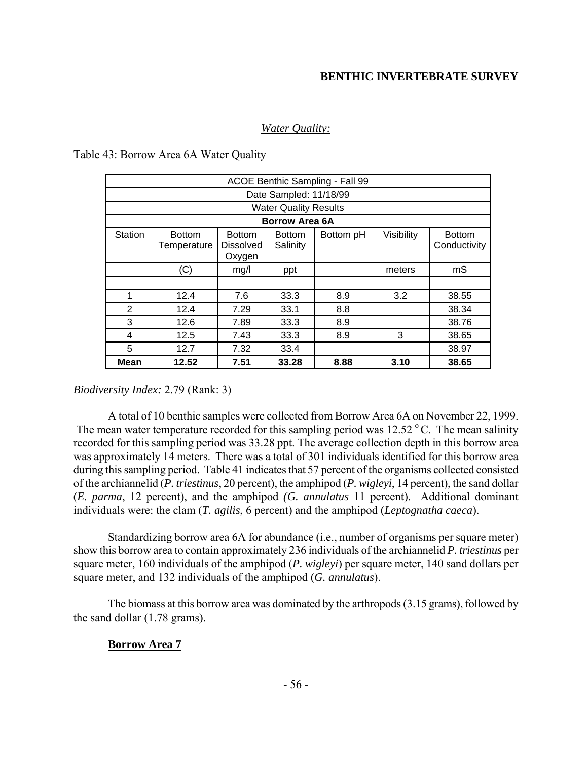*Water Quality:*

Table 43: Borrow Area 6A Water Quality

| ACOE Benthic Sampling - Fall 99 | | | | | | |
|---|---|---|---|---|---|---|
| Date Sampled: 11/18/99 | | | | | | |
| Water Quality Results | | | | | | |
| **Borrow Area 6A** | | | | | | |
| Station | Bottom Temperature | Bottom Dissolved Oxygen | Bottom Salinity | Bottom pH | Visibility | Bottom Conductivity |
| | (C) | mg/l | ppt | | meters | mS |
| | | | | | | |
| 1 | 12.4 | 7.6 | 33.3 | 8.9 | 3.2 | 38.55 |
| 2 | 12.4 | 7.29 | 33.1 | 8.8 | | 38.34 |
| 3 | 12.6 | 7.89 | 33.3 | 8.9 | | 38.76 |
| 4 | 12.5 | 7.43 | 33.3 | 8.9 | 3 | 38.65 |
| 5 | 12.7 | 7.32 | 33.4 | | | 38.97 |
| **Mean** | **12.52** | **7.51** | **33.28** | **8.88** | **3.10** | **38.65** |

*Biodiversity Index:* 2.79 (Rank: 3)

A total of 10 benthic samples were collected from Borrow Area 6A on November 22, 1999. The mean water temperature recorded for this sampling period was 12.52 $^{o}$C. The mean salinity recorded for this sampling period was 33.28 ppt. The average collection depth in this borrow area was approximately 14 meters. There was a total of 301 individuals identified for this borrow area during this sampling period. Table 41 indicates that 57 percent of the organisms collected consisted of the archiannelid (*P. triestinus*, 20 percent), the amphipod (*P. wigleyi*, 14 percent), the sand dollar (*E. parma*, 12 percent), and the amphipod *(G. annulatus* 11 percent). Additional dominant individuals were: the clam (*T. agilis*, 6 percent) and the amphipod (*Leptognatha caeca*).

Standardizing borrow area 6A for abundance (i.e., number of organisms per square meter) show this borrow area to contain approximately 236 individuals of the archiannelid *P. triestinus* per square meter, 160 individuals of the amphipod (*P. wigleyi*) per square meter, 140 sand dollars per square meter, and 132 individuals of the amphipod (*G. annulatus*).

The biomass at this borrow area was dominated by the arthropods (3.15 grams), followed by the sand dollar (1.78 grams).

**Borrow Area 7**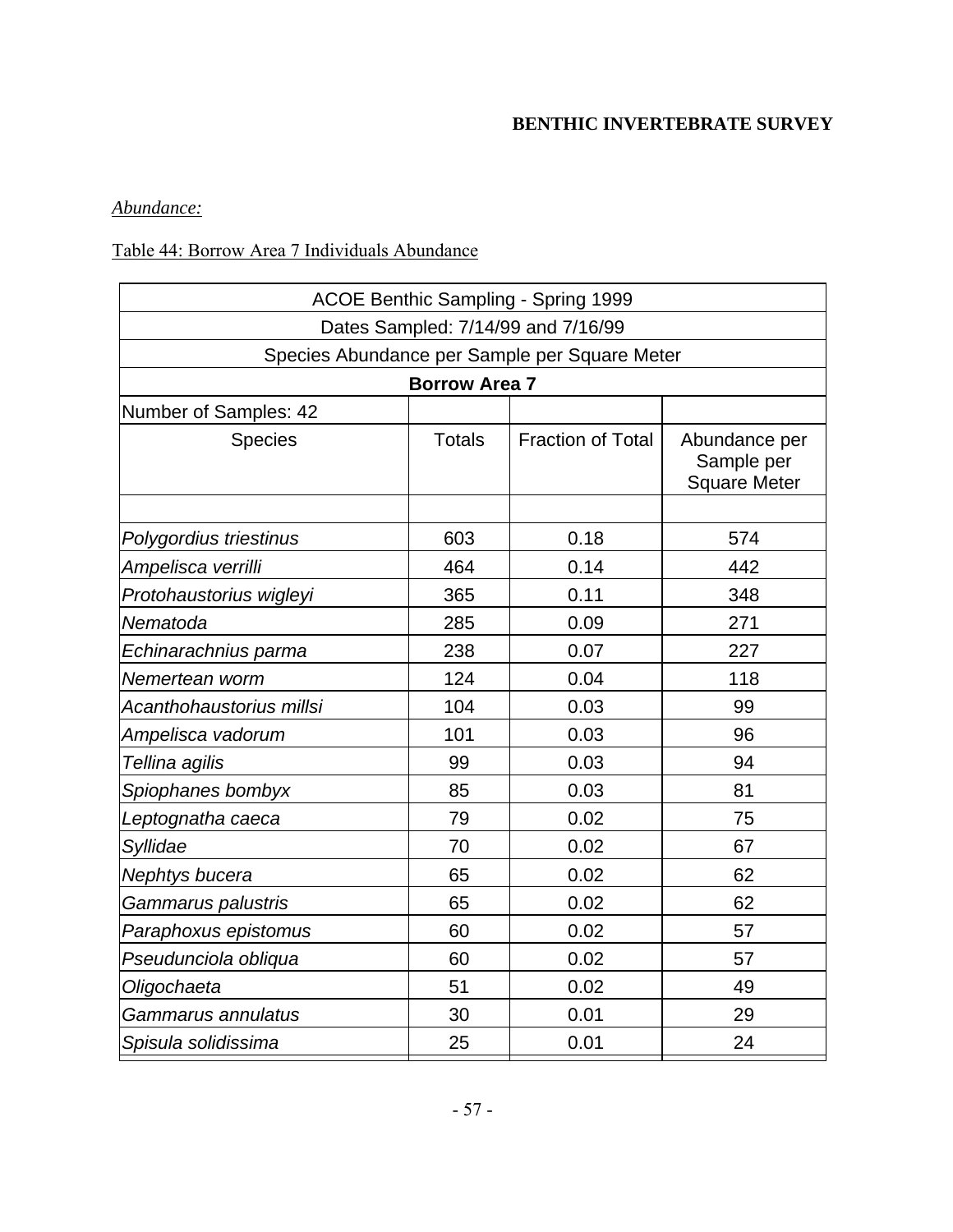*Abundance:*

Table 44: Borrow Area 7 Individuals Abundance

| ACOE Benthic Sampling - Spring 1999 | | | |
|---|---|---|---|
| Dates Sampled: 7/14/99 and 7/16/99 | | | |
| Species Abundance per Sample per Square Meter | | | |
| **Borrow Area 7** | | | |
| Number of Samples: 42 | | | |
| Species | Totals | Fraction of Total | Abundance per Sample per Square Meter |
| | | | |
| *Polygordius triestinus* | 603 | 0.18 | 574 |
| *Ampelisca verrilli* | 464 | 0.14 | 442 |
| *Protohaustorius wigleyi* | 365 | 0.11 | 348 |
| *Nematoda* | 285 | 0.09 | 271 |
| *Echinarachnius parma* | 238 | 0.07 | 227 |
| *Nemertean worm* | 124 | 0.04 | 118 |
| *Acanthohaustorius millsi* | 104 | 0.03 | 99 |
| *Ampelisca vadorum* | 101 | 0.03 | 96 |
| *Tellina agilis* | 99 | 0.03 | 94 |
| *Spiophanes bombyx* | 85 | 0.03 | 81 |
| *Leptognatha caeca* | 79 | 0.02 | 75 |
| *Syllidae* | 70 | 0.02 | 67 |
| *Nephtys bucera* | 65 | 0.02 | 62 |
| *Gammarus palustris* | 65 | 0.02 | 62 |
| *Paraphoxus epistomus* | 60 | 0.02 | 57 |
| *Pseudunciola obliqua* | 60 | 0.02 | 57 |
| *Oligochaeta* | 51 | 0.02 | 49 |
| *Gammarus annulatus* | 30 | 0.01 | 29 |
| *Spisula solidissima* | 25 | 0.01 | 24 |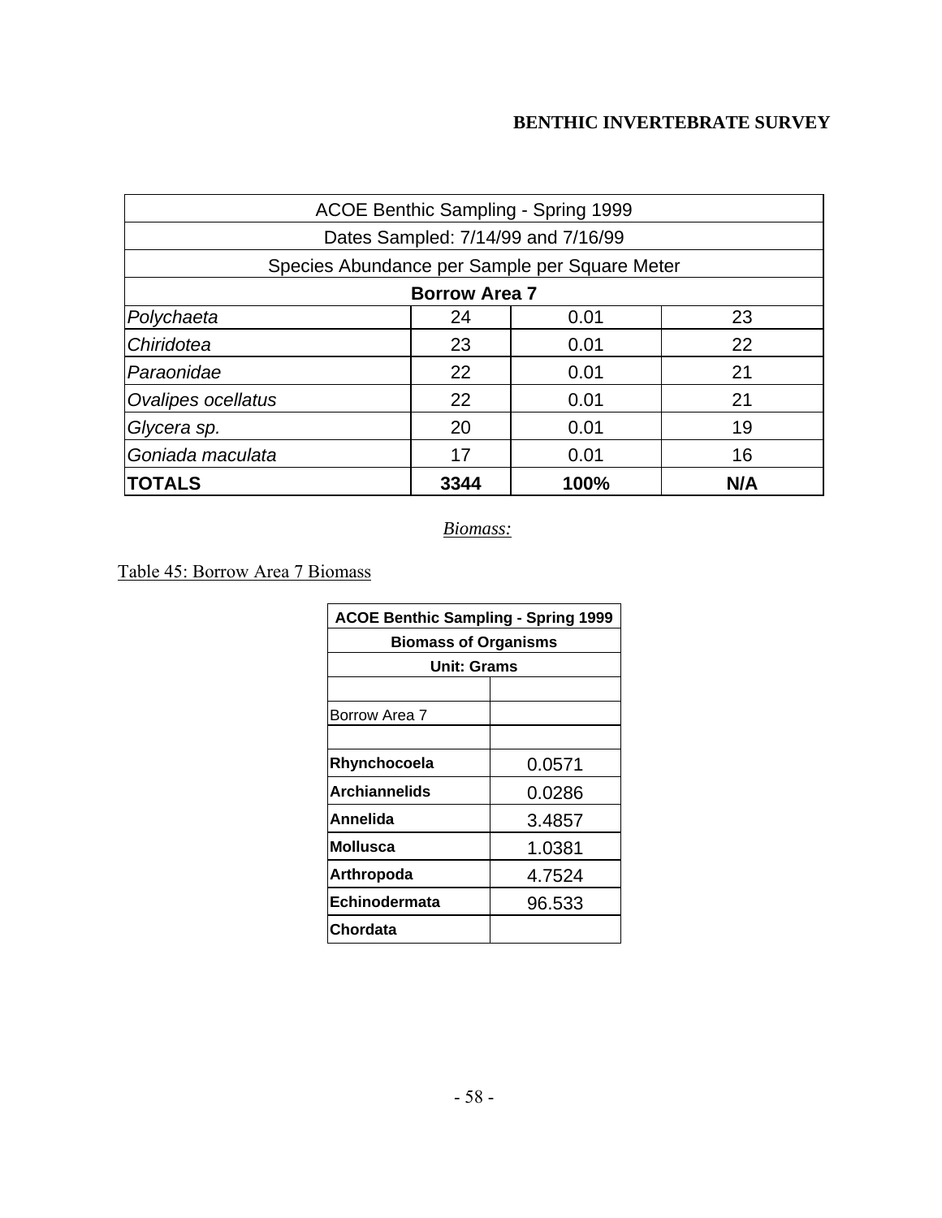## BENTHIC INVERTEBRATE SURVEY

| ACOE Benthic Sampling - Spring 1999 | | | |
|---|---|---|---|
| Dates Sampled: 7/14/99 and 7/16/99 | | | |
| Species Abundance per Sample per Square Meter | | | |
| **Borrow Area 7** | | | |
| *Polychaeta* | 24 | 0.01 | 23 |
| *Chiridotea* | 23 | 0.01 | 22 |
| *Paraonidae* | 22 | 0.01 | 21 |
| *Ovalipes ocellatus* | 22 | 0.01 | 21 |
| *Glycera sp.* | 20 | 0.01 | 19 |
| *Goniada maculata* | 17 | 0.01 | 16 |
| **TOTALS** | **3344** | **100%** | **N/A** |

*Biomass:*

Table 45: Borrow Area 7 Biomass

| **ACOE Benthic Sampling - Spring 1999** | |
|---|---|
| **Biomass of Organisms** | |
| **Unit: Grams** | |
| | |
| Borrow Area 7 | |
| | |
| **Rhynchocoela** | 0.0571 |
| **Archiannelids** | 0.0286 |
| **Annelida** | 3.4857 |
| **Mollusca** | 1.0381 |
| **Arthropoda** | 4.7524 |
| **Echinodermata** | 96.533 |
| **Chordata** | |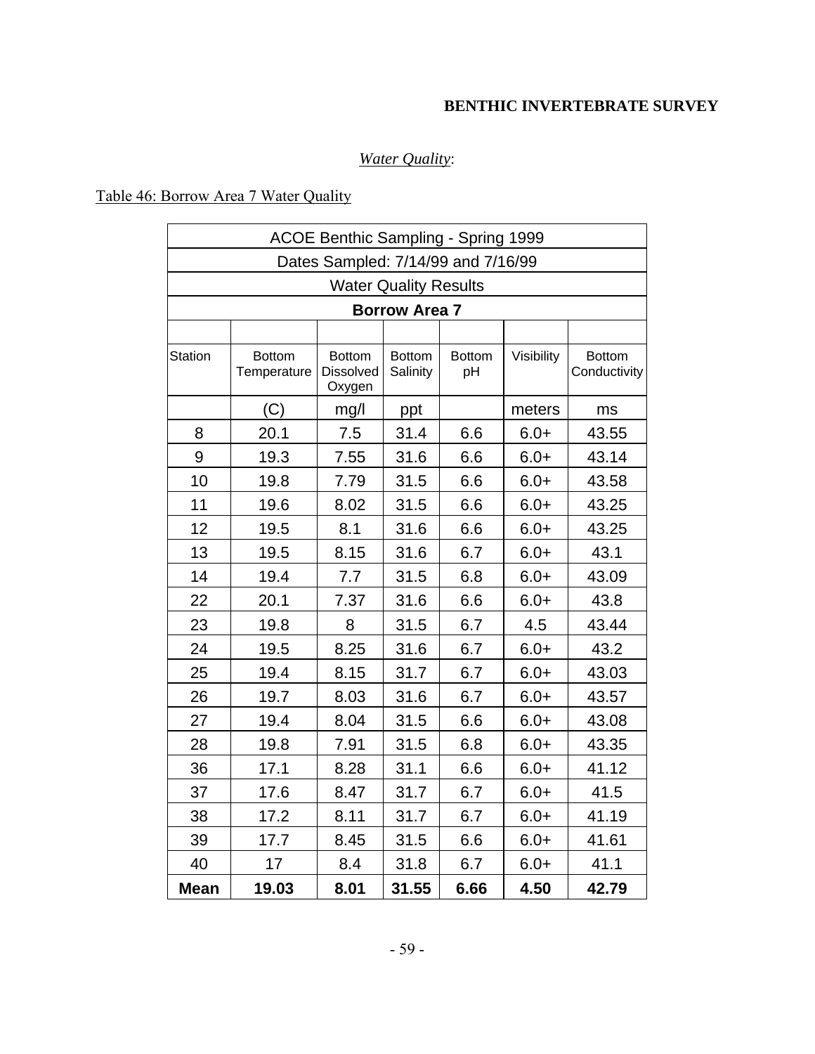## BENTHIC INVERTEBRATE SURVEY

*Water Quality*:

Table 46: Borrow Area 7 Water Quality

| ACOE Benthic Sampling - Spring 1999 | | | | | | |
|---|---|---|---|---|---|---|
| Dates Sampled: 7/14/99 and 7/16/99 | | | | | | |
| Water Quality Results | | | | | | |
| **Borrow Area 7** | | | | | | |
| | | | | | | |
| Station | Bottom Temperature | Bottom Dissolved Oxygen | Bottom Salinity | Bottom pH | Visibility | Bottom Conductivity |
| | (C) | mg/l | ppt | | meters | ms |
| 8 | 20.1 | 7.5 | 31.4 | 6.6 | 6.0+ | 43.55 |
| 9 | 19.3 | 7.55 | 31.6 | 6.6 | 6.0+ | 43.14 |
| 10 | 19.8 | 7.79 | 31.5 | 6.6 | 6.0+ | 43.58 |
| 11 | 19.6 | 8.02 | 31.5 | 6.6 | 6.0+ | 43.25 |
| 12 | 19.5 | 8.1 | 31.6 | 6.6 | 6.0+ | 43.25 |
| 13 | 19.5 | 8.15 | 31.6 | 6.7 | 6.0+ | 43.1 |
| 14 | 19.4 | 7.7 | 31.5 | 6.8 | 6.0+ | 43.09 |
| 22 | 20.1 | 7.37 | 31.6 | 6.6 | 6.0+ | 43.8 |
| 23 | 19.8 | 8 | 31.5 | 6.7 | 4.5 | 43.44 |
| 24 | 19.5 | 8.25 | 31.6 | 6.7 | 6.0+ | 43.2 |
| 25 | 19.4 | 8.15 | 31.7 | 6.7 | 6.0+ | 43.03 |
| 26 | 19.7 | 8.03 | 31.6 | 6.7 | 6.0+ | 43.57 |
| 27 | 19.4 | 8.04 | 31.5 | 6.6 | 6.0+ | 43.08 |
| 28 | 19.8 | 7.91 | 31.5 | 6.8 | 6.0+ | 43.35 |
| 36 | 17.1 | 8.28 | 31.1 | 6.6 | 6.0+ | 41.12 |
| 37 | 17.6 | 8.47 | 31.7 | 6.7 | 6.0+ | 41.5 |
| 38 | 17.2 | 8.11 | 31.7 | 6.7 | 6.0+ | 41.19 |
| 39 | 17.7 | 8.45 | 31.5 | 6.6 | 6.0+ | 41.61 |
| 40 | 17 | 8.4 | 31.8 | 6.7 | 6.0+ | 41.1 |
| **Mean** | **19.03** | **8.01** | **31.55** | **6.66** | **4.50** | **42.79** |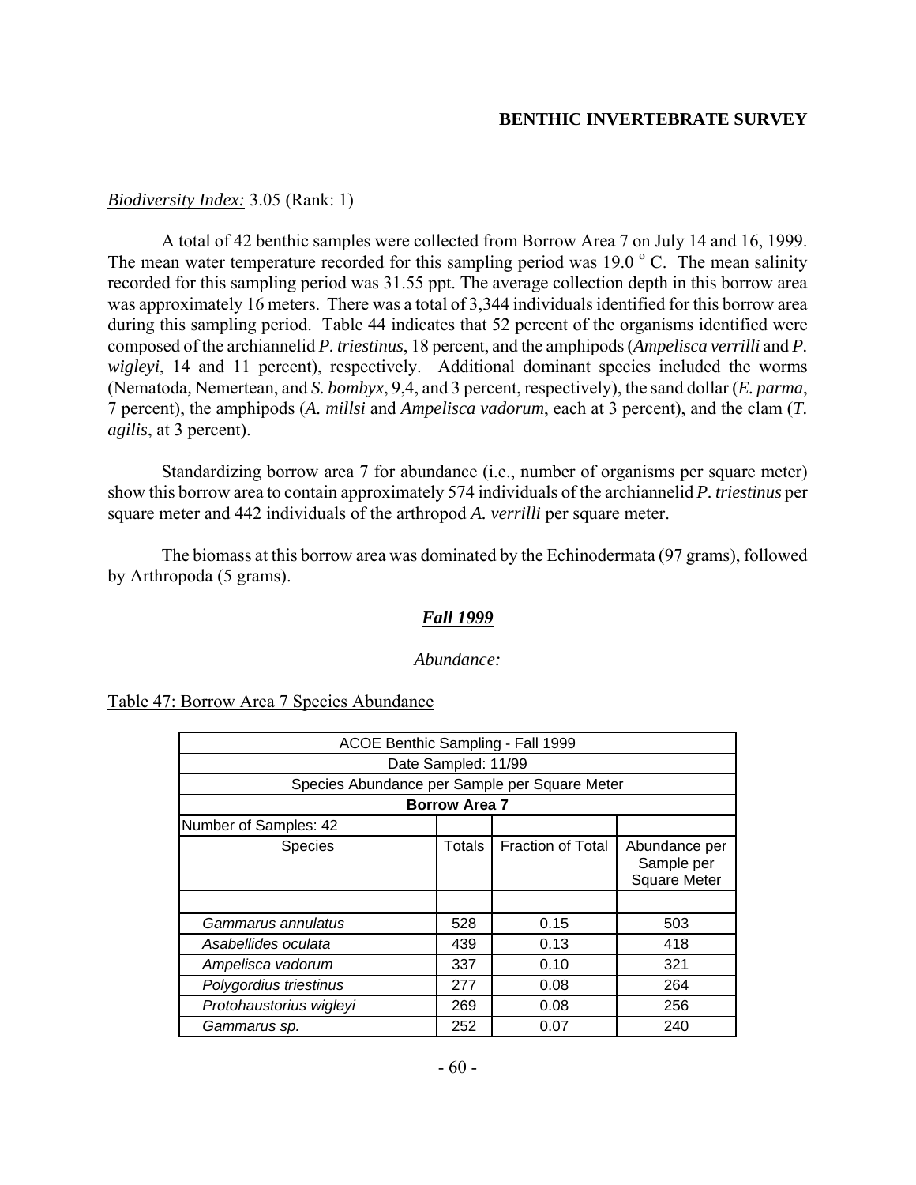*Biodiversity Index:* 3.05 (Rank: 1)

A total of 42 benthic samples were collected from Borrow Area 7 on July 14 and 16, 1999. The mean water temperature recorded for this sampling period was 19.0 $^{o}$ C. The mean salinity recorded for this sampling period was 31.55 ppt. The average collection depth in this borrow area was approximately 16 meters. There was a total of 3,344 individuals identified for this borrow area during this sampling period. Table 44 indicates that 52 percent of the organisms identified were composed of the archiannelid *P. triestinus*, 18 percent, and the amphipods (*Ampelisca verrilli* and *P. wigleyi*, 14 and 11 percent), respectively. Additional dominant species included the worms (Nematoda, Nemertean, and *S. bombyx*, 9,4, and 3 percent, respectively), the sand dollar (*E. parma*, 7 percent), the amphipods (*A. millsi* and *Ampelisca vadorum*, each at 3 percent), and the clam (*T. agilis*, at 3 percent).

Standardizing borrow area 7 for abundance (i.e., number of organisms per square meter) show this borrow area to contain approximately 574 individuals of the archiannelid *P. triestinus* per square meter and 442 individuals of the arthropod *A. verrilli* per square meter.

The biomass at this borrow area was dominated by the Echinodermata (97 grams), followed by Arthropoda (5 grams).

## *Fall 1999*

### *Abundance:*

Table 47: Borrow Area 7 Species Abundance

| ACOE Benthic Sampling - Fall 1999 | | | |
|---|---|---|---|
| Date Sampled: 11/99 | | | |
| Species Abundance per Sample per Square Meter | | | |
| **Borrow Area 7** | | | |
| Number of Samples: 42 | | | |
| Species | Totals | Fraction of Total | Abundance per Sample per Square Meter |
| | | | |
| *Gammarus annulatus* | 528 | 0.15 | 503 |
| *Asabellides oculata* | 439 | 0.13 | 418 |
| *Ampelisca vadorum* | 337 | 0.10 | 321 |
| *Polygordius triestinus* | 277 | 0.08 | 264 |
| *Protohaustorius wigleyi* | 269 | 0.08 | 256 |
| *Gammarus sp.* | 252 | 0.07 | 240 |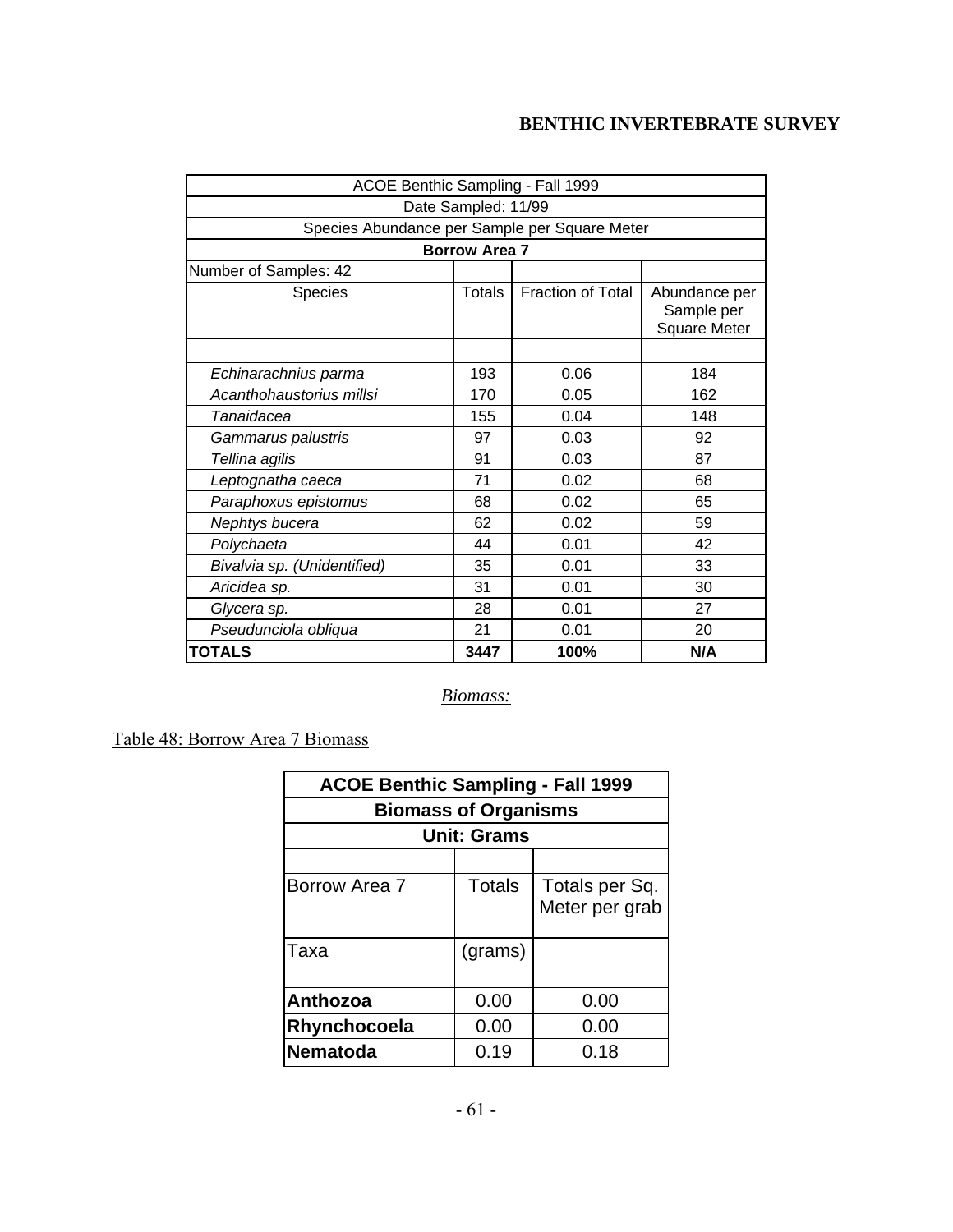## BENTHIC INVERTEBRATE SURVEY

| ACOE Benthic Sampling - Fall 1999 | | | |
|---|---|---|---|
| Date Sampled: 11/99 | | | |
| Species Abundance per Sample per Square Meter | | | |
| **Borrow Area 7** | | | |
| Number of Samples: 42 | | | |
| Species | Totals | Fraction of Total | Abundance per Sample per Square Meter |
| | | | |
| *Echinarachnius parma* | 193 | 0.06 | 184 |
| *Acanthohaustorius millsi* | 170 | 0.05 | 162 |
| *Tanaidacea* | 155 | 0.04 | 148 |
| *Gammarus palustris* | 97 | 0.03 | 92 |
| *Tellina agilis* | 91 | 0.03 | 87 |
| *Leptognatha caeca* | 71 | 0.02 | 68 |
| *Paraphoxus epistomus* | 68 | 0.02 | 65 |
| *Nephtys bucera* | 62 | 0.02 | 59 |
| *Polychaeta* | 44 | 0.01 | 42 |
| *Bivalvia sp. (Unidentified)* | 35 | 0.01 | 33 |
| *Aricidea sp.* | 31 | 0.01 | 30 |
| *Glycera sp.* | 28 | 0.01 | 27 |
| *Pseudunciola obliqua* | 21 | 0.01 | 20 |
| **TOTALS** | **3447** | **100%** | **N/A** |

*Biomass:*

Table 48: Borrow Area 7 Biomass

| ACOE Benthic Sampling - Fall 1999 | | |
|---|---|---|
| **Biomass of Organisms** | | |
| **Unit: Grams** | | |
| | | |
| Borrow Area 7 | Totals | Totals per Sq. Meter per grab |
| Taxa | (grams) | |
| | | |
| **Anthozoa** | 0.00 | 0.00 |
| **Rhynchocoela** | 0.00 | 0.00 |
| **Nematoda** | 0.19 | 0.18 |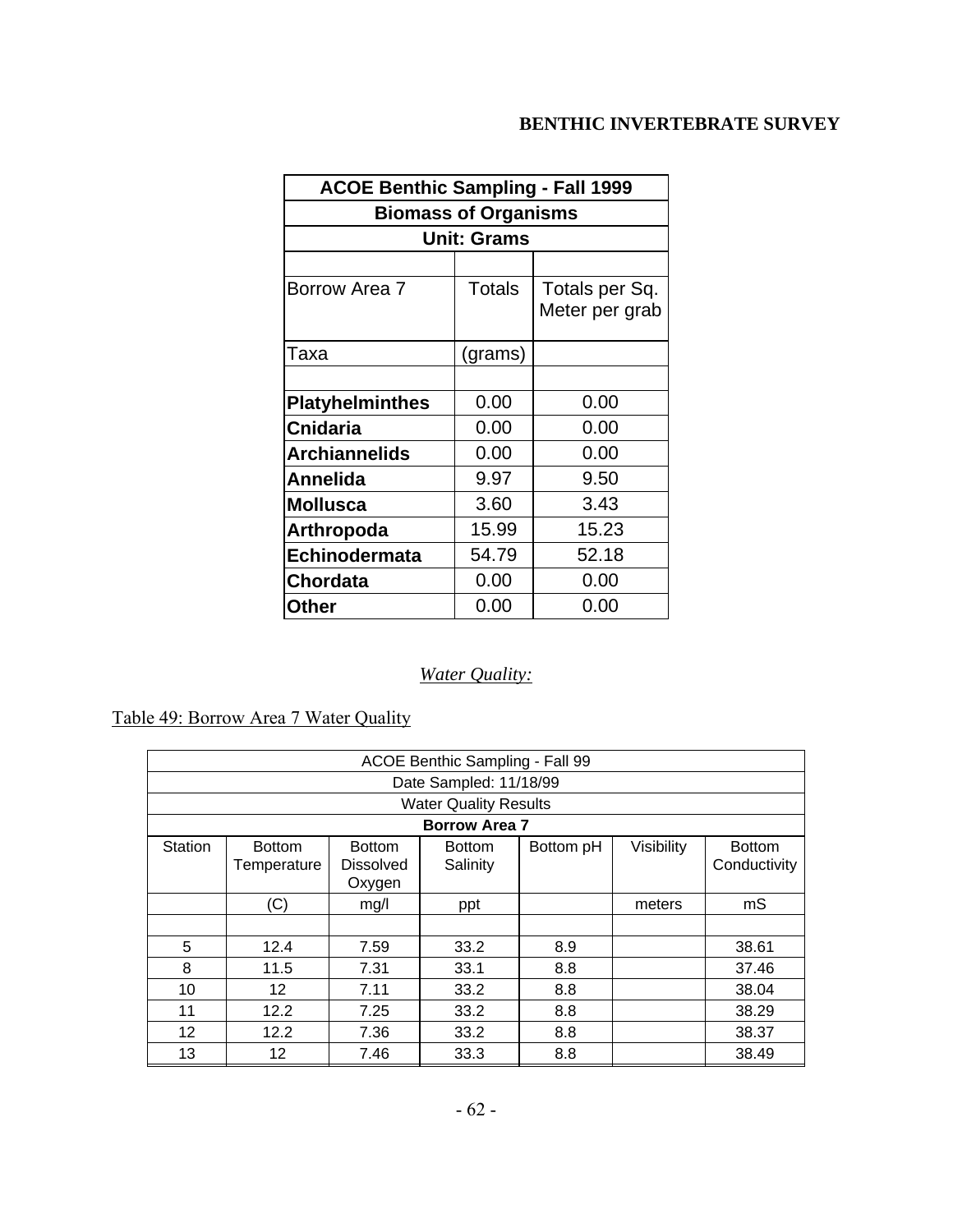**BENTHIC INVERTEBRATE SURVEY**

| ACOE Benthic Sampling - Fall 1999 | | |
|---|---|---|
| **Biomass of Organisms** | | |
| **Unit: Grams** | | |
| | | |
| Borrow Area 7 | Totals | Totals per Sq. Meter per grab |
| Taxa | (grams) | |
| | | |
| **Platyhelminthes** | 0.00 | 0.00 |
| **Cnidaria** | 0.00 | 0.00 |
| **Archiannelids** | 0.00 | 0.00 |
| **Annelida** | 9.97 | 9.50 |
| **Mollusca** | 3.60 | 3.43 |
| **Arthropoda** | 15.99 | 15.23 |
| **Echinodermata** | 54.79 | 52.18 |
| **Chordata** | 0.00 | 0.00 |
| **Other** | 0.00 | 0.00 |

*Water Quality:*

Table 49: Borrow Area 7 Water Quality

| ACOE Benthic Sampling - Fall 99 | | | | | | |
|---|---|---|---|---|---|---|
| Date Sampled: 11/18/99 | | | | | | |
| Water Quality Results | | | | | | |
| **Borrow Area 7** | | | | | | |
| Station | Bottom Temperature | Bottom Dissolved Oxygen | Bottom Salinity | Bottom pH | Visibility | Bottom Conductivity |
| | (C) | mg/l | ppt | | meters | mS |
| | | | | | | |
| 5 | 12.4 | 7.59 | 33.2 | 8.9 | | 38.61 |
| 8 | 11.5 | 7.31 | 33.1 | 8.8 | | 37.46 |
| 10 | 12 | 7.11 | 33.2 | 8.8 | | 38.04 |
| 11 | 12.2 | 7.25 | 33.2 | 8.8 | | 38.29 |
| 12 | 12.2 | 7.36 | 33.2 | 8.8 | | 38.37 |
| 13 | 12 | 7.46 | 33.3 | 8.8 | | 38.49 |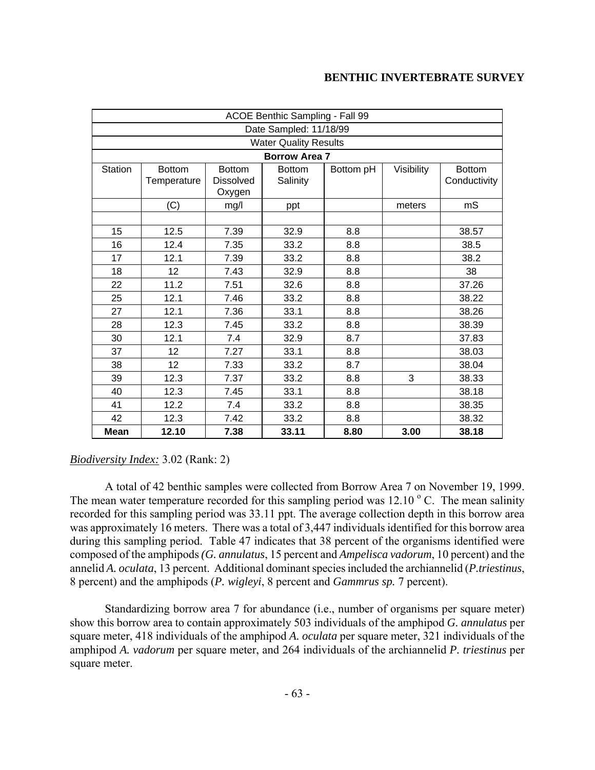| ACOE Benthic Sampling - Fall 99 | | | | | | |
|---|---|---|---|---|---|---|
| Date Sampled: 11/18/99 | | | | | | |
| Water Quality Results | | | | | | |
| **Borrow Area 7** | | | | | | |
| Station | Bottom Temperature | Bottom Dissolved Oxygen | Bottom Salinity | Bottom pH | Visibility | Bottom Conductivity |
| | (C) | mg/l | ppt | | meters | mS |
| | | | | | | |
| 15 | 12.5 | 7.39 | 32.9 | 8.8 | | 38.57 |
| 16 | 12.4 | 7.35 | 33.2 | 8.8 | | 38.5 |
| 17 | 12.1 | 7.39 | 33.2 | 8.8 | | 38.2 |
| 18 | 12 | 7.43 | 32.9 | 8.8 | | 38 |
| 22 | 11.2 | 7.51 | 32.6 | 8.8 | | 37.26 |
| 25 | 12.1 | 7.46 | 33.2 | 8.8 | | 38.22 |
| 27 | 12.1 | 7.36 | 33.1 | 8.8 | | 38.26 |
| 28 | 12.3 | 7.45 | 33.2 | 8.8 | | 38.39 |
| 30 | 12.1 | 7.4 | 32.9 | 8.7 | | 37.83 |
| 37 | 12 | 7.27 | 33.1 | 8.8 | | 38.03 |
| 38 | 12 | 7.33 | 33.2 | 8.7 | | 38.04 |
| 39 | 12.3 | 7.37 | 33.2 | 8.8 | 3 | 38.33 |
| 40 | 12.3 | 7.45 | 33.1 | 8.8 | | 38.18 |
| 41 | 12.2 | 7.4 | 33.2 | 8.8 | | 38.35 |
| 42 | 12.3 | 7.42 | 33.2 | 8.8 | | 38.32 |
| **Mean** | **12.10** | **7.38** | **33.11** | **8.80** | **3.00** | **38.18** |

*Biodiversity Index:* 3.02 (Rank: 2)

A total of 42 benthic samples were collected from Borrow Area 7 on November 19, 1999. The mean water temperature recorded for this sampling period was 12.10 $^{o}$ C. The mean salinity recorded for this sampling period was 33.11 ppt. The average collection depth in this borrow area was approximately 16 meters. There was a total of 3,447 individuals identified for this borrow area during this sampling period. Table 47 indicates that 38 percent of the organisms identified were composed of the amphipods *(G. annulatus*, 15 percent and *Ampelisca vadorum*, 10 percent) and the annelid *A. oculata*, 13 percent. Additional dominant species included the archiannelid (*P.triestinus*, 8 percent) and the amphipods (*P. wigleyi*, 8 percent and *Gammrus sp.* 7 percent).

Standardizing borrow area 7 for abundance (i.e., number of organisms per square meter) show this borrow area to contain approximately 503 individuals of the amphipod *G. annulatus* per square meter, 418 individuals of the amphipod *A. oculata* per square meter, 321 individuals of the amphipod *A. vadorum* per square meter, and 264 individuals of the archiannelid *P. triestinus* per square meter.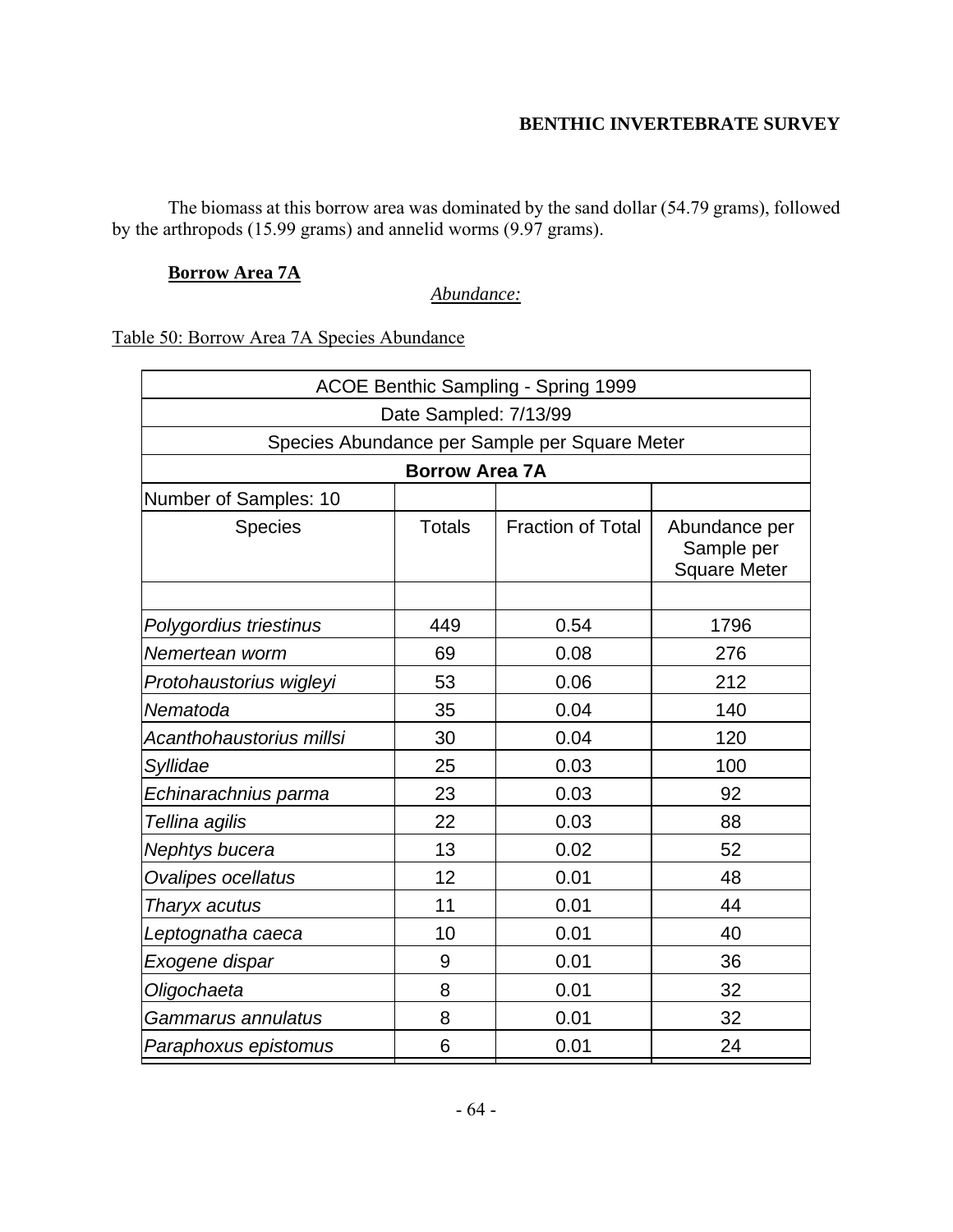The biomass at this borrow area was dominated by the sand dollar (54.79 grams), followed by the arthropods (15.99 grams) and annelid worms (9.97 grams).

**Borrow Area 7A**

*Abundance:*

Table 50: Borrow Area 7A Species Abundance

| ACOE Benthic Sampling - Spring 1999 | | | |
|---|---|---|---|
| Date Sampled: 7/13/99 | | | |
| Species Abundance per Sample per Square Meter | | | |
| **Borrow Area 7A** | | | |
| Number of Samples: 10 | | | |
| Species | Totals | Fraction of Total | Abundance per Sample per Square Meter |
| | | | |
| *Polygordius triestinus* | 449 | 0.54 | 1796 |
| *Nemertean worm* | 69 | 0.08 | 276 |
| *Protohaustorius wigleyi* | 53 | 0.06 | 212 |
| *Nematoda* | 35 | 0.04 | 140 |
| *Acanthohaustorius millsi* | 30 | 0.04 | 120 |
| *Syllidae* | 25 | 0.03 | 100 |
| *Echinarachnius parma* | 23 | 0.03 | 92 |
| *Tellina agilis* | 22 | 0.03 | 88 |
| *Nephtys bucera* | 13 | 0.02 | 52 |
| *Ovalipes ocellatus* | 12 | 0.01 | 48 |
| *Tharyx acutus* | 11 | 0.01 | 44 |
| *Leptognatha caeca* | 10 | 0.01 | 40 |
| *Exogene dispar* | 9 | 0.01 | 36 |
| *Oligochaeta* | 8 | 0.01 | 32 |
| *Gammarus annulatus* | 8 | 0.01 | 32 |
| *Paraphoxus epistomus* | 6 | 0.01 | 24 |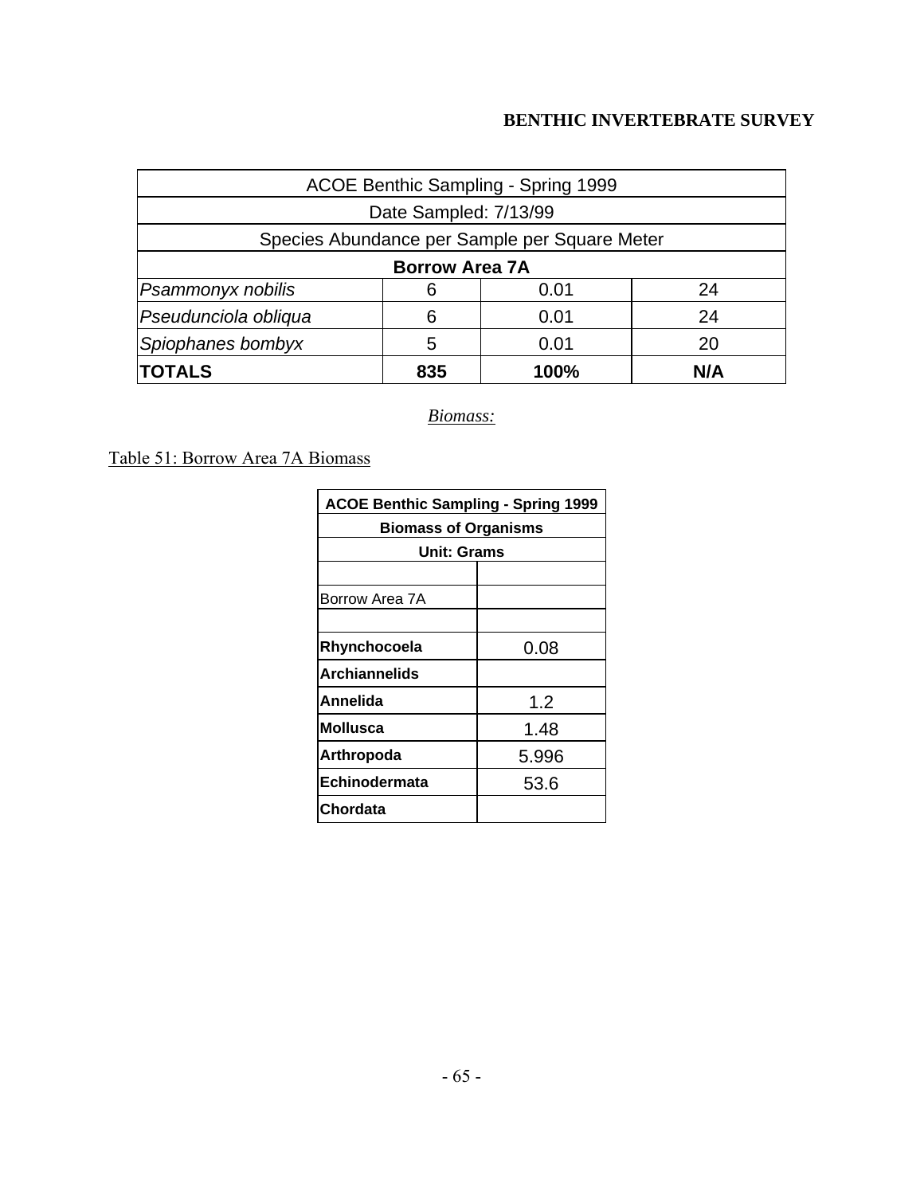| ACOE Benthic Sampling - Spring 1999 | | | |
|---|---|---|---|
| Date Sampled: 7/13/99 | | | |
| Species Abundance per Sample per Square Meter | | | |
| **Borrow Area 7A** | | | |
| *Psammonyx nobilis* | 6 | 0.01 | 24 |
| *Pseudunciola obliqua* | 6 | 0.01 | 24 |
| *Spiophanes bombyx* | 5 | 0.01 | 20 |
| **TOTALS** | **835** | **100%** | **N/A** |

*Biomass:*

Table 51: Borrow Area 7A Biomass

| **ACOE Benthic Sampling - Spring 1999** | |
|---|---|
| **Biomass of Organisms** | |
| **Unit: Grams** | |
| | |
| Borrow Area 7A | |
| | |
| **Rhynchocoela** | 0.08 |
| **Archiannelids** | |
| **Annelida** | 1.2 |
| **Mollusca** | 1.48 |
| **Arthropoda** | 5.996 |
| **Echinodermata** | 53.6 |
| **Chordata** | |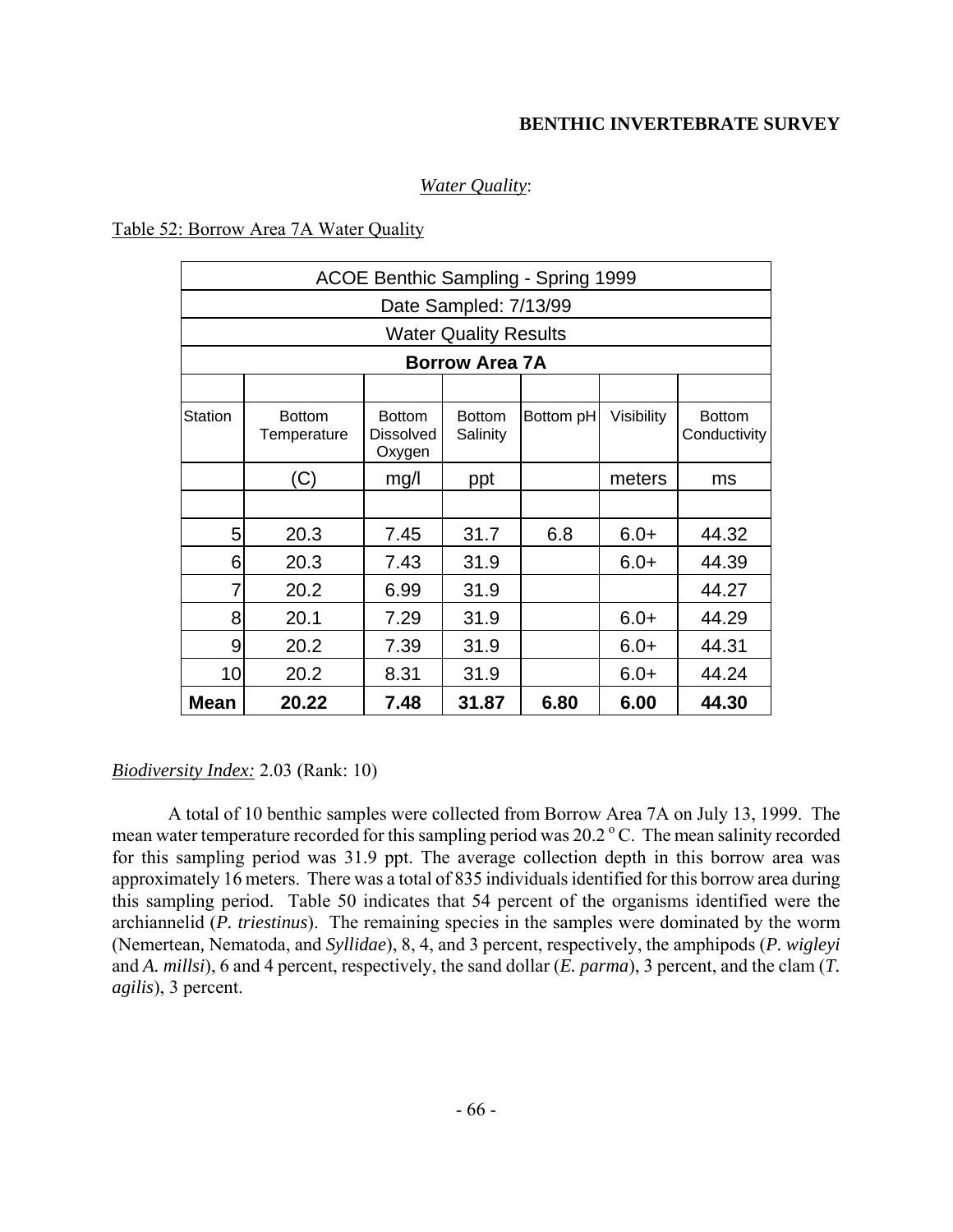## BENTHIC INVERTEBRATE SURVEY

*Water Quality*:

Table 52: Borrow Area 7A Water Quality

| ACOE Benthic Sampling - Spring 1999 | | | | | | |
|---|---|---|---|---|---|---|
| Date Sampled: 7/13/99 | | | | | | |
| Water Quality Results | | | | | | |
| **Borrow Area 7A** | | | | | | |
| Station | Bottom Temperature | Bottom Dissolved Oxygen | Bottom Salinity | Bottom pH | Visibility | Bottom Conductivity |
| | (C) | mg/l | ppt | | meters | ms |
| 5 | 20.3 | 7.45 | 31.7 | 6.8 | 6.0+ | 44.32 |
| 6 | 20.3 | 7.43 | 31.9 | | 6.0+ | 44.39 |
| 7 | 20.2 | 6.99 | 31.9 | | | 44.27 |
| 8 | 20.1 | 7.29 | 31.9 | | 6.0+ | 44.29 |
| 9 | 20.2 | 7.39 | 31.9 | | 6.0+ | 44.31 |
| 10 | 20.2 | 8.31 | 31.9 | | 6.0+ | 44.24 |
| **Mean** | **20.22** | **7.48** | **31.87** | **6.80** | **6.00** | **44.30** |

*Biodiversity Index:* 2.03 (Rank: 10)

A total of 10 benthic samples were collected from Borrow Area 7A on July 13, 1999. The mean water temperature recorded for this sampling period was 20.2 $^{o}$ C. The mean salinity recorded for this sampling period was 31.9 ppt. The average collection depth in this borrow area was approximately 16 meters. There was a total of 835 individuals identified for this borrow area during this sampling period. Table 50 indicates that 54 percent of the organisms identified were the archiannelid (*P. triestinus*). The remaining species in the samples were dominated by the worm (Nemertean, Nematoda, and *Syllidae*), 8, 4, and 3 percent, respectively, the amphipods (*P. wigleyi* and *A. millsi*), 6 and 4 percent, respectively, the sand dollar (*E. parma*), 3 percent, and the clam (*T. agilis*), 3 percent.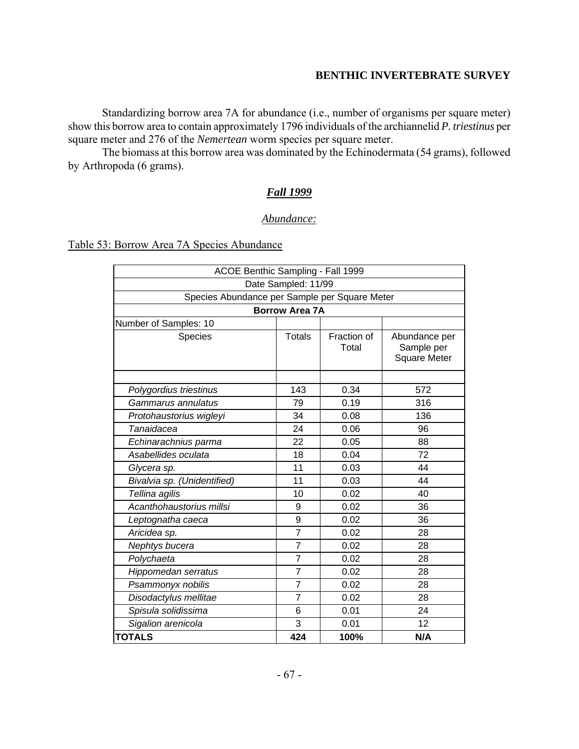## BENTHIC INVERTEBRATE SURVEY

Standardizing borrow area 7A for abundance (i.e., number of organisms per square meter) show this borrow area to contain approximately 1796 individuals of the archiannelid *P. triestinus* per square meter and 276 of the *Nemertean* worm species per square meter.

The biomass at this borrow area was dominated by the Echinodermata (54 grams), followed by Arthropoda (6 grams).

### *Fall 1999*

*Abundance:*

Table 53: Borrow Area 7A Species Abundance

| ACOE Benthic Sampling - Fall 1999 | | | |
|---|---|---|---|
| Date Sampled: 11/99 | | | |
| Species Abundance per Sample per Square Meter | | | |
| **Borrow Area 7A** | | | |
| Number of Samples: 10 | | | |
| Species | Totals | Fraction of Total | Abundance per Sample per Square Meter |
| | | | |
| *Polygordius triestinus* | 143 | 0.34 | 572 |
| *Gammarus annulatus* | 79 | 0.19 | 316 |
| *Protohaustorius wigleyi* | 34 | 0.08 | 136 |
| *Tanaidacea* | 24 | 0.06 | 96 |
| *Echinarachnius parma* | 22 | 0.05 | 88 |
| *Asabellides oculata* | 18 | 0.04 | 72 |
| *Glycera sp.* | 11 | 0.03 | 44 |
| *Bivalvia sp. (Unidentified)* | 11 | 0.03 | 44 |
| *Tellina agilis* | 10 | 0.02 | 40 |
| *Acanthohaustorius millsi* | 9 | 0.02 | 36 |
| *Leptognatha caeca* | 9 | 0.02 | 36 |
| *Aricidea sp.* | 7 | 0.02 | 28 |
| *Nephtys bucera* | 7 | 0.02 | 28 |
| *Polychaeta* | 7 | 0.02 | 28 |
| *Hippomedan serratus* | 7 | 0.02 | 28 |
| *Psammonyx nobilis* | 7 | 0.02 | 28 |
| *Disodactylus mellitae* | 7 | 0.02 | 28 |
| *Spisula solidissima* | 6 | 0.01 | 24 |
| *Sigalion arenicola* | 3 | 0.01 | 12 |
| **TOTALS** | **424** | **100%** | **N/A** |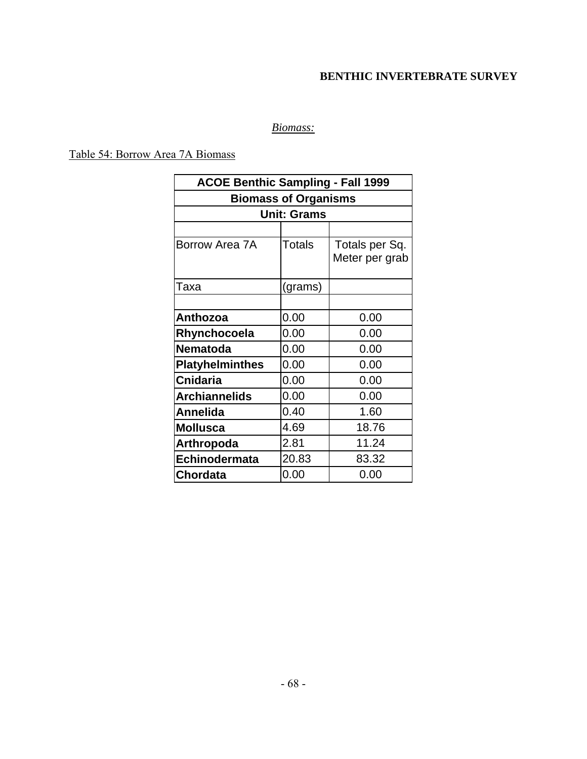*Biomass:*

Table 54: Borrow Area 7A Biomass

| ACOE Benthic Sampling - Fall 1999 | | |
|---|---|---|
| **Biomass of Organisms** | | |
| **Unit: Grams** | | |
| | | |
| Borrow Area 7A | Totals | Totals per Sq. Meter per grab |
| Taxa | (grams) | |
| | | |
| **Anthozoa** | 0.00 | 0.00 |
| **Rhynchocoela** | 0.00 | 0.00 |
| **Nematoda** | 0.00 | 0.00 |
| **Platyhelminthes** | 0.00 | 0.00 |
| **Cnidaria** | 0.00 | 0.00 |
| **Archiannelids** | 0.00 | 0.00 |
| **Annelida** | 0.40 | 1.60 |
| **Mollusca** | 4.69 | 18.76 |
| **Arthropoda** | 2.81 | 11.24 |
| **Echinodermata** | 20.83 | 83.32 |
| **Chordata** | 0.00 | 0.00 |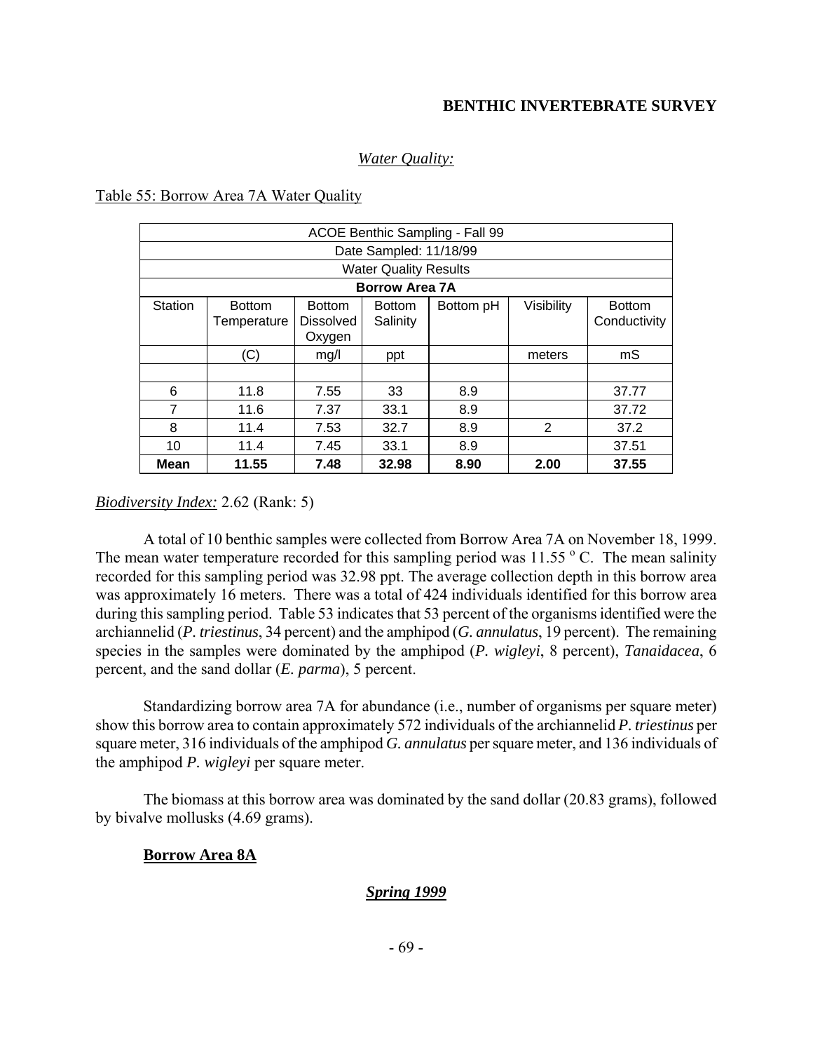*Water Quality:*

Table 55: Borrow Area 7A Water Quality

| ACOE Benthic Sampling - Fall 99 | | | | | | |
|---|---|---|---|---|---|---|
| Date Sampled: 11/18/99 | | | | | | |
| Water Quality Results | | | | | | |
| **Borrow Area 7A** | | | | | | |
| Station | Bottom Temperature | Bottom Dissolved Oxygen | Bottom Salinity | Bottom pH | Visibility | Bottom Conductivity |
| | (C) | mg/l | ppt | | meters | mS |
| | | | | | | |
| 6 | 11.8 | 7.55 | 33 | 8.9 | | 37.77 |
| 7 | 11.6 | 7.37 | 33.1 | 8.9 | | 37.72 |
| 8 | 11.4 | 7.53 | 32.7 | 8.9 | 2 | 37.2 |
| 10 | 11.4 | 7.45 | 33.1 | 8.9 | | 37.51 |
| **Mean** | **11.55** | **7.48** | **32.98** | **8.90** | **2.00** | **37.55** |

*Biodiversity Index:* 2.62 (Rank: 5)

A total of 10 benthic samples were collected from Borrow Area 7A on November 18, 1999. The mean water temperature recorded for this sampling period was 11.55 $^{o}$ C. The mean salinity recorded for this sampling period was 32.98 ppt. The average collection depth in this borrow area was approximately 16 meters. There was a total of 424 individuals identified for this borrow area during this sampling period. Table 53 indicates that 53 percent of the organisms identified were the archiannelid (*P. triestinus*, 34 percent) and the amphipod (*G. annulatus*, 19 percent). The remaining species in the samples were dominated by the amphipod (*P. wigleyi*, 8 percent), *Tanaidacea*, 6 percent, and the sand dollar (*E. parma*), 5 percent.

Standardizing borrow area 7A for abundance (i.e., number of organisms per square meter) show this borrow area to contain approximately 572 individuals of the archiannelid *P. triestinus* per square meter, 316 individuals of the amphipod *G. annulatus* per square meter, and 136 individuals of the amphipod *P. wigleyi* per square meter.

The biomass at this borrow area was dominated by the sand dollar (20.83 grams), followed by bivalve mollusks (4.69 grams).

**Borrow Area 8A**

***Spring 1999***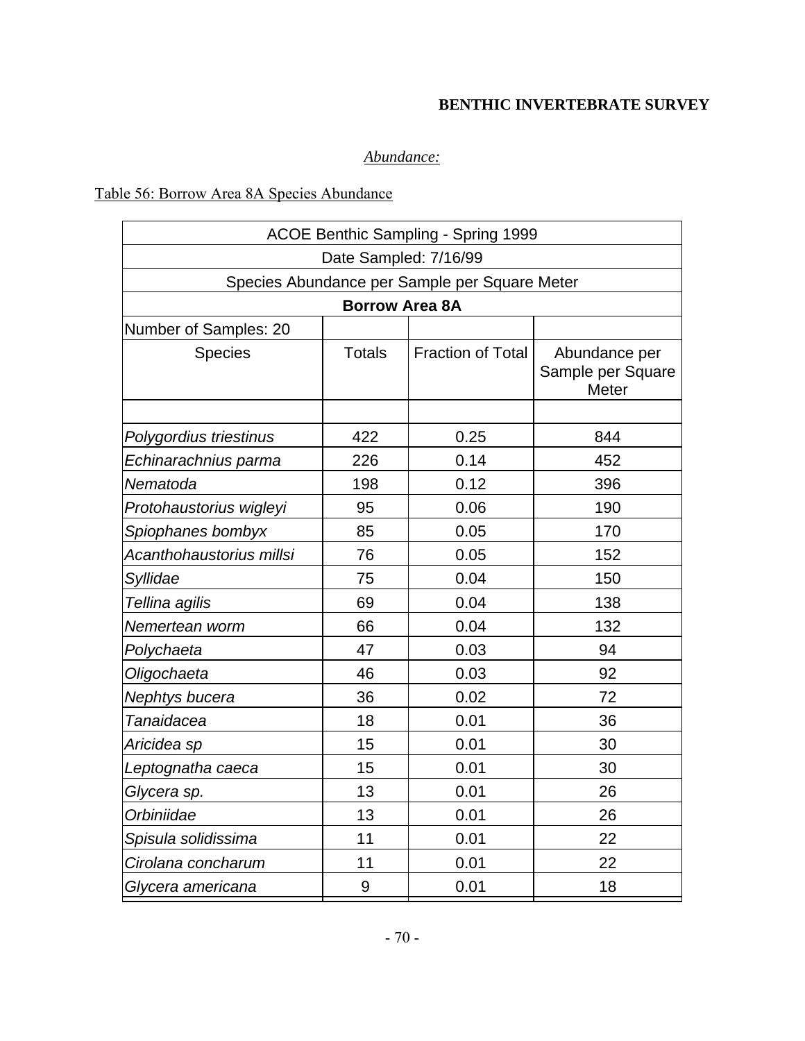**BENTHIC INVERTEBRATE SURVEY**

*Abundance:*

Table 56: Borrow Area 8A Species Abundance

| ACOE Benthic Sampling - Spring 1999 | | | |
|---|---|---|---|
| Date Sampled: 7/16/99 | | | |
| Species Abundance per Sample per Square Meter | | | |
| **Borrow Area 8A** | | | |
| Number of Samples: 20 | | | |
| Species | Totals | Fraction of Total | Abundance per Sample per Square Meter |
| | | | |
| *Polygordius triestinus* | 422 | 0.25 | 844 |
| *Echinarachnius parma* | 226 | 0.14 | 452 |
| *Nematoda* | 198 | 0.12 | 396 |
| *Protohaustorius wigleyi* | 95 | 0.06 | 190 |
| *Spiophanes bombyx* | 85 | 0.05 | 170 |
| *Acanthohaustorius millsi* | 76 | 0.05 | 152 |
| *Syllidae* | 75 | 0.04 | 150 |
| *Tellina agilis* | 69 | 0.04 | 138 |
| *Nemertean worm* | 66 | 0.04 | 132 |
| *Polychaeta* | 47 | 0.03 | 94 |
| *Oligochaeta* | 46 | 0.03 | 92 |
| *Nephtys bucera* | 36 | 0.02 | 72 |
| *Tanaidacea* | 18 | 0.01 | 36 |
| *Aricidea sp* | 15 | 0.01 | 30 |
| *Leptognatha caeca* | 15 | 0.01 | 30 |
| *Glycera sp.* | 13 | 0.01 | 26 |
| *Orbiniidae* | 13 | 0.01 | 26 |
| *Spisula solidissima* | 11 | 0.01 | 22 |
| *Cirolana concharum* | 11 | 0.01 | 22 |
| *Glycera americana* | 9 | 0.01 | 18 |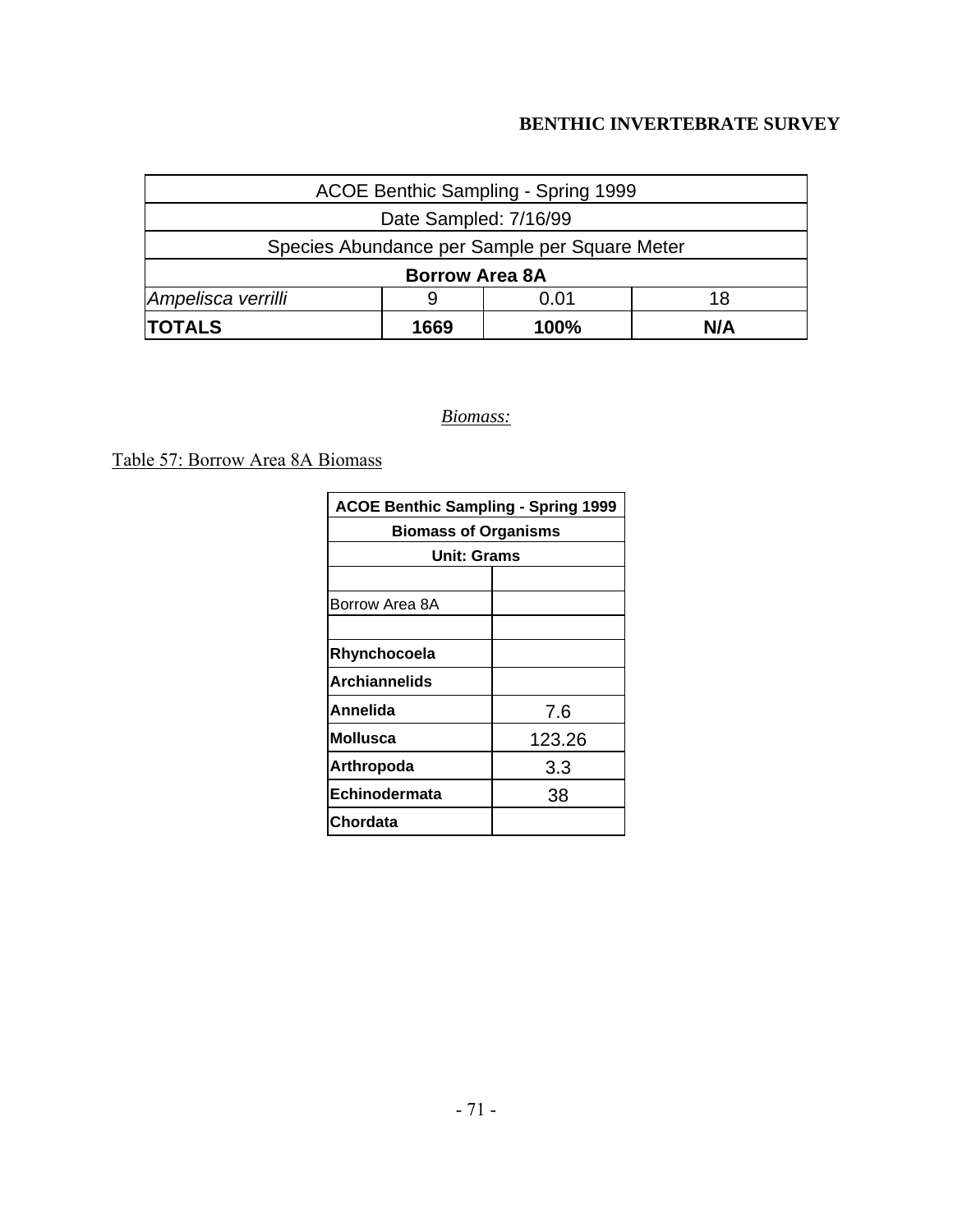| ACOE Benthic Sampling - Spring 1999 | | | |
|---|---|---|---|
| Date Sampled: 7/16/99 | | | |
| Species Abundance per Sample per Square Meter | | | |
| **Borrow Area 8A** | | | |
| *Ampelisca verrilli* | 9 | 0.01 | 18 |
| **TOTALS** | **1669** | **100%** | **N/A** |

*Biomass:*

Table 57: Borrow Area 8A Biomass

| ACOE Benthic Sampling - Spring 1999 | |
|---|---|
| **Biomass of Organisms** | |
| **Unit: Grams** | |
| | |
| Borrow Area 8A | |
| | |
| **Rhynchocoela** | |
| **Archiannelids** | |
| **Annelida** | 7.6 |
| **Mollusca** | 123.26 |
| **Arthropoda** | 3.3 |
| **Echinodermata** | 38 |
| **Chordata** | |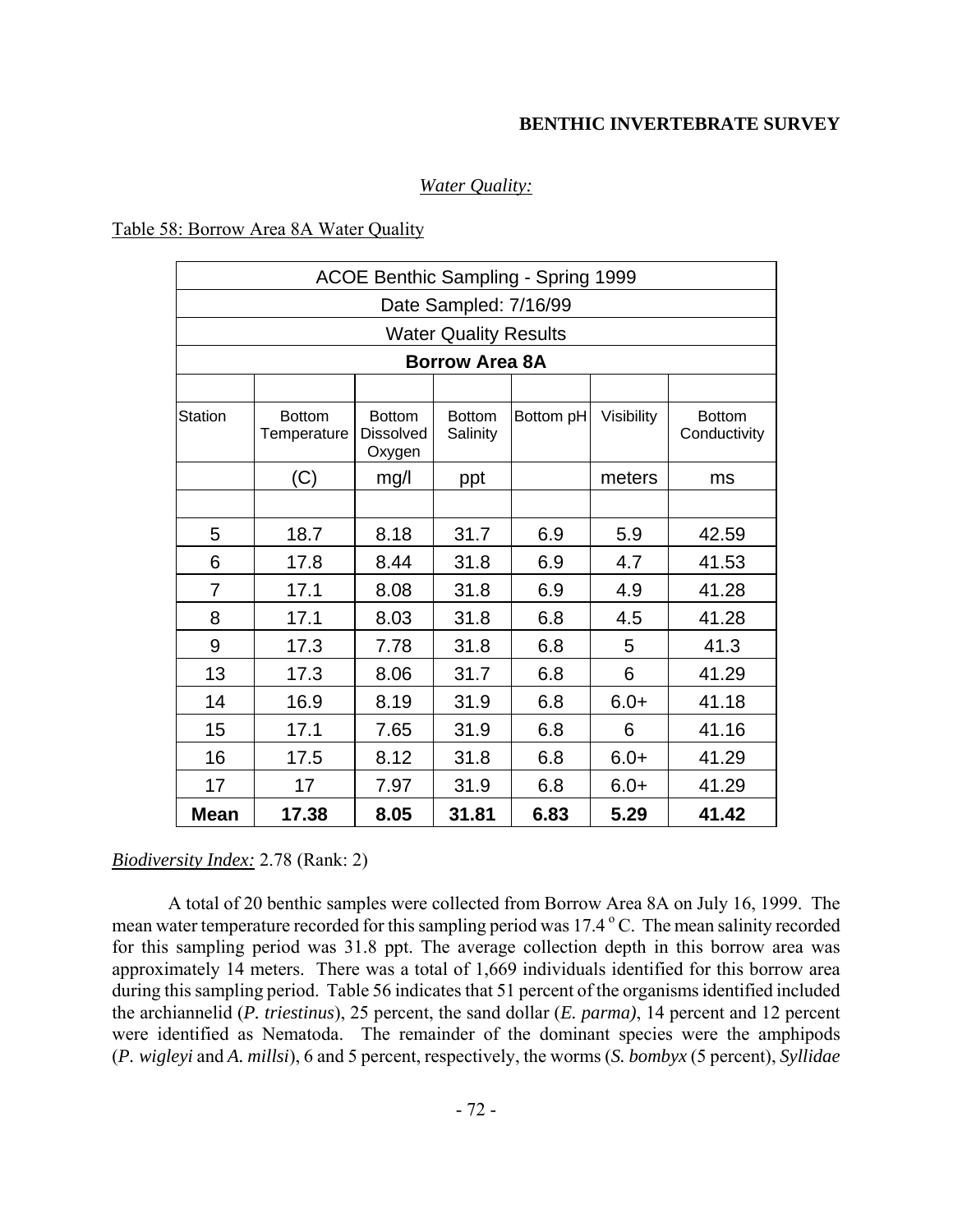## BENTHIC INVERTEBRATE SURVEY

### *Water Quality:*

Table 58: Borrow Area 8A Water Quality

| ACOE Benthic Sampling - Spring 1999 | | | | | | |
|---|---|---|---|---|---|---|
| Date Sampled: 7/16/99 | | | | | | |
| Water Quality Results | | | | | | |
| **Borrow Area 8A** | | | | | | |
| Station | Bottom Temperature | Bottom Dissolved Oxygen | Bottom Salinity | Bottom pH | Visibility | Bottom Conductivity |
| | (C) | mg/l | ppt | | meters | ms |
| 5 | 18.7 | 8.18 | 31.7 | 6.9 | 5.9 | 42.59 |
| 6 | 17.8 | 8.44 | 31.8 | 6.9 | 4.7 | 41.53 |
| 7 | 17.1 | 8.08 | 31.8 | 6.9 | 4.9 | 41.28 |
| 8 | 17.1 | 8.03 | 31.8 | 6.8 | 4.5 | 41.28 |
| 9 | 17.3 | 7.78 | 31.8 | 6.8 | 5 | 41.3 |
| 13 | 17.3 | 8.06 | 31.7 | 6.8 | 6 | 41.29 |
| 14 | 16.9 | 8.19 | 31.9 | 6.8 | 6.0+ | 41.18 |
| 15 | 17.1 | 7.65 | 31.9 | 6.8 | 6 | 41.16 |
| 16 | 17.5 | 8.12 | 31.8 | 6.8 | 6.0+ | 41.29 |
| 17 | 17 | 7.97 | 31.9 | 6.8 | 6.0+ | 41.29 |
| **Mean** | **17.38** | **8.05** | **31.81** | **6.83** | **5.29** | **41.42** |

*Biodiversity Index:* 2.78 (Rank: 2)

A total of 20 benthic samples were collected from Borrow Area 8A on July 16, 1999. The mean water temperature recorded for this sampling period was 17.4 $^{o}$C. The mean salinity recorded for this sampling period was 31.8 ppt. The average collection depth in this borrow area was approximately 14 meters. There was a total of 1,669 individuals identified for this borrow area during this sampling period. Table 56 indicates that 51 percent of the organisms identified included the archiannelid (*P. triestinus*), 25 percent, the sand dollar (*E. parma)*, 14 percent and 12 percent were identified as Nematoda. The remainder of the dominant species were the amphipods (*P. wigleyi* and *A. millsi*), 6 and 5 percent, respectively, the worms (*S. bombyx* (5 percent), *Syllidae*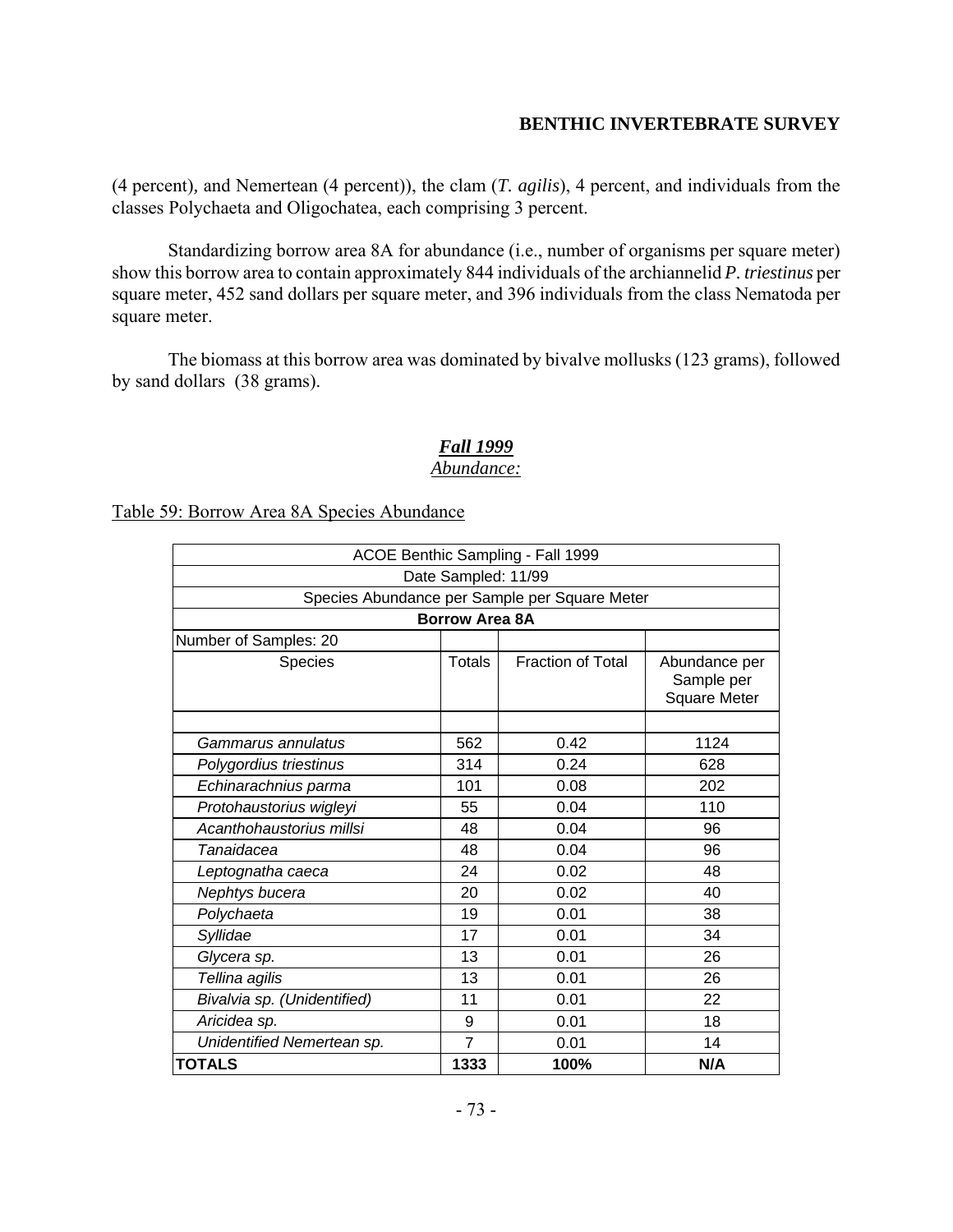(4 percent), and Nemertean (4 percent)), the clam (*T. agilis*), 4 percent, and individuals from the classes Polychaeta and Oligochatea, each comprising 3 percent.

Standardizing borrow area 8A for abundance (i.e., number of organisms per square meter) show this borrow area to contain approximately 844 individuals of the archiannelid *P. triestinus* per square meter, 452 sand dollars per square meter, and 396 individuals from the class Nematoda per square meter.

The biomass at this borrow area was dominated by bivalve mollusks (123 grams), followed by sand dollars (38 grams).

## *Fall 1999*

*Abundance:*

Table 59: Borrow Area 8A Species Abundance

| ACOE Benthic Sampling - Fall 1999 | | | |
|---|---|---|---|
| Date Sampled: 11/99 | | | |
| Species Abundance per Sample per Square Meter | | | |
| **Borrow Area 8A** | | | |
| Number of Samples: 20 | | | |
| Species | Totals | Fraction of Total | Abundance per Sample per Square Meter |
| | | | |
| *Gammarus annulatus* | 562 | 0.42 | 1124 |
| *Polygordius triestinus* | 314 | 0.24 | 628 |
| *Echinarachnius parma* | 101 | 0.08 | 202 |
| *Protohaustorius wigleyi* | 55 | 0.04 | 110 |
| *Acanthohaustorius millsi* | 48 | 0.04 | 96 |
| *Tanaidacea* | 48 | 0.04 | 96 |
| *Leptognatha caeca* | 24 | 0.02 | 48 |
| *Nephtys bucera* | 20 | 0.02 | 40 |
| *Polychaeta* | 19 | 0.01 | 38 |
| *Syllidae* | 17 | 0.01 | 34 |
| *Glycera sp.* | 13 | 0.01 | 26 |
| *Tellina agilis* | 13 | 0.01 | 26 |
| *Bivalvia sp. (Unidentified)* | 11 | 0.01 | 22 |
| *Aricidea sp.* | 9 | 0.01 | 18 |
| *Unidentified Nemertean sp.* | 7 | 0.01 | 14 |
| **TOTALS** | **1333** | **100%** | **N/A** |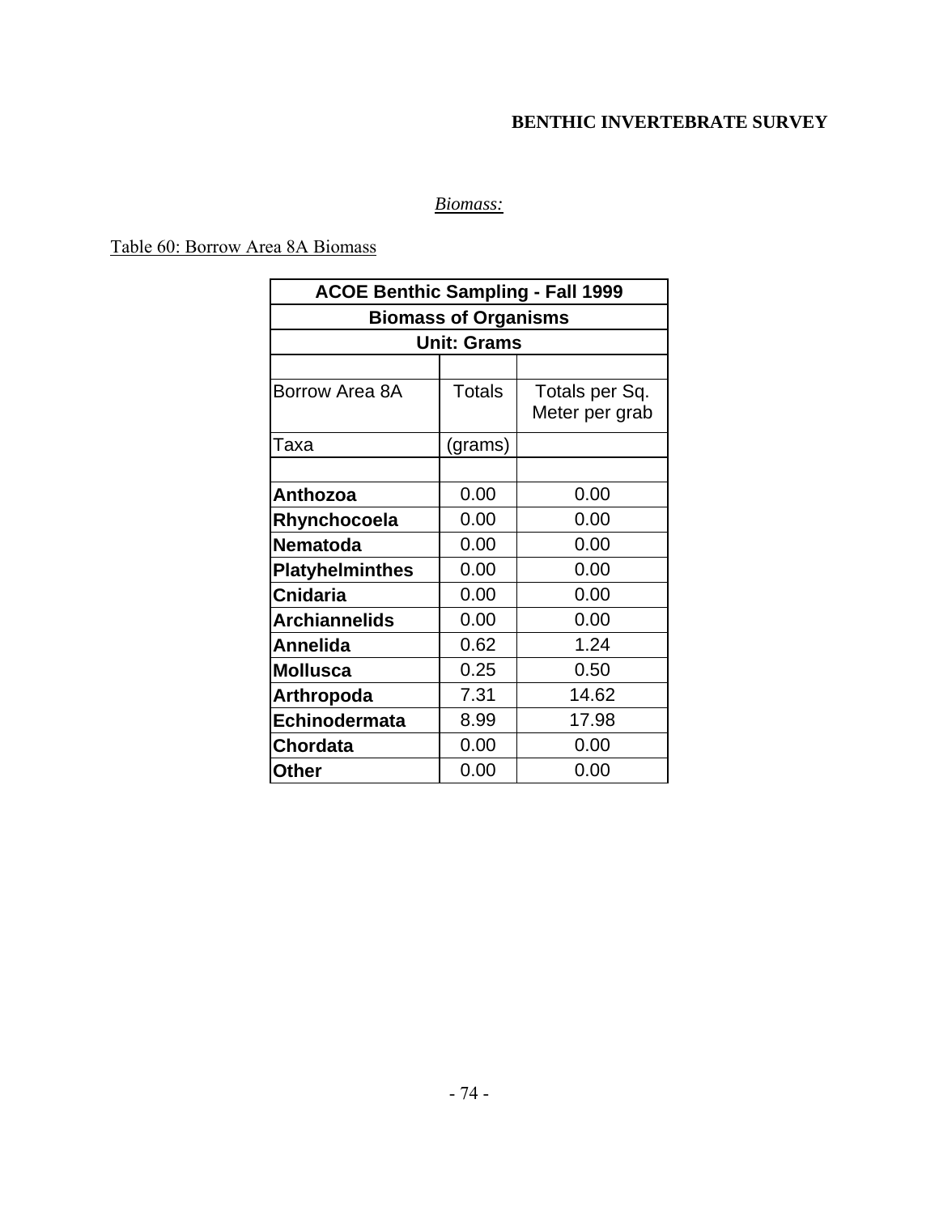*Biomass:*

Table 60: Borrow Area 8A Biomass

| ACOE Benthic Sampling - Fall 1999 | | |
|---|---|---|
| **Biomass of Organisms** | | |
| **Unit: Grams** | | |
| | | |
| Borrow Area 8A | Totals | Totals per Sq. Meter per grab |
| Taxa | (grams) | |
| | | |
| **Anthozoa** | 0.00 | 0.00 |
| **Rhynchocoela** | 0.00 | 0.00 |
| **Nematoda** | 0.00 | 0.00 |
| **Platyhelminthes** | 0.00 | 0.00 |
| **Cnidaria** | 0.00 | 0.00 |
| **Archiannelids** | 0.00 | 0.00 |
| **Annelida** | 0.62 | 1.24 |
| **Mollusca** | 0.25 | 0.50 |
| **Arthropoda** | 7.31 | 14.62 |
| **Echinodermata** | 8.99 | 17.98 |
| **Chordata** | 0.00 | 0.00 |
| **Other** | 0.00 | 0.00 |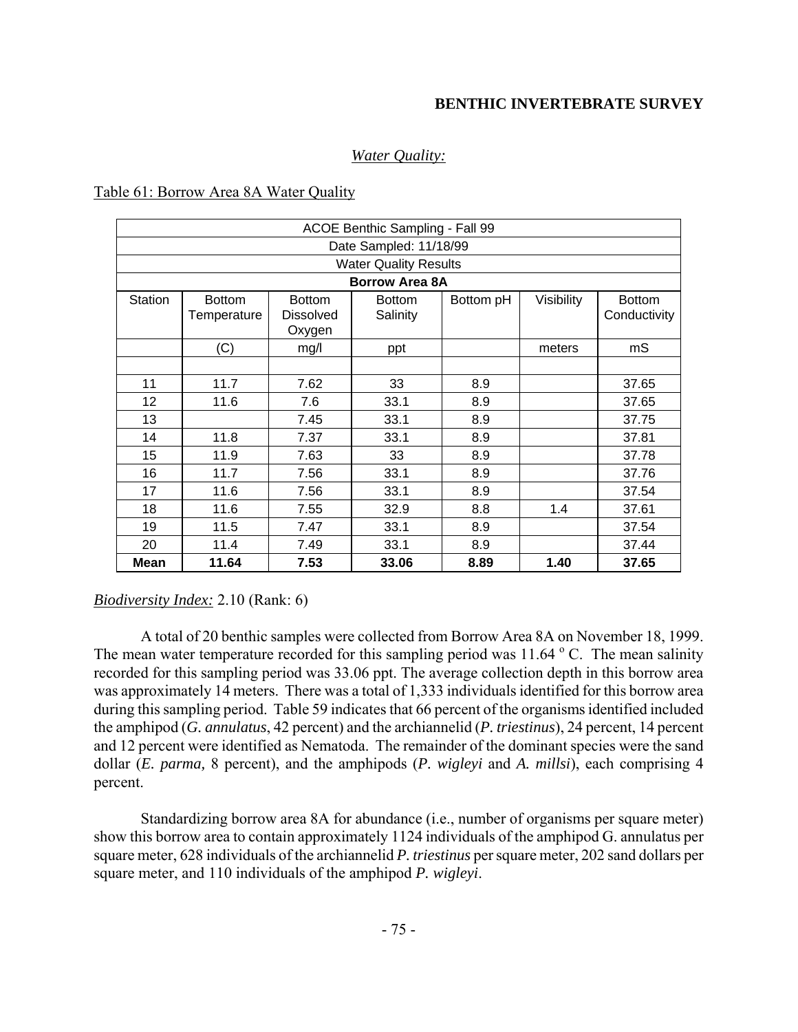## BENTHIC INVERTEBRATE SURVEY

### *Water Quality:*

Table 61: Borrow Area 8A Water Quality

| ACOE Benthic Sampling - Fall 99 | | | | | | |
|---|---|---|---|---|---|---|
| Date Sampled: 11/18/99 | | | | | | |
| Water Quality Results | | | | | | |
| **Borrow Area 8A** | | | | | | |
| Station | Bottom Temperature | Bottom Dissolved Oxygen | Bottom Salinity | Bottom pH | Visibility | Bottom Conductivity |
| | (C) | mg/l | ppt | | meters | mS |
| | | | | | | |
| 11 | 11.7 | 7.62 | 33 | 8.9 | | 37.65 |
| 12 | 11.6 | 7.6 | 33.1 | 8.9 | | 37.65 |
| 13 | | 7.45 | 33.1 | 8.9 | | 37.75 |
| 14 | 11.8 | 7.37 | 33.1 | 8.9 | | 37.81 |
| 15 | 11.9 | 7.63 | 33 | 8.9 | | 37.78 |
| 16 | 11.7 | 7.56 | 33.1 | 8.9 | | 37.76 |
| 17 | 11.6 | 7.56 | 33.1 | 8.9 | | 37.54 |
| 18 | 11.6 | 7.55 | 32.9 | 8.8 | 1.4 | 37.61 |
| 19 | 11.5 | 7.47 | 33.1 | 8.9 | | 37.54 |
| 20 | 11.4 | 7.49 | 33.1 | 8.9 | | 37.44 |
| **Mean** | **11.64** | **7.53** | **33.06** | **8.89** | **1.40** | **37.65** |

*Biodiversity Index:* 2.10 (Rank: 6)

A total of 20 benthic samples were collected from Borrow Area 8A on November 18, 1999. The mean water temperature recorded for this sampling period was 11.64 $^{o}$ C. The mean salinity recorded for this sampling period was 33.06 ppt. The average collection depth in this borrow area was approximately 14 meters. There was a total of 1,333 individuals identified for this borrow area during this sampling period. Table 59 indicates that 66 percent of the organisms identified included the amphipod (*G. annulatus*, 42 percent) and the archiannelid (*P. triestinus*), 24 percent, 14 percent and 12 percent were identified as Nematoda. The remainder of the dominant species were the sand dollar (*E. parma,* 8 percent), and the amphipods (*P. wigleyi* and *A. millsi*), each comprising 4 percent.

Standardizing borrow area 8A for abundance (i.e., number of organisms per square meter) show this borrow area to contain approximately 1124 individuals of the amphipod G. annulatus per square meter, 628 individuals of the archiannelid *P. triestinus* per square meter, 202 sand dollars per square meter, and 110 individuals of the amphipod *P. wigleyi*.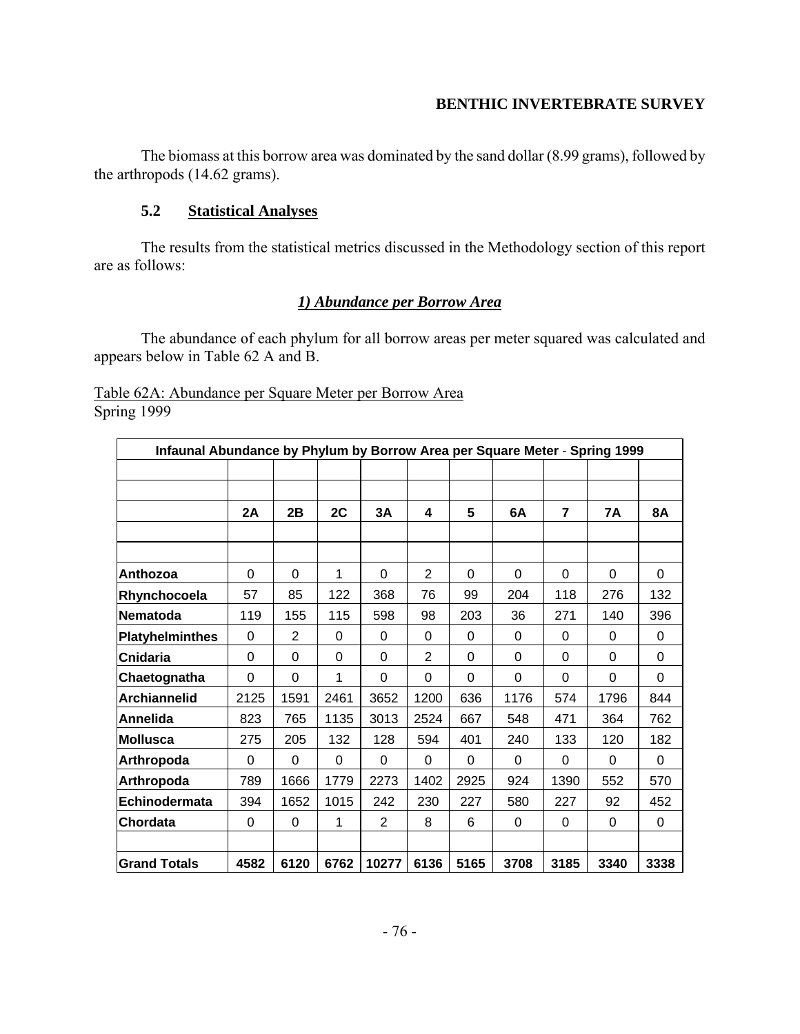The biomass at this borrow area was dominated by the sand dollar (8.99 grams), followed by the arthropods (14.62 grams).

### 5.2 Statistical Analyses

The results from the statistical metrics discussed in the Methodology section of this report are as follows:

#### *1) Abundance per Borrow Area*

The abundance of each phylum for all borrow areas per meter squared was calculated and appears below in Table 62 A and B.

Table 62A: Abundance per Square Meter per Borrow Area
Spring 1999

| Infaunal Abundance by Phylum by Borrow Area per Square Meter - Spring 1999 | | | | | | | | | | |
|---|---|---|---|---|---|---|---|---|---|---|
| | **2A** | **2B** | **2C** | **3A** | **4** | **5** | **6A** | **7** | **7A** | **8A** |
| **Anthozoa** | 0 | 0 | 1 | 0 | 2 | 0 | 0 | 0 | 0 | 0 |
| **Rhynchocoela** | 57 | 85 | 122 | 368 | 76 | 99 | 204 | 118 | 276 | 132 |
| **Nematoda** | 119 | 155 | 115 | 598 | 98 | 203 | 36 | 271 | 140 | 396 |
| **Platyhelminthes** | 0 | 2 | 0 | 0 | 0 | 0 | 0 | 0 | 0 | 0 |
| **Cnidaria** | 0 | 0 | 0 | 0 | 2 | 0 | 0 | 0 | 0 | 0 |
| **Chaetognatha** | 0 | 0 | 1 | 0 | 0 | 0 | 0 | 0 | 0 | 0 |
| **Archiannelid** | 2125 | 1591 | 2461 | 3652 | 1200 | 636 | 1176 | 574 | 1796 | 844 |
| **Annelida** | 823 | 765 | 1135 | 3013 | 2524 | 667 | 548 | 471 | 364 | 762 |
| **Mollusca** | 275 | 205 | 132 | 128 | 594 | 401 | 240 | 133 | 120 | 182 |
| **Arthropoda** | 0 | 0 | 0 | 0 | 0 | 0 | 0 | 0 | 0 | 0 |
| **Arthropoda** | 789 | 1666 | 1779 | 2273 | 1402 | 2925 | 924 | 1390 | 552 | 570 |
| **Echinodermata** | 394 | 1652 | 1015 | 242 | 230 | 227 | 580 | 227 | 92 | 452 |
| **Chordata** | 0 | 0 | 1 | 2 | 8 | 6 | 0 | 0 | 0 | 0 |
| **Grand Totals** | **4582** | **6120** | **6762** | **10277** | **6136** | **5165** | **3708** | **3185** | **3340** | **3338** |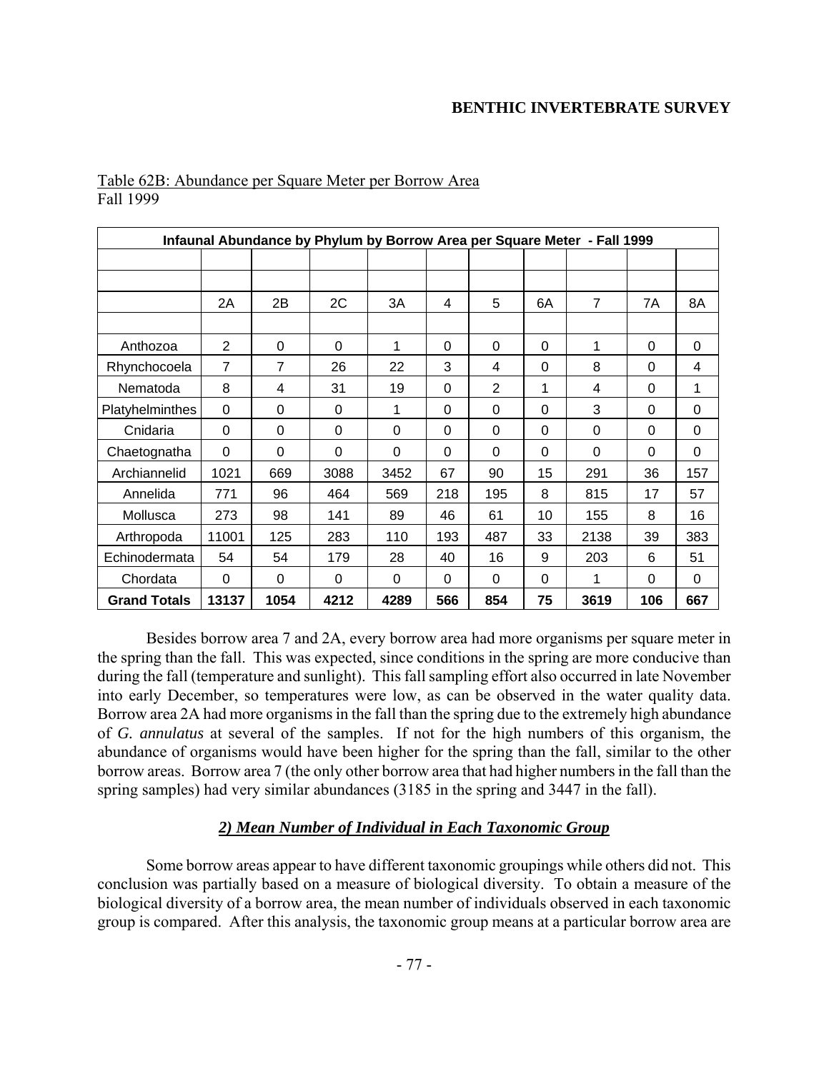Table 62B: Abundance per Square Meter per Borrow Area
Fall 1999

| Infaunal Abundance by Phylum by Borrow Area per Square Meter - Fall 1999 | | | | | | | | | | |
|---|---|---|---|---|---|---|---|---|---|---|
| | 2A | 2B | 2C | 3A | 4 | 5 | 6A | 7 | 7A | 8A |
| Anthozoa | 2 | 0 | 0 | 1 | 0 | 0 | 0 | 1 | 0 | 0 |
| Rhynchocoela | 7 | 7 | 26 | 22 | 3 | 4 | 0 | 8 | 0 | 4 |
| Nematoda | 8 | 4 | 31 | 19 | 0 | 2 | 1 | 4 | 0 | 1 |
| Platyhelminthes | 0 | 0 | 0 | 1 | 0 | 0 | 0 | 3 | 0 | 0 |
| Cnidaria | 0 | 0 | 0 | 0 | 0 | 0 | 0 | 0 | 0 | 0 |
| Chaetognatha | 0 | 0 | 0 | 0 | 0 | 0 | 0 | 0 | 0 | 0 |
| Archiannelid | 1021 | 669 | 3088 | 3452 | 67 | 90 | 15 | 291 | 36 | 157 |
| Annelida | 771 | 96 | 464 | 569 | 218 | 195 | 8 | 815 | 17 | 57 |
| Mollusca | 273 | 98 | 141 | 89 | 46 | 61 | 10 | 155 | 8 | 16 |
| Arthropoda | 11001 | 125 | 283 | 110 | 193 | 487 | 33 | 2138 | 39 | 383 |
| Echinodermata | 54 | 54 | 179 | 28 | 40 | 16 | 9 | 203 | 6 | 51 |
| Chordata | 0 | 0 | 0 | 0 | 0 | 0 | 0 | 1 | 0 | 0 |
| **Grand Totals** | **13137** | **1054** | **4212** | **4289** | **566** | **854** | **75** | **3619** | **106** | **667** |

Besides borrow area 7 and 2A, every borrow area had more organisms per square meter in the spring than the fall. This was expected, since conditions in the spring are more conducive than during the fall (temperature and sunlight). This fall sampling effort also occurred in late November into early December, so temperatures were low, as can be observed in the water quality data. Borrow area 2A had more organisms in the fall than the spring due to the extremely high abundance of *G. annulatus* at several of the samples. If not for the high numbers of this organism, the abundance of organisms would have been higher for the spring than the fall, similar to the other borrow areas. Borrow area 7 (the only other borrow area that had higher numbers in the fall than the spring samples) had very similar abundances (3185 in the spring and 3447 in the fall).

### ***2) Mean Number of Individual in Each Taxonomic Group***

Some borrow areas appear to have different taxonomic groupings while others did not. This conclusion was partially based on a measure of biological diversity. To obtain a measure of the biological diversity of a borrow area, the mean number of individuals observed in each taxonomic group is compared. After this analysis, the taxonomic group means at a particular borrow area are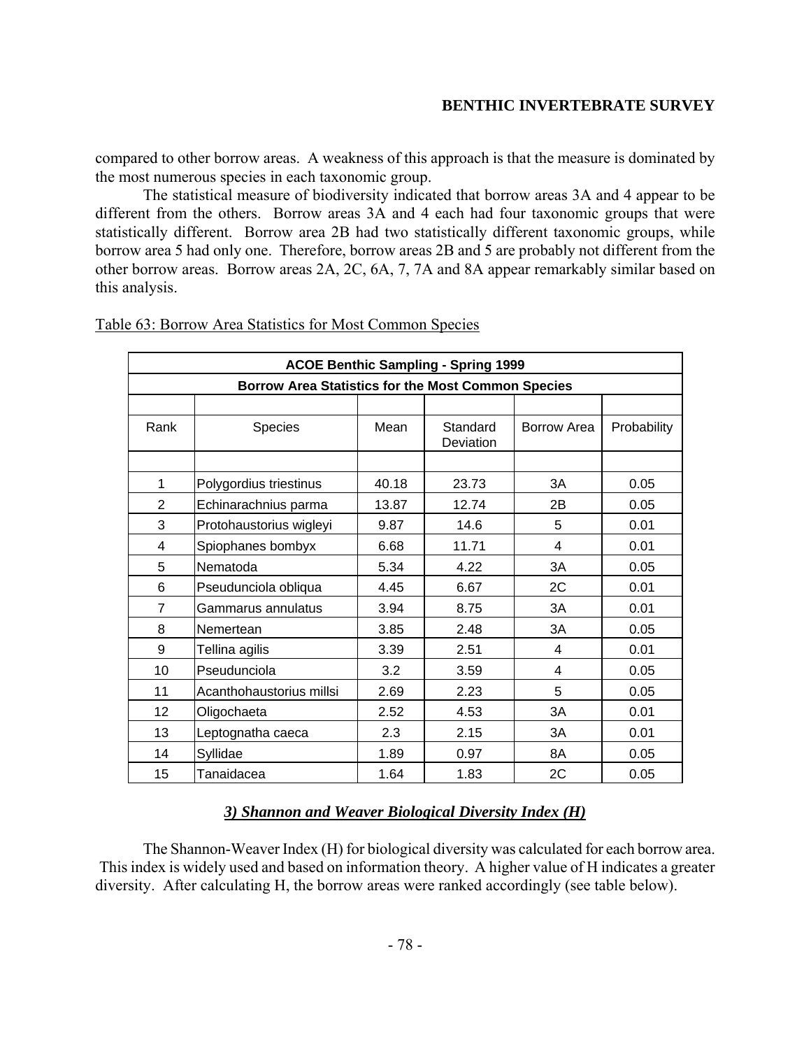compared to other borrow areas. A weakness of this approach is that the measure is dominated by the most numerous species in each taxonomic group.

The statistical measure of biodiversity indicated that borrow areas 3A and 4 appear to be different from the others. Borrow areas 3A and 4 each had four taxonomic groups that were statistically different. Borrow area 2B had two statistically different taxonomic groups, while borrow area 5 had only one. Therefore, borrow areas 2B and 5 are probably not different from the other borrow areas. Borrow areas 2A, 2C, 6A, 7, 7A and 8A appear remarkably similar based on this analysis.

Table 63: Borrow Area Statistics for Most Common Species

| ACOE Benthic Sampling - Spring 1999 | | | | | |
|---|---|---|---|---|---|
| Borrow Area Statistics for the Most Common Species | | | | | |
| Rank | Species | Mean | Standard Deviation | Borrow Area | Probability |
| 1 | Polygordius triestinus | 40.18 | 23.73 | 3A | 0.05 |
| 2 | Echinarachnius parma | 13.87 | 12.74 | 2B | 0.05 |
| 3 | Protohaustorius wigleyi | 9.87 | 14.6 | 5 | 0.01 |
| 4 | Spiophanes bombyx | 6.68 | 11.71 | 4 | 0.01 |
| 5 | Nematoda | 5.34 | 4.22 | 3A | 0.05 |
| 6 | Pseudunciola obliqua | 4.45 | 6.67 | 2C | 0.01 |
| 7 | Gammarus annulatus | 3.94 | 8.75 | 3A | 0.01 |
| 8 | Nemertean | 3.85 | 2.48 | 3A | 0.05 |
| 9 | Tellina agilis | 3.39 | 2.51 | 4 | 0.01 |
| 10 | Pseudunciola | 3.2 | 3.59 | 4 | 0.05 |
| 11 | Acanthohaustorius millsi | 2.69 | 2.23 | 5 | 0.05 |
| 12 | Oligochaeta | 2.52 | 4.53 | 3A | 0.01 |
| 13 | Leptognatha caeca | 2.3 | 2.15 | 3A | 0.01 |
| 14 | Syllidae | 1.89 | 0.97 | 8A | 0.05 |
| 15 | Tanaidacea | 1.64 | 1.83 | 2C | 0.05 |

### *3) Shannon and Weaver Biological Diversity Index (H)*

The Shannon-Weaver Index (H) for biological diversity was calculated for each borrow area. This index is widely used and based on information theory. A higher value of H indicates a greater diversity. After calculating H, the borrow areas were ranked accordingly (see table below).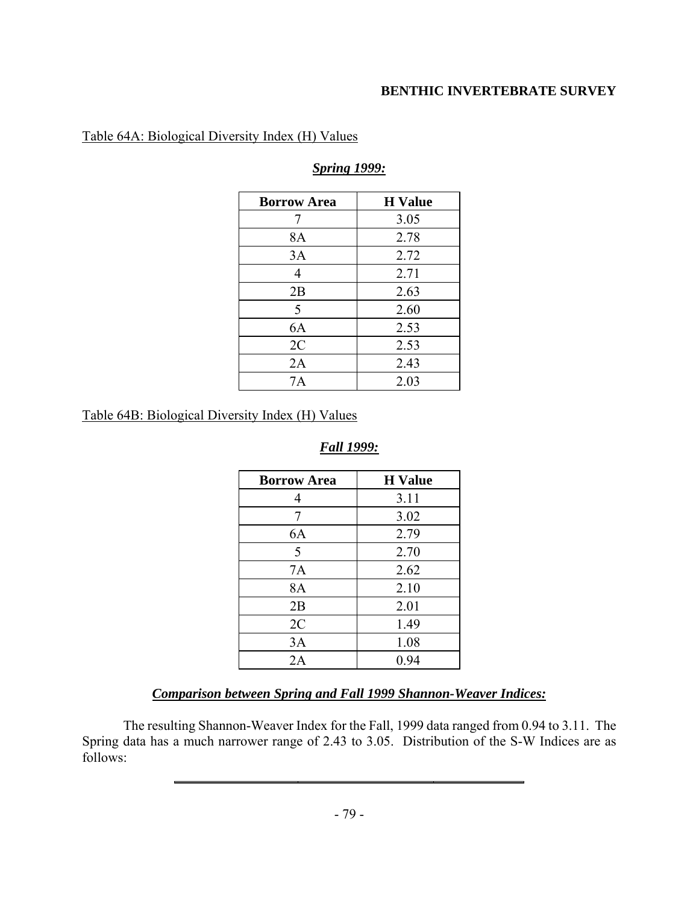Table 64A: Biological Diversity Index (H) Values

***Spring 1999:***

| Borrow Area | H Value |
|---|---|
| 7 | 3.05 |
| 8A | 2.78 |
| 3A | 2.72 |
| 4 | 2.71 |
| 2B | 2.63 |
| 5 | 2.60 |
| 6A | 2.53 |
| 2C | 2.53 |
| 2A | 2.43 |
| 7A | 2.03 |

Table 64B: Biological Diversity Index (H) Values

***Fall 1999:***

| Borrow Area | H Value |
|---|---|
| 4 | 3.11 |
| 7 | 3.02 |
| 6A | 2.79 |
| 5 | 2.70 |
| 7A | 2.62 |
| 8A | 2.10 |
| 2B | 2.01 |
| 2C | 1.49 |
| 3A | 1.08 |
| 2A | 0.94 |

### ***Comparison between Spring and Fall 1999 Shannon-Weaver Indices:***

The resulting Shannon-Weaver Index for the Fall, 1999 data ranged from 0.94 to 3.11. The Spring data has a much narrower range of 2.43 to 3.05. Distribution of the S-W Indices are as follows: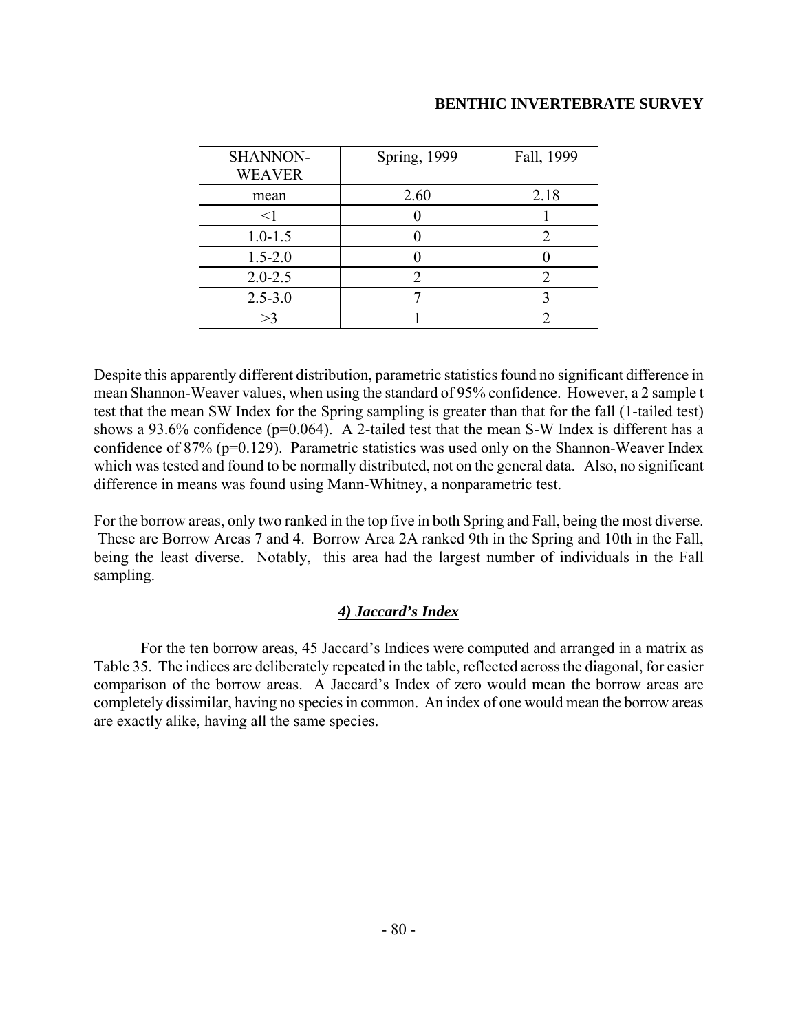| SHANNON-WEAVER | Spring, 1999 | Fall, 1999 |
| --- | --- | --- |
| mean | 2.60 | 2.18 |
| <1 | 0 | 1 |
| 1.0-1.5 | 0 | 2 |
| 1.5-2.0 | 0 | 0 |
| 2.0-2.5 | 2 | 2 |
| 2.5-3.0 | 7 | 3 |
| >3 | 1 | 2 |

Despite this apparently different distribution, parametric statistics found no significant difference in mean Shannon-Weaver values, when using the standard of 95% confidence. However, a 2 sample t test that the mean SW Index for the Spring sampling is greater than that for the fall (1-tailed test) shows a 93.6% confidence ($p=0.064$). A 2-tailed test that the mean S-W Index is different has a confidence of 87% ($p=0.129$). Parametric statistics was used only on the Shannon-Weaver Index which was tested and found to be normally distributed, not on the general data. Also, no significant difference in means was found using Mann-Whitney, a nonparametric test.

For the borrow areas, only two ranked in the top five in both Spring and Fall, being the most diverse. These are Borrow Areas 7 and 4. Borrow Area 2A ranked 9th in the Spring and 10th in the Fall, being the least diverse. Notably, this area had the largest number of individuals in the Fall sampling.

### ***4) Jaccard's Index***

For the ten borrow areas, 45 Jaccard's Indices were computed and arranged in a matrix as Table 35. The indices are deliberately repeated in the table, reflected across the diagonal, for easier comparison of the borrow areas. A Jaccard's Index of zero would mean the borrow areas are completely dissimilar, having no species in common. An index of one would mean the borrow areas are exactly alike, having all the same species.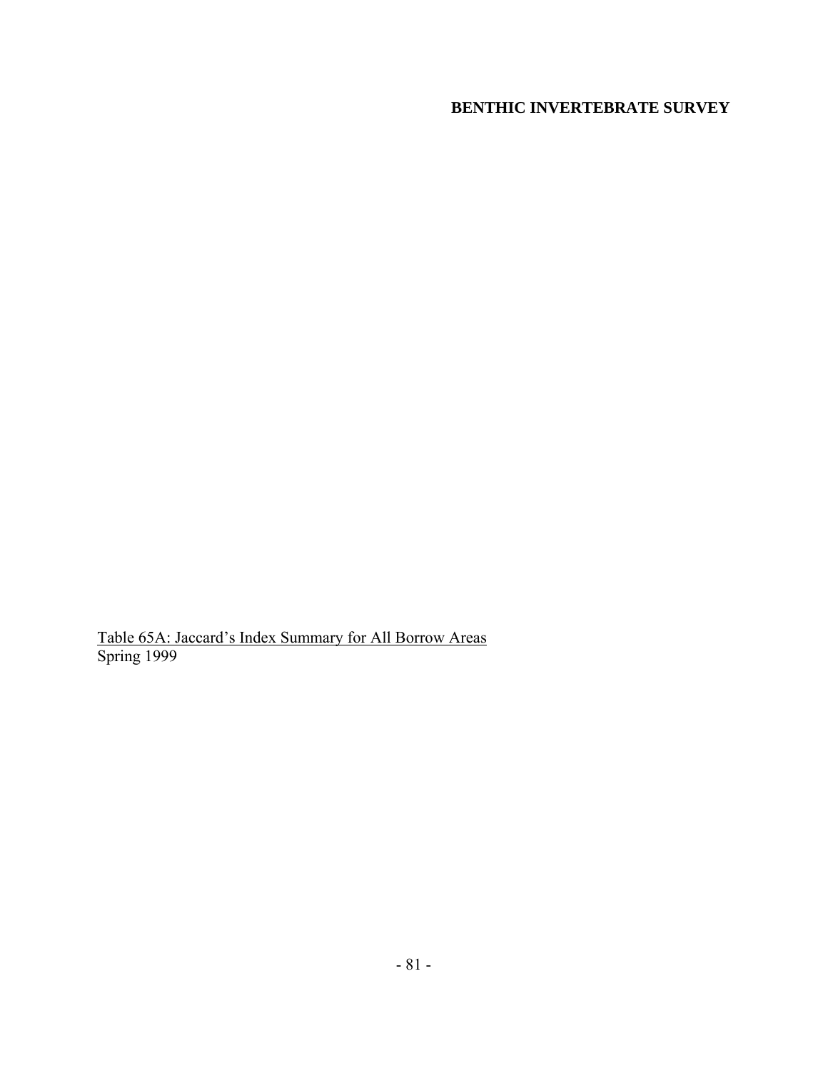Table 65A: Jaccard's Index Summary for All Borrow Areas
Spring 1999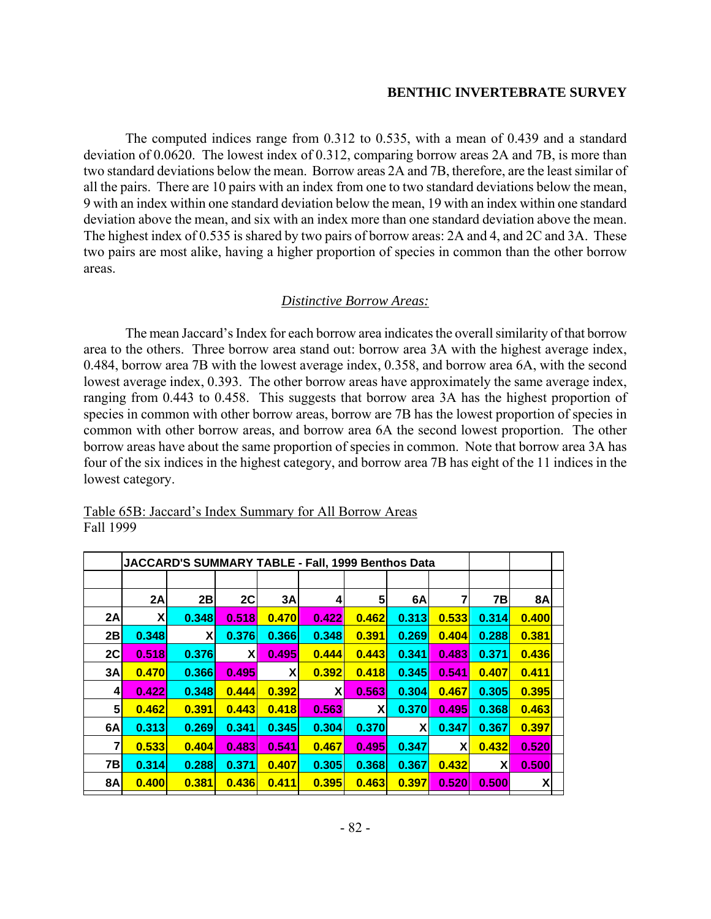The computed indices range from 0.312 to 0.535, with a mean of 0.439 and a standard deviation of 0.0620. The lowest index of 0.312, comparing borrow areas 2A and 7B, is more than two standard deviations below the mean. Borrow areas 2A and 7B, therefore, are the least similar of all the pairs. There are 10 pairs with an index from one to two standard deviations below the mean, 9 with an index within one standard deviation below the mean, 19 with an index within one standard deviation above the mean, and six with an index more than one standard deviation above the mean. The highest index of 0.535 is shared by two pairs of borrow areas: 2A and 4, and 2C and 3A. These two pairs are most alike, having a higher proportion of species in common than the other borrow areas.

### *Distinctive Borrow Areas:*

The mean Jaccard's Index for each borrow area indicates the overall similarity of that borrow area to the others. Three borrow area stand out: borrow area 3A with the highest average index, 0.484, borrow area 7B with the lowest average index, 0.358, and borrow area 6A, with the second lowest average index, 0.393. The other borrow areas have approximately the same average index, ranging from 0.443 to 0.458. This suggests that borrow area 3A has the highest proportion of species in common with other borrow areas, borrow are 7B has the lowest proportion of species in common with other borrow areas, and borrow area 6A the second lowest proportion. The other borrow areas have about the same proportion of species in common. Note that borrow area 3A has four of the six indices in the highest category, and borrow area 7B has eight of the 11 indices in the lowest category.

Table 65B: Jaccard's Index Summary for All Borrow Areas
Fall 1999

| JACCARD'S SUMMARY TABLE - Fall, 1999 Benthos Data | | | | | | | | | | |
|---|---|---|---|---|---|---|---|---|---|---|
| | 2A | 2B | 2C | 3A | 4 | 5 | 6A | 7 | 7B | 8A |
| 2A | X | 0.348 | 0.518 | 0.470 | 0.422 | 0.462 | 0.313 | 0.533 | 0.314 | 0.400 |
| 2B | 0.348 | X | 0.376 | 0.366 | 0.348 | 0.391 | 0.269 | 0.404 | 0.288 | 0.381 |
| 2C | 0.518 | 0.376 | X | 0.495 | 0.444 | 0.443 | 0.341 | 0.483 | 0.371 | 0.436 |
| 3A | 0.470 | 0.366 | 0.495 | X | 0.392 | 0.418 | 0.345 | 0.541 | 0.407 | 0.411 |
| 4 | 0.422 | 0.348 | 0.444 | 0.392 | X | 0.563 | 0.304 | 0.467 | 0.305 | 0.395 |
| 5 | 0.462 | 0.391 | 0.443 | 0.418 | 0.563 | X | 0.370 | 0.495 | 0.368 | 0.463 |
| 6A | 0.313 | 0.269 | 0.341 | 0.345 | 0.304 | 0.370 | X | 0.347 | 0.367 | 0.397 |
| 7 | 0.533 | 0.404 | 0.483 | 0.541 | 0.467 | 0.495 | 0.347 | X | 0.432 | 0.520 |
| 7B | 0.314 | 0.288 | 0.371 | 0.407 | 0.305 | 0.368 | 0.367 | 0.432 | X | 0.500 |
| 8A | 0.400 | 0.381 | 0.436 | 0.411 | 0.395 | 0.463 | 0.397 | 0.520 | 0.500 | X |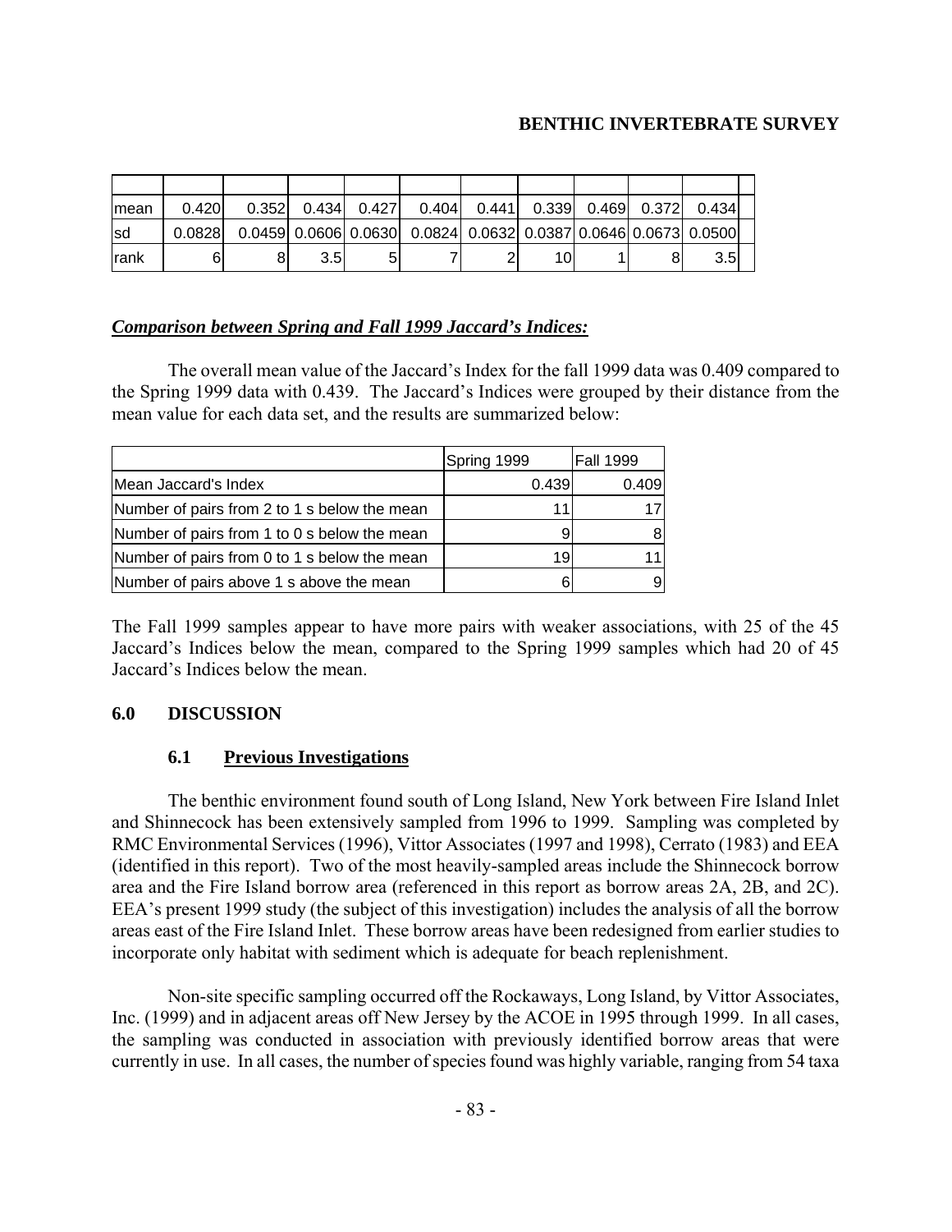|  |  |  |  |  |  |  |  |  |  |  |  |
|---|---|---|---|---|---|---|---|---|---|---|---|
| mean | 0.420 | 0.352 | 0.434 | 0.427 | 0.404 | 0.441 | 0.339 | 0.469 | 0.372 | 0.434 |  |
| sd | 0.0828 | 0.0459 | 0.0606 | 0.0630 | 0.0824 | 0.0632 | 0.0387 | 0.0646 | 0.0673 | 0.0500 |  |
| rank | 6 | 8 | 3.5 | 5 | 7 | 2 | 10 | 1 | 8 | 3.5 |  |

***Comparison between Spring and Fall 1999 Jaccard's Indices:***

The overall mean value of the Jaccard's Index for the fall 1999 data was 0.409 compared to the Spring 1999 data with 0.439. The Jaccard's Indices were grouped by their distance from the mean value for each data set, and the results are summarized below:

|  | Spring 1999 | Fall 1999 |
|---|---|---|
| Mean Jaccard's Index | 0.439 | 0.409 |
| Number of pairs from 2 to 1 s below the mean | 11 | 17 |
| Number of pairs from 1 to 0 s below the mean | 9 | 8 |
| Number of pairs from 0 to 1 s below the mean | 19 | 11 |
| Number of pairs above 1 s above the mean | 6 | 9 |

The Fall 1999 samples appear to have more pairs with weaker associations, with 25 of the 45 Jaccard's Indices below the mean, compared to the Spring 1999 samples which had 20 of 45 Jaccard's Indices below the mean.

## 6.0 DISCUSSION

### 6.1 Previous Investigations

The benthic environment found south of Long Island, New York between Fire Island Inlet and Shinnecock has been extensively sampled from 1996 to 1999. Sampling was completed by RMC Environmental Services (1996), Vittor Associates (1997 and 1998), Cerrato (1983) and EEA (identified in this report). Two of the most heavily-sampled areas include the Shinnecock borrow area and the Fire Island borrow area (referenced in this report as borrow areas 2A, 2B, and 2C). EEA's present 1999 study (the subject of this investigation) includes the analysis of all the borrow areas east of the Fire Island Inlet. These borrow areas have been redesigned from earlier studies to incorporate only habitat with sediment which is adequate for beach replenishment.

Non-site specific sampling occurred off the Rockaways, Long Island, by Vittor Associates, Inc. (1999) and in adjacent areas off New Jersey by the ACOE in 1995 through 1999. In all cases, the sampling was conducted in association with previously identified borrow areas that were currently in use. In all cases, the number of species found was highly variable, ranging from 54 taxa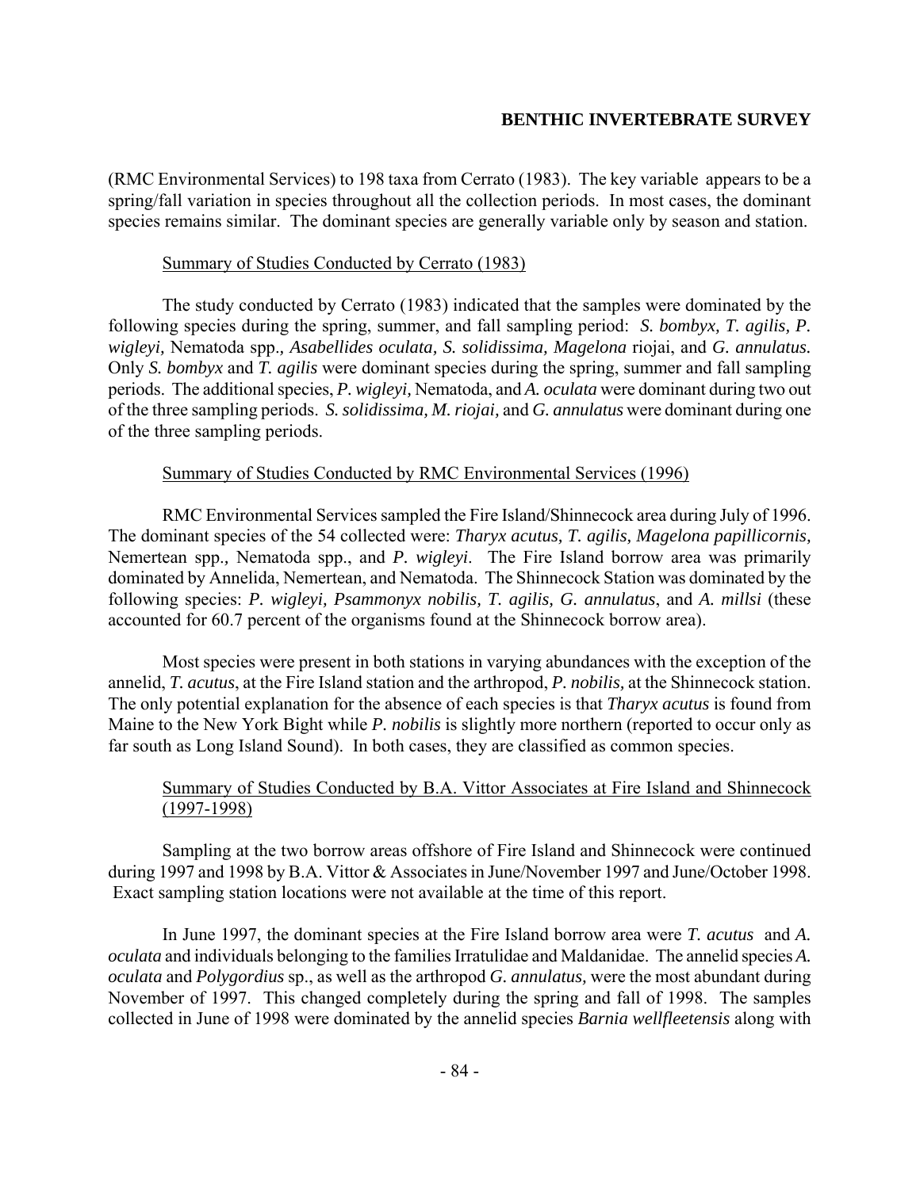(RMC Environmental Services) to 198 taxa from Cerrato (1983). The key variable appears to be a spring/fall variation in species throughout all the collection periods. In most cases, the dominant species remains similar. The dominant species are generally variable only by season and station.

Summary of Studies Conducted by Cerrato (1983)

The study conducted by Cerrato (1983) indicated that the samples were dominated by the following species during the spring, summer, and fall sampling period: *S. bombyx, T. agilis, P. wigleyi,* Nematoda spp.*, Asabellides oculata, S. solidissima, Magelona* riojai, and *G. annulatus.* Only *S. bombyx* and *T. agilis* were dominant species during the spring, summer and fall sampling periods. The additional species, *P. wigleyi,* Nematoda, and *A. oculata* were dominant during two out of the three sampling periods. *S. solidissima, M. riojai,* and *G. annulatus* were dominant during one of the three sampling periods.

Summary of Studies Conducted by RMC Environmental Services (1996)

RMC Environmental Services sampled the Fire Island/Shinnecock area during July of 1996. The dominant species of the 54 collected were: *Tharyx acutus, T. agilis, Magelona papillicornis,* Nemertean spp.*,* Nematoda spp., and *P. wigleyi*. The Fire Island borrow area was primarily dominated by Annelida, Nemertean, and Nematoda. The Shinnecock Station was dominated by the following species: *P. wigleyi, Psammonyx nobilis, T. agilis, G. annulatus*, and *A. millsi* (these accounted for 60.7 percent of the organisms found at the Shinnecock borrow area).

Most species were present in both stations in varying abundances with the exception of the annelid, *T. acutus*, at the Fire Island station and the arthropod, *P. nobilis,* at the Shinnecock station. The only potential explanation for the absence of each species is that *Tharyx acutus* is found from Maine to the New York Bight while *P. nobilis* is slightly more northern (reported to occur only as far south as Long Island Sound). In both cases, they are classified as common species.

Summary of Studies Conducted by B.A. Vittor Associates at Fire Island and Shinnecock (1997-1998)

Sampling at the two borrow areas offshore of Fire Island and Shinnecock were continued during 1997 and 1998 by B.A. Vittor & Associates in June/November 1997 and June/October 1998. Exact sampling station locations were not available at the time of this report.

In June 1997, the dominant species at the Fire Island borrow area were *T. acutus* and *A. oculata* and individuals belonging to the families Irratulidae and Maldanidae. The annelid species *A. oculata* and *Polygordius* sp., as well as the arthropod *G. annulatus,* were the most abundant during November of 1997. This changed completely during the spring and fall of 1998. The samples collected in June of 1998 were dominated by the annelid species *Barnia wellfleetensis* along with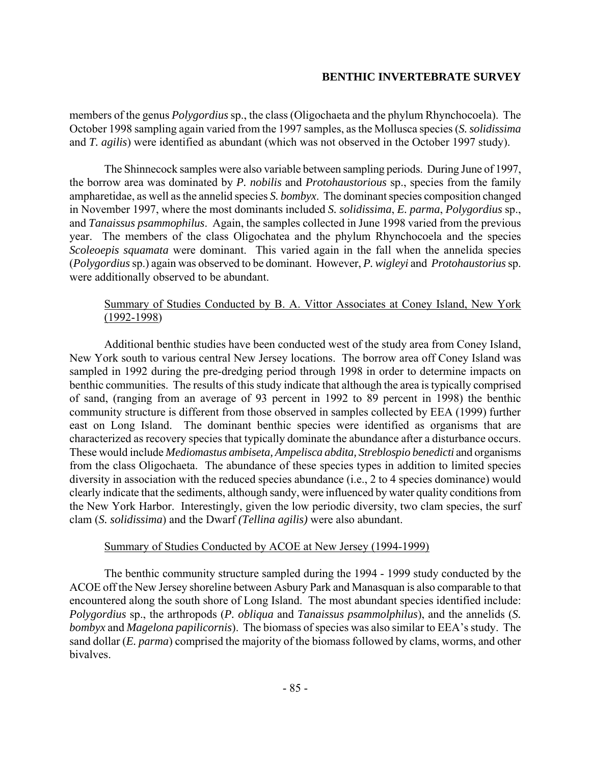members of the genus *Polygordius* sp., the class (Oligochaeta and the phylum Rhynchocoela). The October 1998 sampling again varied from the 1997 samples, as the Mollusca species (*S. solidissima* and *T. agilis*) were identified as abundant (which was not observed in the October 1997 study).

The Shinnecock samples were also variable between sampling periods. During June of 1997, the borrow area was dominated by *P. nobilis* and *Protohaustorious* sp., species from the family ampharetidae, as well as the annelid species *S. bombyx*. The dominant species composition changed in November 1997, where the most dominants included *S. solidissima*, *E. parma*, *Polygordius* sp., and *Tanaissus psammophilus*. Again, the samples collected in June 1998 varied from the previous year. The members of the class Oligochatea and the phylum Rhynchocoela and the species *Scoleoepis squamata* were dominant. This varied again in the fall when the annelida species (*Polygordius* sp.) again was observed to be dominant. However, *P. wigleyi* and *Protohaustorius* sp. were additionally observed to be abundant.

Summary of Studies Conducted by B. A. Vittor Associates at Coney Island, New York (1992-1998)

Additional benthic studies have been conducted west of the study area from Coney Island, New York south to various central New Jersey locations. The borrow area off Coney Island was sampled in 1992 during the pre-dredging period through 1998 in order to determine impacts on benthic communities. The results of this study indicate that although the area is typically comprised of sand, (ranging from an average of 93 percent in 1992 to 89 percent in 1998) the benthic community structure is different from those observed in samples collected by EEA (1999) further east on Long Island. The dominant benthic species were identified as organisms that are characterized as recovery species that typically dominate the abundance after a disturbance occurs. These would include *Mediomastus ambiseta, Ampelisca abdita, Streblospio benedicti* and organisms from the class Oligochaeta. The abundance of these species types in addition to limited species diversity in association with the reduced species abundance (i.e., 2 to 4 species dominance) would clearly indicate that the sediments, although sandy, were influenced by water quality conditions from the New York Harbor. Interestingly, given the low periodic diversity, two clam species, the surf clam (*S. solidissima*) and the Dwarf *(Tellina agilis)* were also abundant.

Summary of Studies Conducted by ACOE at New Jersey (1994-1999)

The benthic community structure sampled during the 1994 - 1999 study conducted by the ACOE off the New Jersey shoreline between Asbury Park and Manasquan is also comparable to that encountered along the south shore of Long Island. The most abundant species identified include: *Polygordius* sp., the arthropods (*P. obliqua* and *Tanaissus psammolphilus*), and the annelids (*S. bombyx* and *Magelona papilicornis*). The biomass of species was also similar to EEA's study. The sand dollar (*E. parma*) comprised the majority of the biomass followed by clams, worms, and other bivalves.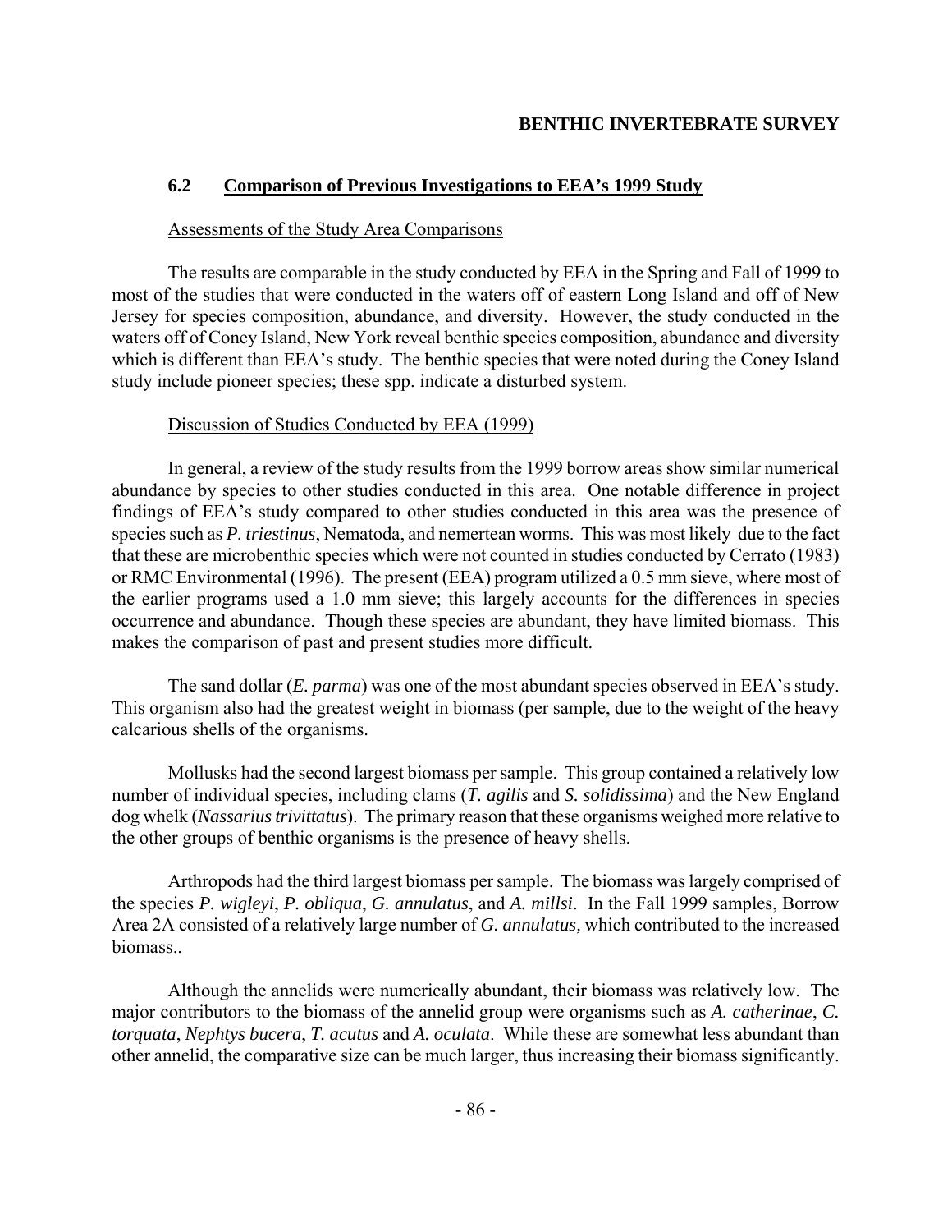## 6.2 Comparison of Previous Investigations to EEA's 1999 Study

Assessments of the Study Area Comparisons

The results are comparable in the study conducted by EEA in the Spring and Fall of 1999 to most of the studies that were conducted in the waters off of eastern Long Island and off of New Jersey for species composition, abundance, and diversity. However, the study conducted in the waters off of Coney Island, New York reveal benthic species composition, abundance and diversity which is different than EEA's study. The benthic species that were noted during the Coney Island study include pioneer species; these spp. indicate a disturbed system.

Discussion of Studies Conducted by EEA (1999)

In general, a review of the study results from the 1999 borrow areas show similar numerical abundance by species to other studies conducted in this area. One notable difference in project findings of EEA's study compared to other studies conducted in this area was the presence of species such as *P. triestinus*, Nematoda, and nemertean worms. This was most likely due to the fact that these are microbenthic species which were not counted in studies conducted by Cerrato (1983) or RMC Environmental (1996). The present (EEA) program utilized a 0.5 mm sieve, where most of the earlier programs used a 1.0 mm sieve; this largely accounts for the differences in species occurrence and abundance. Though these species are abundant, they have limited biomass. This makes the comparison of past and present studies more difficult.

The sand dollar (*E. parma*) was one of the most abundant species observed in EEA's study. This organism also had the greatest weight in biomass (per sample, due to the weight of the heavy calcarious shells of the organisms.

Mollusks had the second largest biomass per sample. This group contained a relatively low number of individual species, including clams (*T. agilis* and *S. solidissima*) and the New England dog whelk (*Nassarius trivittatus*). The primary reason that these organisms weighed more relative to the other groups of benthic organisms is the presence of heavy shells.

Arthropods had the third largest biomass per sample. The biomass was largely comprised of the species *P. wigleyi*, *P. obliqua*, *G. annulatus*, and *A. millsi*. In the Fall 1999 samples, Borrow Area 2A consisted of a relatively large number of *G. annulatus,* which contributed to the increased biomass..

Although the annelids were numerically abundant, their biomass was relatively low. The major contributors to the biomass of the annelid group were organisms such as *A. catherinae*, *C. torquata*, *Nephtys bucera*, *T. acutus* and *A. oculata*. While these are somewhat less abundant than other annelid, the comparative size can be much larger, thus increasing their biomass significantly.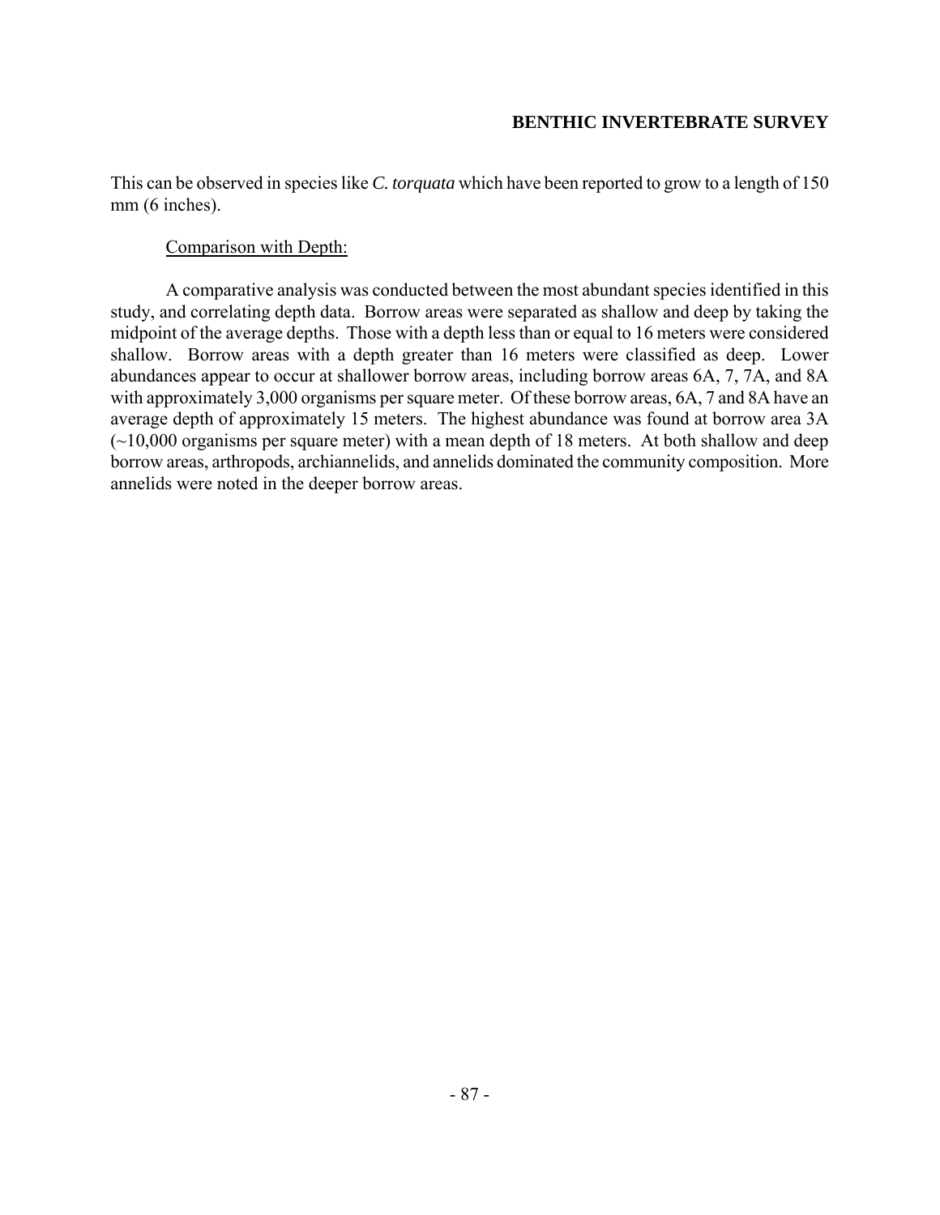This can be observed in species like *C. torquata* which have been reported to grow to a length of 150 mm (6 inches).

Comparison with Depth:

A comparative analysis was conducted between the most abundant species identified in this study, and correlating depth data. Borrow areas were separated as shallow and deep by taking the midpoint of the average depths. Those with a depth less than or equal to 16 meters were considered shallow. Borrow areas with a depth greater than 16 meters were classified as deep. Lower abundances appear to occur at shallower borrow areas, including borrow areas 6A, 7, 7A, and 8A with approximately 3,000 organisms per square meter. Of these borrow areas, 6A, 7 and 8A have an average depth of approximately 15 meters. The highest abundance was found at borrow area 3A (~10,000 organisms per square meter) with a mean depth of 18 meters. At both shallow and deep borrow areas, arthropods, archiannelids, and annelids dominated the community composition. More annelids were noted in the deeper borrow areas.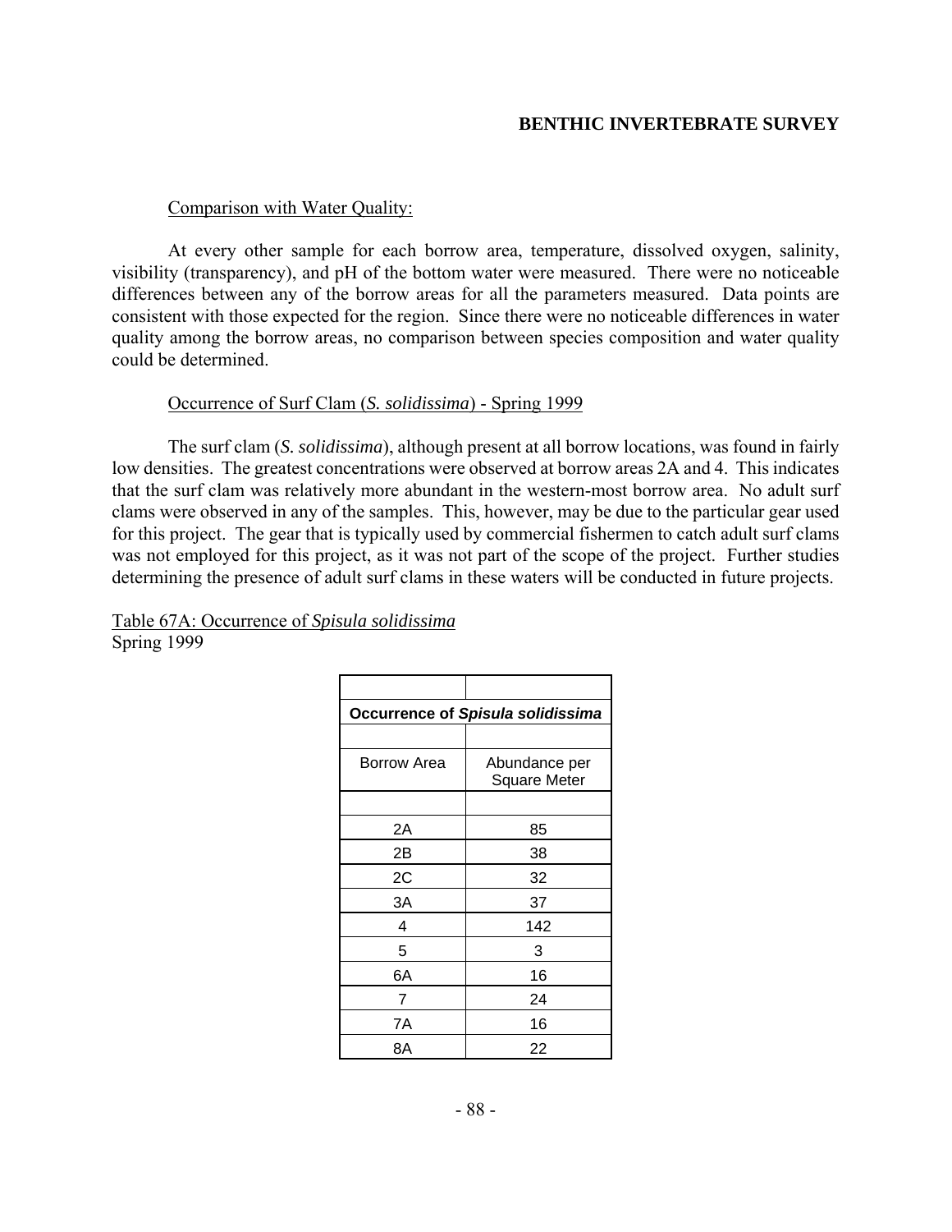Comparison with Water Quality:

At every other sample for each borrow area, temperature, dissolved oxygen, salinity, visibility (transparency), and pH of the bottom water were measured. There were no noticeable differences between any of the borrow areas for all the parameters measured. Data points are consistent with those expected for the region. Since there were no noticeable differences in water quality among the borrow areas, no comparison between species composition and water quality could be determined.

Occurrence of Surf Clam (*S. solidissima*) - Spring 1999

The surf clam (*S. solidissima*), although present at all borrow locations, was found in fairly low densities. The greatest concentrations were observed at borrow areas 2A and 4. This indicates that the surf clam was relatively more abundant in the western-most borrow area. No adult surf clams were observed in any of the samples. This, however, may be due to the particular gear used for this project. The gear that is typically used by commercial fishermen to catch adult surf clams was not employed for this project, as it was not part of the scope of the project. Further studies determining the presence of adult surf clams in these waters will be conducted in future projects.

Table 67A: Occurrence of *Spisula solidissima*
Spring 1999

| **Occurrence of *Spisula solidissima*** | |
|---|---|
| Borrow Area | Abundance per Square Meter |
| 2A | 85 |
| 2B | 38 |
| 2C | 32 |
| 3A | 37 |
| 4 | 142 |
| 5 | 3 |
| 6A | 16 |
| 7 | 24 |
| 7A | 16 |
| 8A | 22 |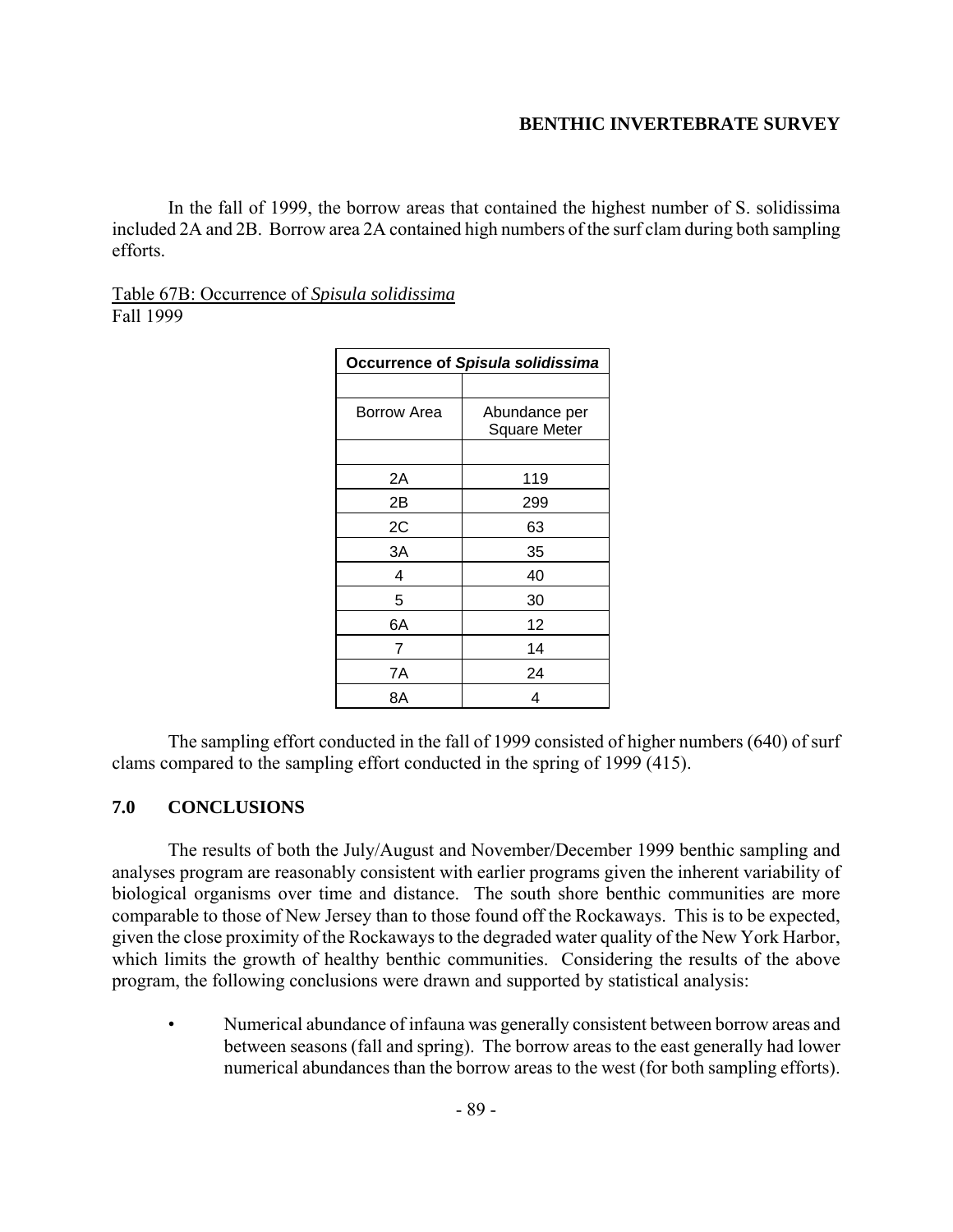In the fall of 1999, the borrow areas that contained the highest number of S. solidissima included 2A and 2B. Borrow area 2A contained high numbers of the surf clam during both sampling efforts.

Table 67B: Occurrence of *Spisula solidissima*
Fall 1999

| **Occurrence of *Spisula solidissima*** | |
|---|---|
| | |
| Borrow Area | Abundance per Square Meter |
| | |
| 2A | 119 |
| 2B | 299 |
| 2C | 63 |
| 3A | 35 |
| 4 | 40 |
| 5 | 30 |
| 6A | 12 |
| 7 | 14 |
| 7A | 24 |
| 8A | 4 |

The sampling effort conducted in the fall of 1999 consisted of higher numbers (640) of surf clams compared to the sampling effort conducted in the spring of 1999 (415).

## 7.0 CONCLUSIONS

The results of both the July/August and November/December 1999 benthic sampling and analyses program are reasonably consistent with earlier programs given the inherent variability of biological organisms over time and distance. The south shore benthic communities are more comparable to those of New Jersey than to those found off the Rockaways. This is to be expected, given the close proximity of the Rockaways to the degraded water quality of the New York Harbor, which limits the growth of healthy benthic communities. Considering the results of the above program, the following conclusions were drawn and supported by statistical analysis:

- Numerical abundance of infauna was generally consistent between borrow areas and between seasons (fall and spring). The borrow areas to the east generally had lower numerical abundances than the borrow areas to the west (for both sampling efforts).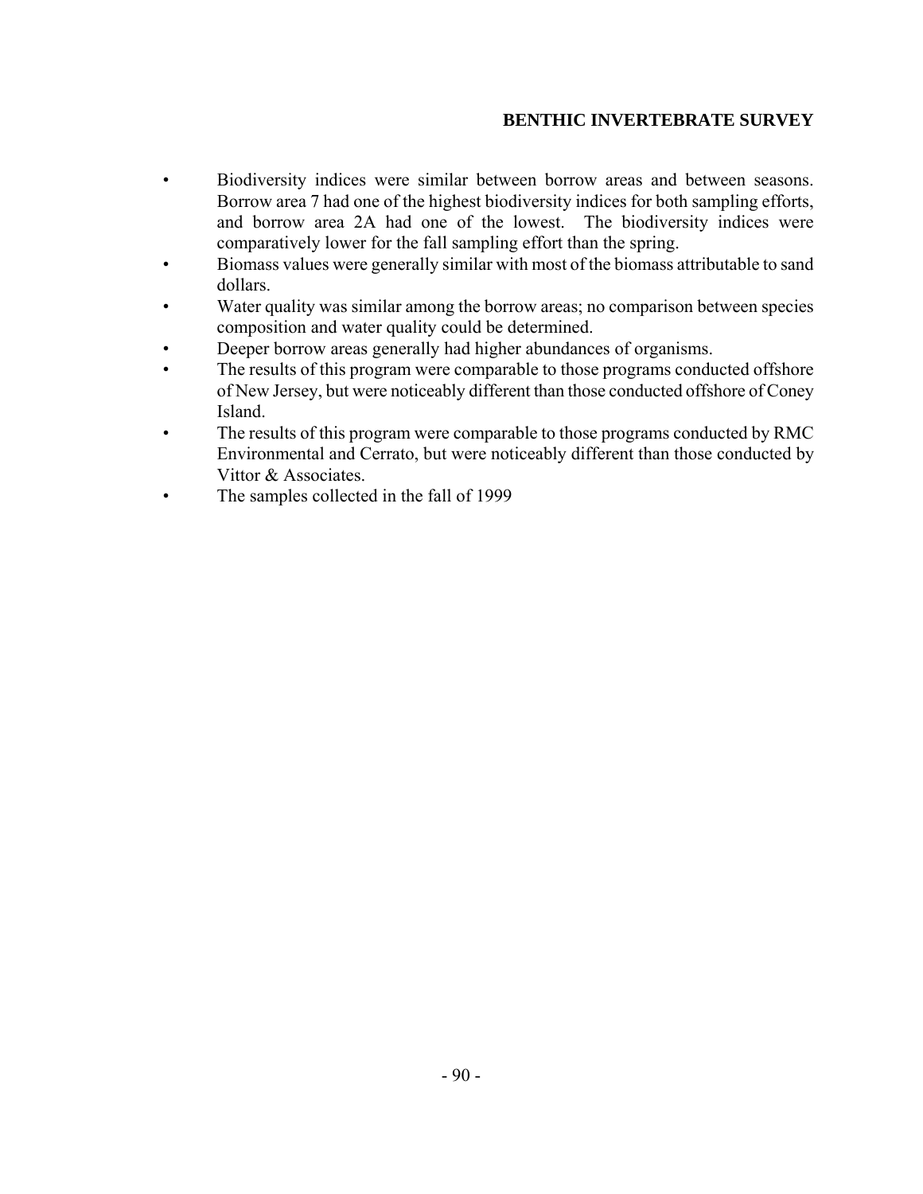- Biodiversity indices were similar between borrow areas and between seasons. Borrow area 7 had one of the highest biodiversity indices for both sampling efforts, and borrow area 2A had one of the lowest. The biodiversity indices were comparatively lower for the fall sampling effort than the spring.
- Biomass values were generally similar with most of the biomass attributable to sand dollars.
- Water quality was similar among the borrow areas; no comparison between species composition and water quality could be determined.
- Deeper borrow areas generally had higher abundances of organisms.
- The results of this program were comparable to those programs conducted offshore of New Jersey, but were noticeably different than those conducted offshore of Coney Island.
- The results of this program were comparable to those programs conducted by RMC Environmental and Cerrato, but were noticeably different than those conducted by Vittor & Associates.
- The samples collected in the fall of 1999